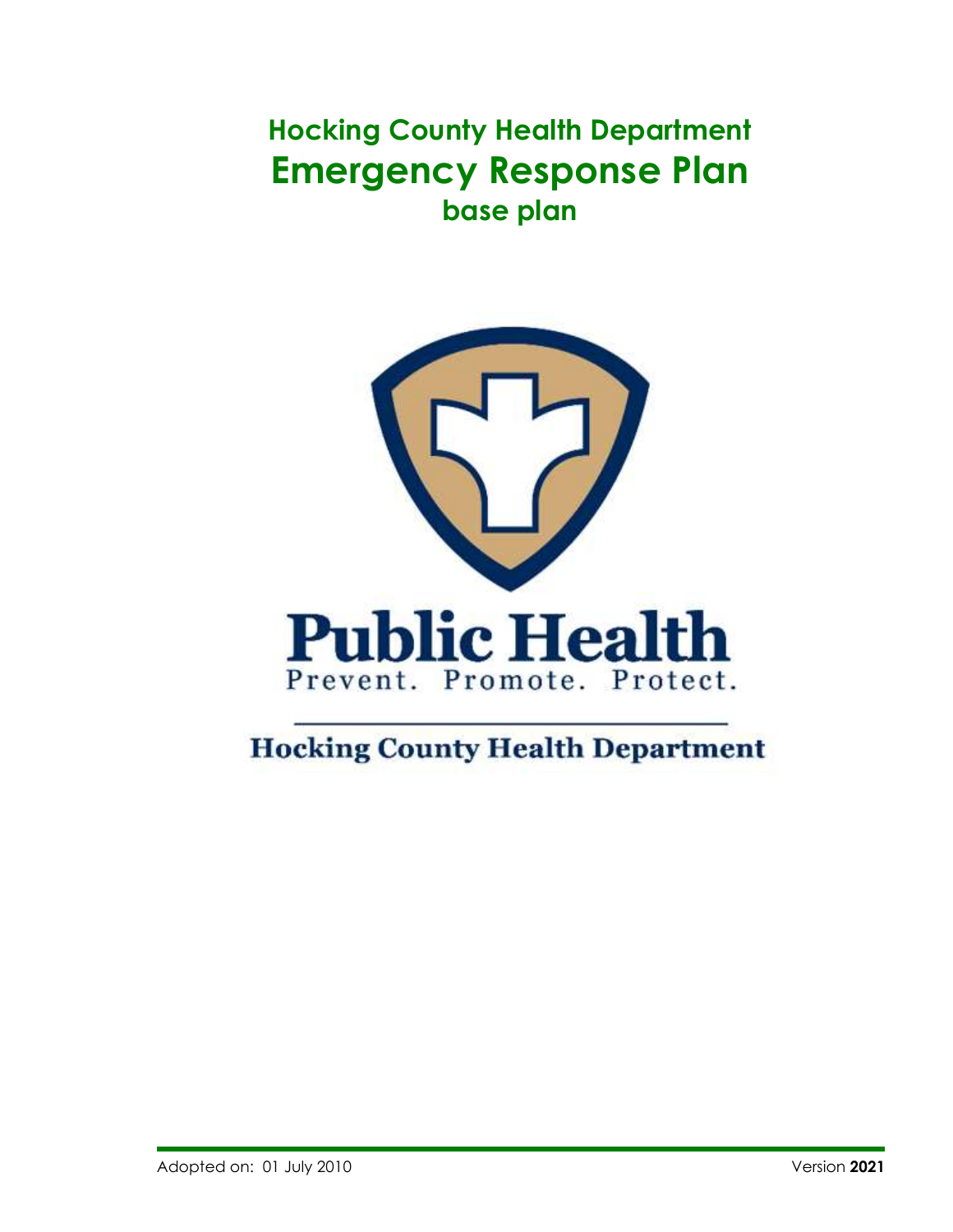# Hocking County Health Department

# Emergency Response Plan

## base plan

Public Health

Prevent. Promote. Protect.

Hocking County Health Department

Adopted on: 01 July 2010

Version **2021**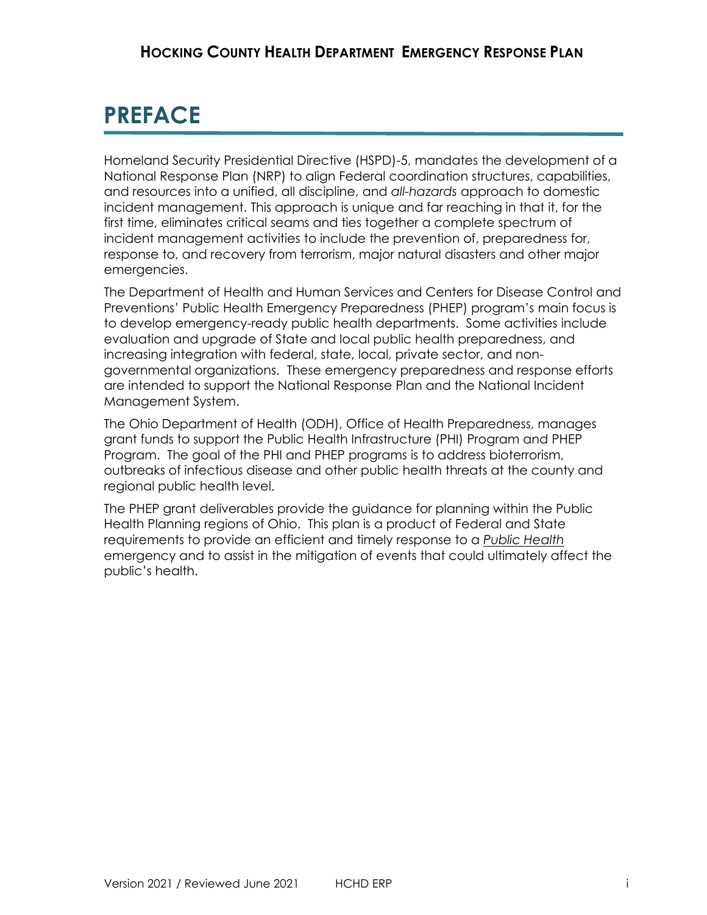# PREFACE

Homeland Security Presidential Directive (HSPD)-5, mandates the development of a National Response Plan (NRP) to align Federal coordination structures, capabilities, and resources into a unified, all discipline, and *all-hazards* approach to domestic incident management. This approach is unique and far reaching in that it, for the first time, eliminates critical seams and ties together a complete spectrum of incident management activities to include the prevention of, preparedness for, response to, and recovery from terrorism, major natural disasters and other major emergencies.

The Department of Health and Human Services and Centers for Disease Control and Preventions' Public Health Emergency Preparedness (PHEP) program's main focus is to develop emergency-ready public health departments. Some activities include evaluation and upgrade of State and local public health preparedness, and increasing integration with federal, state, local, private sector, and non-governmental organizations. These emergency preparedness and response efforts are intended to support the National Response Plan and the National Incident Management System.

The Ohio Department of Health (ODH), Office of Health Preparedness, manages grant funds to support the Public Health Infrastructure (PHI) Program and PHEP Program. The goal of the PHI and PHEP programs is to address bioterrorism, outbreaks of infectious disease and other public health threats at the county and regional public health level.

The PHEP grant deliverables provide the guidance for planning within the Public Health Planning regions of Ohio. This plan is a product of Federal and State requirements to provide an efficient and timely response to a *Public Health* emergency and to assist in the mitigation of events that could ultimately affect the public's health.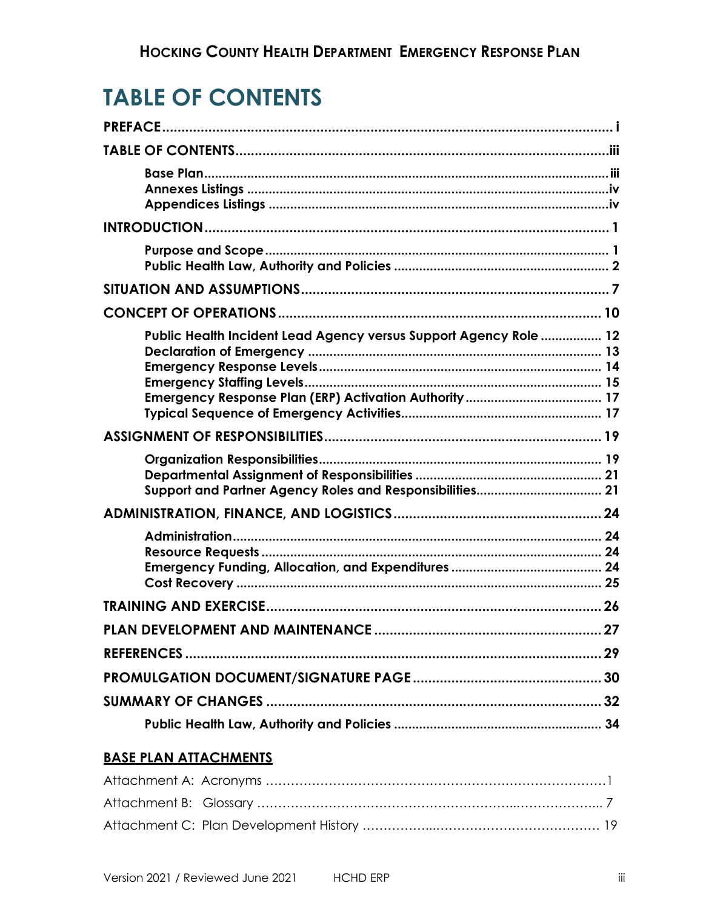# TABLE OF CONTENTS

**PREFACE** ..... i

**TABLE OF CONTENTS** ..... iii

- **Base Plan** ..... iii
- **Annexes Listings** ..... iv
- **Appendices Listings** ..... iv

**INTRODUCTION** ..... 1

- **Purpose and Scope** ..... 1
- **Public Health Law, Authority and Policies** ..... 2

**SITUATION AND ASSUMPTIONS** ..... 7

**CONCEPT OF OPERATIONS** ..... 10

- **Public Health Incident Lead Agency versus Support Agency Role** ..... 12
- **Declaration of Emergency** ..... 13
- **Emergency Response Levels** ..... 14
- **Emergency Staffing Levels** ..... 15
- **Emergency Response Plan (ERP) Activation Authority** ..... 17
- **Typical Sequence of Emergency Activities** ..... 17

**ASSIGNMENT OF RESPONSIBILITIES** ..... 19

- **Organization Responsibilities** ..... 19
- **Departmental Assignment of Responsibilities** ..... 21
- **Support and Partner Agency Roles and Responsibilities** ..... 21

**ADMINISTRATION, FINANCE, AND LOGISTICS** ..... 24

- **Administration** ..... 24
- **Resource Requests** ..... 24
- **Emergency Funding, Allocation, and Expenditures** ..... 24
- **Cost Recovery** ..... 25

**TRAINING AND EXERCISE** ..... 26

**PLAN DEVELOPMENT AND MAINTENANCE** ..... 27

**REFERENCES** ..... 29

**PROMULGATION DOCUMENT/SIGNATURE PAGE** ..... 30

**SUMMARY OF CHANGES** ..... 32

- **Public Health Law, Authority and Policies** ..... 34

## BASE PLAN ATTACHMENTS

Attachment A: Acronyms ..... 1

Attachment B: Glossary ..... 7

Attachment C: Plan Development History ..... 19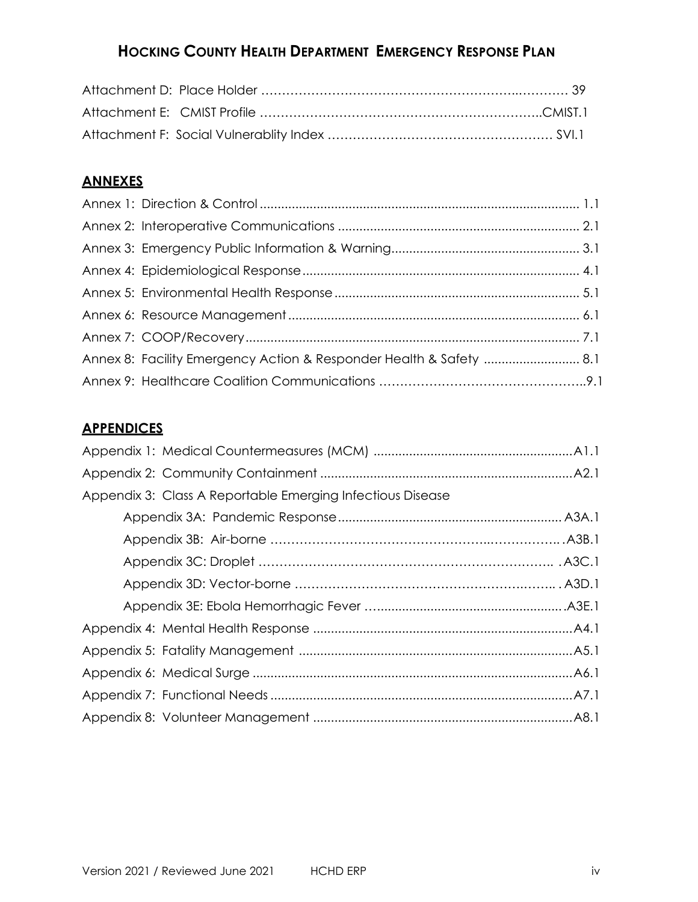Attachment D: Place Holder ………………………………………………………..………… 39

Attachment E: CMIST Profile …………………………………………………………..CMIST.1

Attachment F: Social Vulnerablity Index ………………………………………………. SVI.1

## ANNEXES

Annex 1: Direction & Control ........................................................................................ 1.1

Annex 2: Interoperative Communications .................................................................. 2.1

Annex 3: Emergency Public Information & Warning.................................................... 3.1

Annex 4: Epidemiological Response............................................................................ 4.1

Annex 5: Environmental Health Response ................................................................... 5.1

Annex 6: Resource Management................................................................................ 6.1

Annex 7: COOP/Recovery............................................................................................ 7.1

Annex 8: Facility Emergency Action & Responder Health & Safety .......................... 8.1

Annex 9: Healthcare Coalition Communications …………………………………………..9.1

## APPENDICES

Appendix 1: Medical Countermeasures (MCM) .......................................................A1.1

Appendix 2: Community Containment ......................................................................A2.1

Appendix 3: Class A Reportable Emerging Infectious Disease

- Appendix 3A: Pandemic Response.............................................................. A3A.1
- Appendix 3B: Air-borne ……………………………………………..…………….. .A3B.1
- Appendix 3C: Droplet ……………………………………………………………. .A3C.1
- Appendix 3D: Vector-borne ……………………………………………….…….. . A3D.1
- Appendix 3E: Ebola Hemorrhagic Fever …....................................................A3E.1

Appendix 4: Mental Health Response ........................................................................A4.1

Appendix 5: Fatality Management ............................................................................A5.1

Appendix 6: Medical Surge .........................................................................................A6.1

Appendix 7: Functional Needs ....................................................................................A7.1

Appendix 8: Volunteer Management ........................................................................A8.1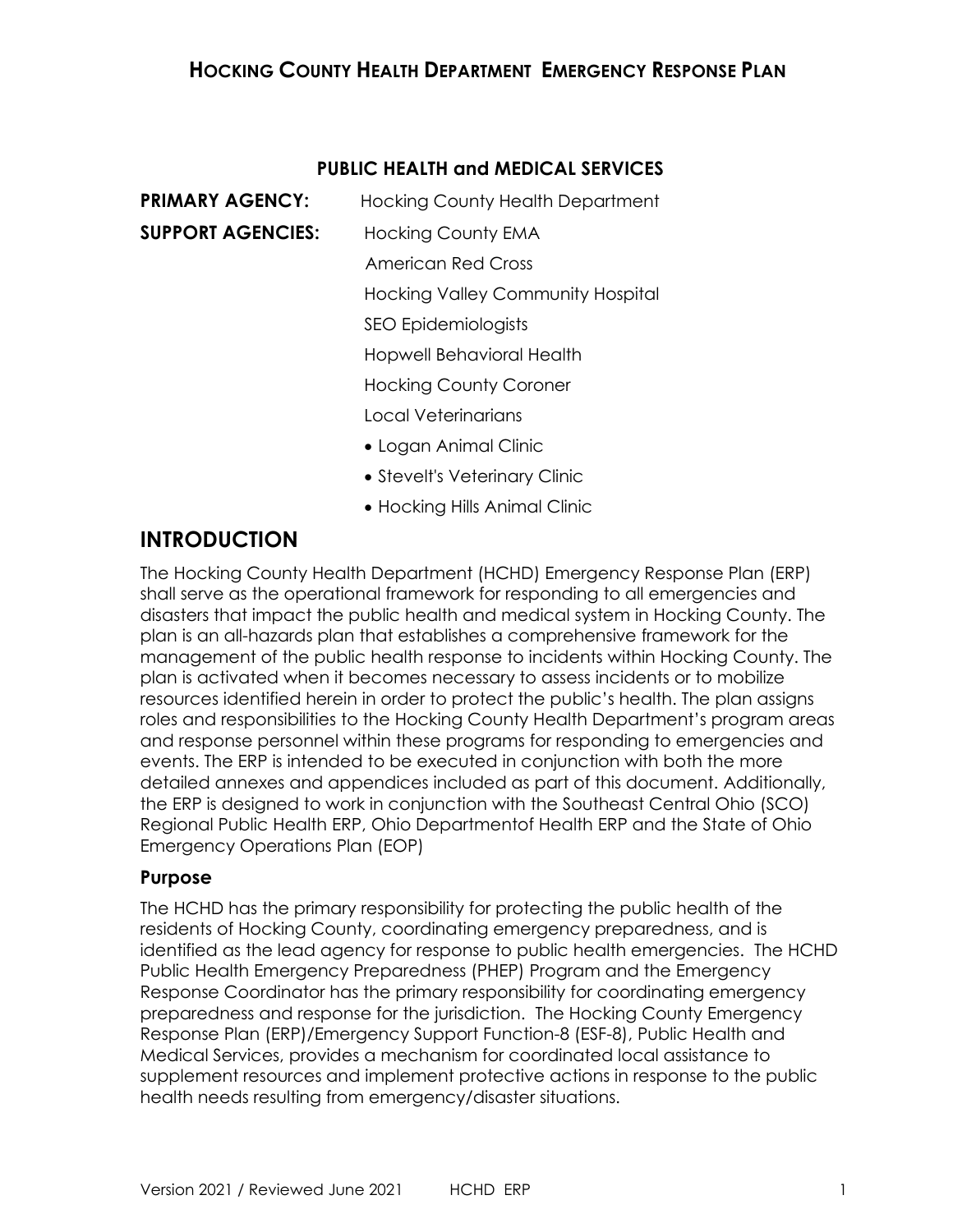**PUBLIC HEALTH and MEDICAL SERVICES**

**PRIMARY AGENCY:** Hocking County Health Department

**SUPPORT AGENCIES:** Hocking County EMA

American Red Cross

Hocking Valley Community Hospital

SEO Epidemiologists

Hopwell Behavioral Health

Hocking County Coroner

Local Veterinarians

- Logan Animal Clinic
- Stevelt's Veterinary Clinic
- Hocking Hills Animal Clinic

# INTRODUCTION

The Hocking County Health Department (HCHD) Emergency Response Plan (ERP) shall serve as the operational framework for responding to all emergencies and disasters that impact the public health and medical system in Hocking County. The plan is an all-hazards plan that establishes a comprehensive framework for the management of the public health response to incidents within Hocking County. The plan is activated when it becomes necessary to assess incidents or to mobilize resources identified herein in order to protect the public's health. The plan assigns roles and responsibilities to the Hocking County Health Department's program areas and response personnel within these programs for responding to emergencies and events. The ERP is intended to be executed in conjunction with both the more detailed annexes and appendices included as part of this document. Additionally, the ERP is designed to work in conjunction with the Southeast Central Ohio (SCO) Regional Public Health ERP, Ohio Departmentof Health ERP and the State of Ohio Emergency Operations Plan (EOP)

## Purpose

The HCHD has the primary responsibility for protecting the public health of the residents of Hocking County, coordinating emergency preparedness, and is identified as the lead agency for response to public health emergencies. The HCHD Public Health Emergency Preparedness (PHEP) Program and the Emergency Response Coordinator has the primary responsibility for coordinating emergency preparedness and response for the jurisdiction. The Hocking County Emergency Response Plan (ERP)/Emergency Support Function-8 (ESF-8), Public Health and Medical Services, provides a mechanism for coordinated local assistance to supplement resources and implement protective actions in response to the public health needs resulting from emergency/disaster situations.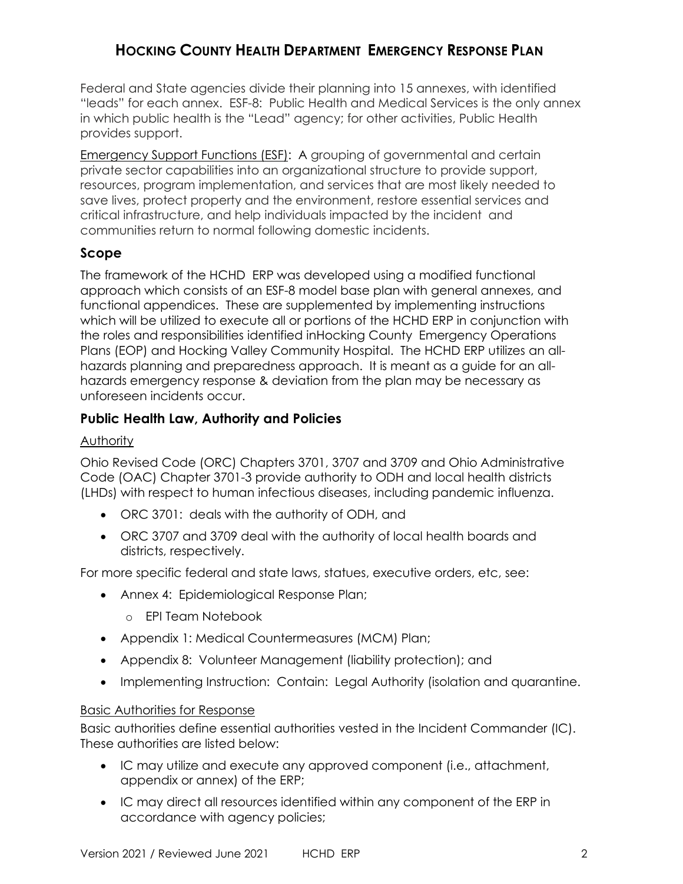Federal and State agencies divide their planning into 15 annexes, with identified "leads" for each annex. ESF-8: Public Health and Medical Services is the only annex in which public health is the "Lead" agency; for other activities, Public Health provides support.

Emergency Support Functions (ESF): A grouping of governmental and certain private sector capabilities into an organizational structure to provide support, resources, program implementation, and services that are most likely needed to save lives, protect property and the environment, restore essential services and critical infrastructure, and help individuals impacted by the incident and communities return to normal following domestic incidents.

## Scope

The framework of the HCHD ERP was developed using a modified functional approach which consists of an ESF-8 model base plan with general annexes, and functional appendices. These are supplemented by implementing instructions which will be utilized to execute all or portions of the HCHD ERP in conjunction with the roles and responsibilities identified inHocking County Emergency Operations Plans (EOP) and Hocking Valley Community Hospital. The HCHD ERP utilizes an all-hazards planning and preparedness approach. It is meant as a guide for an all-hazards emergency response & deviation from the plan may be necessary as unforeseen incidents occur.

### Public Health Law, Authority and Policies

Authority

Ohio Revised Code (ORC) Chapters 3701, 3707 and 3709 and Ohio Administrative Code (OAC) Chapter 3701-3 provide authority to ODH and local health districts (LHDs) with respect to human infectious diseases, including pandemic influenza.

- ORC 3701: deals with the authority of ODH, and
- ORC 3707 and 3709 deal with the authority of local health boards and districts, respectively.

For more specific federal and state laws, statues, executive orders, etc, see:

- Annex 4: Epidemiological Response Plan;
  - EPI Team Notebook
- Appendix 1: Medical Countermeasures (MCM) Plan;
- Appendix 8: Volunteer Management (liability protection); and
- Implementing Instruction: Contain: Legal Authority (isolation and quarantine.

Basic Authorities for Response

Basic authorities define essential authorities vested in the Incident Commander (IC). These authorities are listed below:

- IC may utilize and execute any approved component (i.e., attachment, appendix or annex) of the ERP;
- IC may direct all resources identified within any component of the ERP in accordance with agency policies;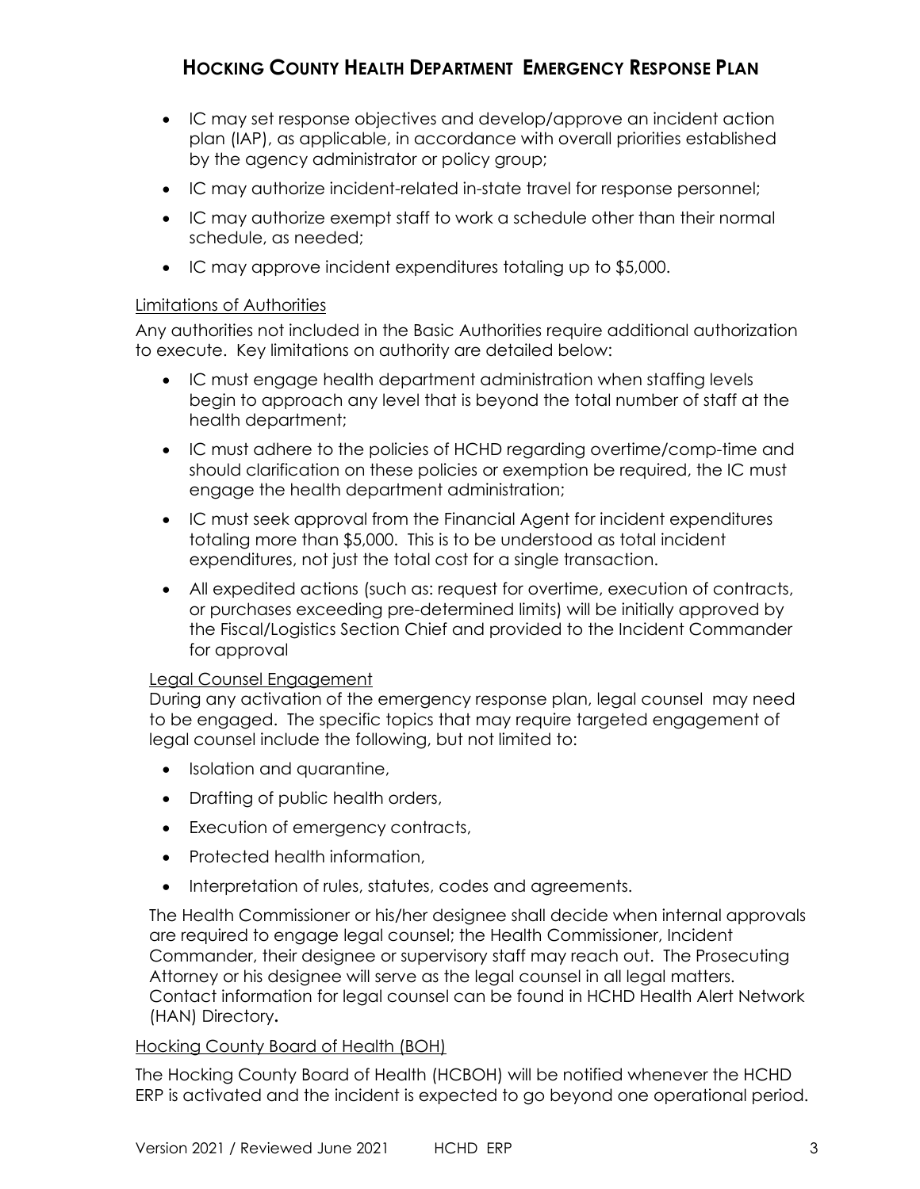- IC may set response objectives and develop/approve an incident action plan (IAP), as applicable, in accordance with overall priorities established by the agency administrator or policy group;
- IC may authorize incident-related in-state travel for response personnel;
- IC may authorize exempt staff to work a schedule other than their normal schedule, as needed;
- IC may approve incident expenditures totaling up to $5,000.

Limitations of Authorities

Any authorities not included in the Basic Authorities require additional authorization to execute. Key limitations on authority are detailed below:

- IC must engage health department administration when staffing levels begin to approach any level that is beyond the total number of staff at the health department;
- IC must adhere to the policies of HCHD regarding overtime/comp-time and should clarification on these policies or exemption be required, the IC must engage the health department administration;
- IC must seek approval from the Financial Agent for incident expenditures totaling more than $5,000. This is to be understood as total incident expenditures, not just the total cost for a single transaction.
- All expedited actions (such as: request for overtime, execution of contracts, or purchases exceeding pre-determined limits) will be initially approved by the Fiscal/Logistics Section Chief and provided to the Incident Commander for approval

Legal Counsel Engagement

During any activation of the emergency response plan, legal counsel may need to be engaged. The specific topics that may require targeted engagement of legal counsel include the following, but not limited to:

- Isolation and quarantine,
- Drafting of public health orders,
- Execution of emergency contracts,
- Protected health information,
- Interpretation of rules, statutes, codes and agreements.

The Health Commissioner or his/her designee shall decide when internal approvals are required to engage legal counsel; the Health Commissioner, Incident Commander, their designee or supervisory staff may reach out. The Prosecuting Attorney or his designee will serve as the legal counsel in all legal matters. Contact information for legal counsel can be found in HCHD Health Alert Network (HAN) Directory**.**

Hocking County Board of Health (BOH)

The Hocking County Board of Health (HCBOH) will be notified whenever the HCHD ERP is activated and the incident is expected to go beyond one operational period.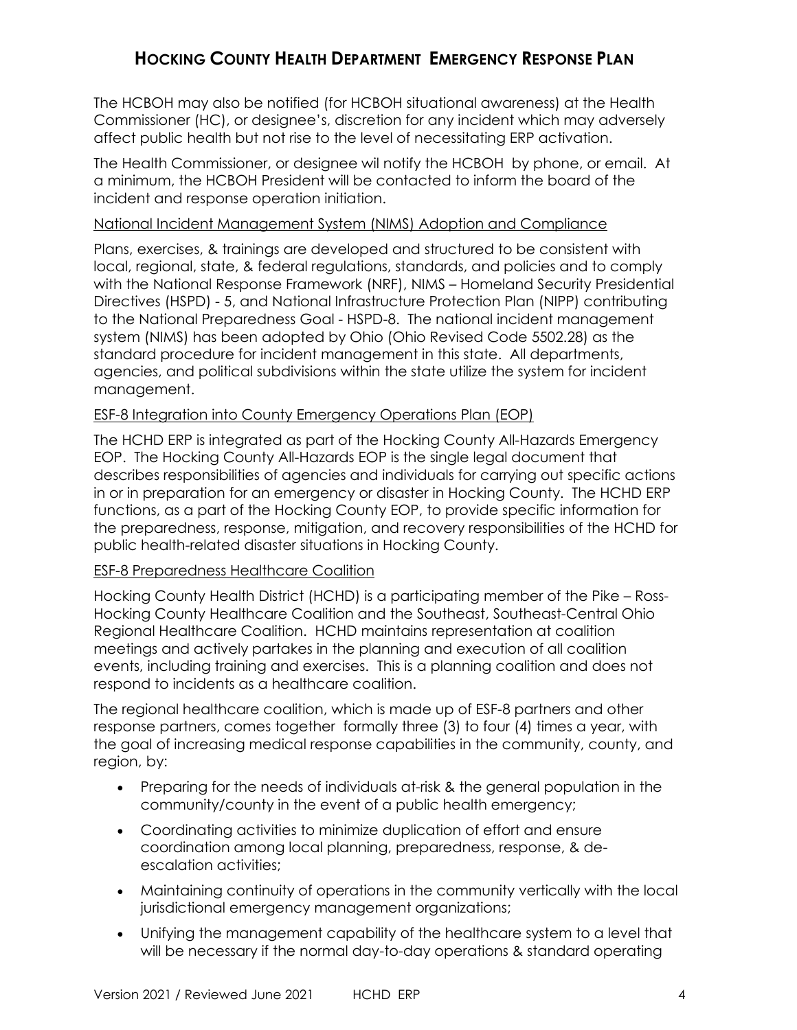The HCBOH may also be notified (for HCBOH situational awareness) at the Health Commissioner (HC), or designee's, discretion for any incident which may adversely affect public health but not rise to the level of necessitating ERP activation.

The Health Commissioner, or designee wil notify the HCBOH by phone, or email. At a minimum, the HCBOH President will be contacted to inform the board of the incident and response operation initiation.

National Incident Management System (NIMS) Adoption and Compliance

Plans, exercises, & trainings are developed and structured to be consistent with local, regional, state, & federal regulations, standards, and policies and to comply with the National Response Framework (NRF), NIMS – Homeland Security Presidential Directives (HSPD) - 5, and National Infrastructure Protection Plan (NIPP) contributing to the National Preparedness Goal - HSPD-8. The national incident management system (NIMS) has been adopted by Ohio (Ohio Revised Code 5502.28) as the standard procedure for incident management in this state. All departments, agencies, and political subdivisions within the state utilize the system for incident management.

ESF-8 Integration into County Emergency Operations Plan (EOP)

The HCHD ERP is integrated as part of the Hocking County All-Hazards Emergency EOP. The Hocking County All-Hazards EOP is the single legal document that describes responsibilities of agencies and individuals for carrying out specific actions in or in preparation for an emergency or disaster in Hocking County. The HCHD ERP functions, as a part of the Hocking County EOP, to provide specific information for the preparedness, response, mitigation, and recovery responsibilities of the HCHD for public health-related disaster situations in Hocking County.

ESF-8 Preparedness Healthcare Coalition

Hocking County Health District (HCHD) is a participating member of the Pike – Ross-Hocking County Healthcare Coalition and the Southeast, Southeast-Central Ohio Regional Healthcare Coalition. HCHD maintains representation at coalition meetings and actively partakes in the planning and execution of all coalition events, including training and exercises. This is a planning coalition and does not respond to incidents as a healthcare coalition.

The regional healthcare coalition, which is made up of ESF-8 partners and other response partners, comes together formally three (3) to four (4) times a year, with the goal of increasing medical response capabilities in the community, county, and region, by:

- Preparing for the needs of individuals at-risk & the general population in the community/county in the event of a public health emergency;
- Coordinating activities to minimize duplication of effort and ensure coordination among local planning, preparedness, response, & de-escalation activities;
- Maintaining continuity of operations in the community vertically with the local jurisdictional emergency management organizations;
- Unifying the management capability of the healthcare system to a level that will be necessary if the normal day-to-day operations & standard operating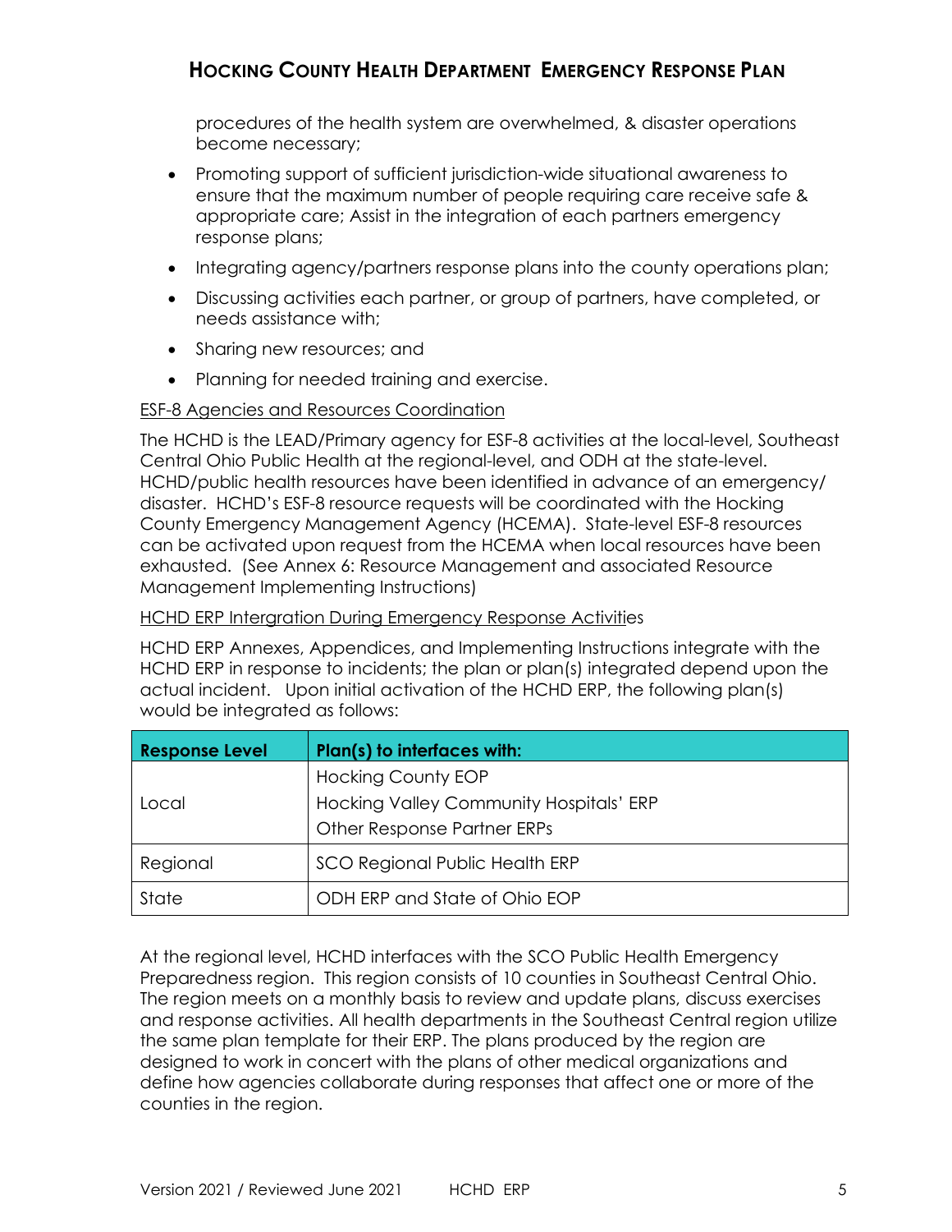procedures of the health system are overwhelmed, & disaster operations become necessary;

- Promoting support of sufficient jurisdiction-wide situational awareness to ensure that the maximum number of people requiring care receive safe & appropriate care; Assist in the integration of each partners emergency response plans;
- Integrating agency/partners response plans into the county operations plan;
- Discussing activities each partner, or group of partners, have completed, or needs assistance with;
- Sharing new resources; and
- Planning for needed training and exercise.

<u>ESF-8 Agencies and Resources Coordination</u>

The HCHD is the LEAD/Primary agency for ESF-8 activities at the local-level, Southeast Central Ohio Public Health at the regional-level, and ODH at the state-level. HCHD/public health resources have been identified in advance of an emergency/ disaster. HCHD's ESF-8 resource requests will be coordinated with the Hocking County Emergency Management Agency (HCEMA). State-level ESF-8 resources can be activated upon request from the HCEMA when local resources have been exhausted. (See Annex 6: Resource Management and associated Resource Management Implementing Instructions)

<u>HCHD ERP Intergration During Emergency Response Activities</u>

HCHD ERP Annexes, Appendices, and Implementing Instructions integrate with the HCHD ERP in response to incidents; the plan or plan(s) integrated depend upon the actual incident. Upon initial activation of the HCHD ERP, the following plan(s) would be integrated as follows:

| Response Level | Plan(s) to interfaces with: |
|---|---|
| Local | Hocking County EOP<br>Hocking Valley Community Hospitals' ERP<br>Other Response Partner ERPs |
| Regional | SCO Regional Public Health ERP |
| State | ODH ERP and State of Ohio EOP |

At the regional level, HCHD interfaces with the SCO Public Health Emergency Preparedness region. This region consists of 10 counties in Southeast Central Ohio. The region meets on a monthly basis to review and update plans, discuss exercises and response activities. All health departments in the Southeast Central region utilize the same plan template for their ERP. The plans produced by the region are designed to work in concert with the plans of other medical organizations and define how agencies collaborate during responses that affect one or more of the counties in the region.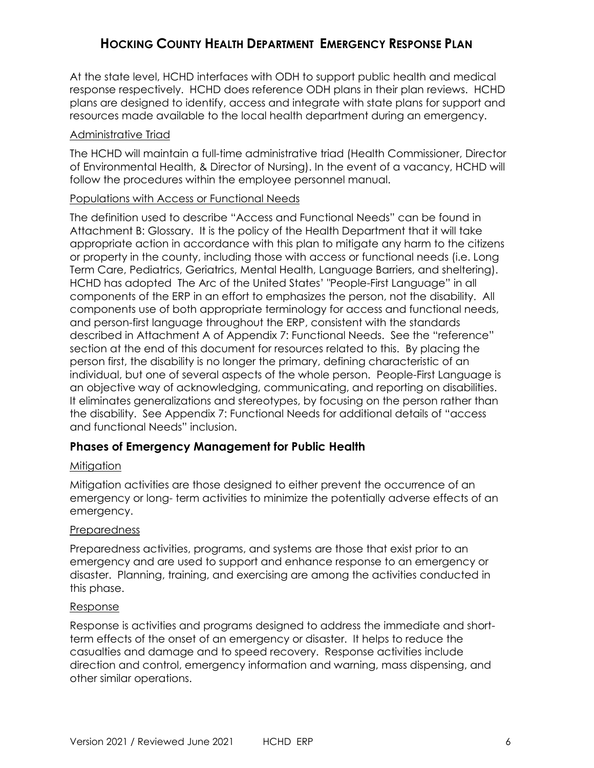At the state level, HCHD interfaces with ODH to support public health and medical response respectively. HCHD does reference ODH plans in their plan reviews. HCHD plans are designed to identify, access and integrate with state plans for support and resources made available to the local health department during an emergency.

Administrative Triad

The HCHD will maintain a full-time administrative triad (Health Commissioner, Director of Environmental Health, & Director of Nursing). In the event of a vacancy, HCHD will follow the procedures within the employee personnel manual.

Populations with Access or Functional Needs

The definition used to describe "Access and Functional Needs" can be found in Attachment B: Glossary. It is the policy of the Health Department that it will take appropriate action in accordance with this plan to mitigate any harm to the citizens or property in the county, including those with access or functional needs (i.e. Long Term Care, Pediatrics, Geriatrics, Mental Health, Language Barriers, and sheltering). HCHD has adopted The Arc of the United States' "People-First Language" in all components of the ERP in an effort to emphasizes the person, not the disability. All components use of both appropriate terminology for access and functional needs, and person-first language throughout the ERP, consistent with the standards described in Attachment A of Appendix 7: Functional Needs. See the "reference" section at the end of this document for resources related to this. By placing the person first, the disability is no longer the primary, defining characteristic of an individual, but one of several aspects of the whole person. People-First Language is an objective way of acknowledging, communicating, and reporting on disabilities. It eliminates generalizations and stereotypes, by focusing on the person rather than the disability. See Appendix 7: Functional Needs for additional details of "access and functional Needs" inclusion.

## Phases of Emergency Management for Public Health

Mitigation

Mitigation activities are those designed to either prevent the occurrence of an emergency or long- term activities to minimize the potentially adverse effects of an emergency.

Preparedness

Preparedness activities, programs, and systems are those that exist prior to an emergency and are used to support and enhance response to an emergency or disaster. Planning, training, and exercising are among the activities conducted in this phase.

Response

Response is activities and programs designed to address the immediate and short-term effects of the onset of an emergency or disaster. It helps to reduce the casualties and damage and to speed recovery. Response activities include direction and control, emergency information and warning, mass dispensing, and other similar operations.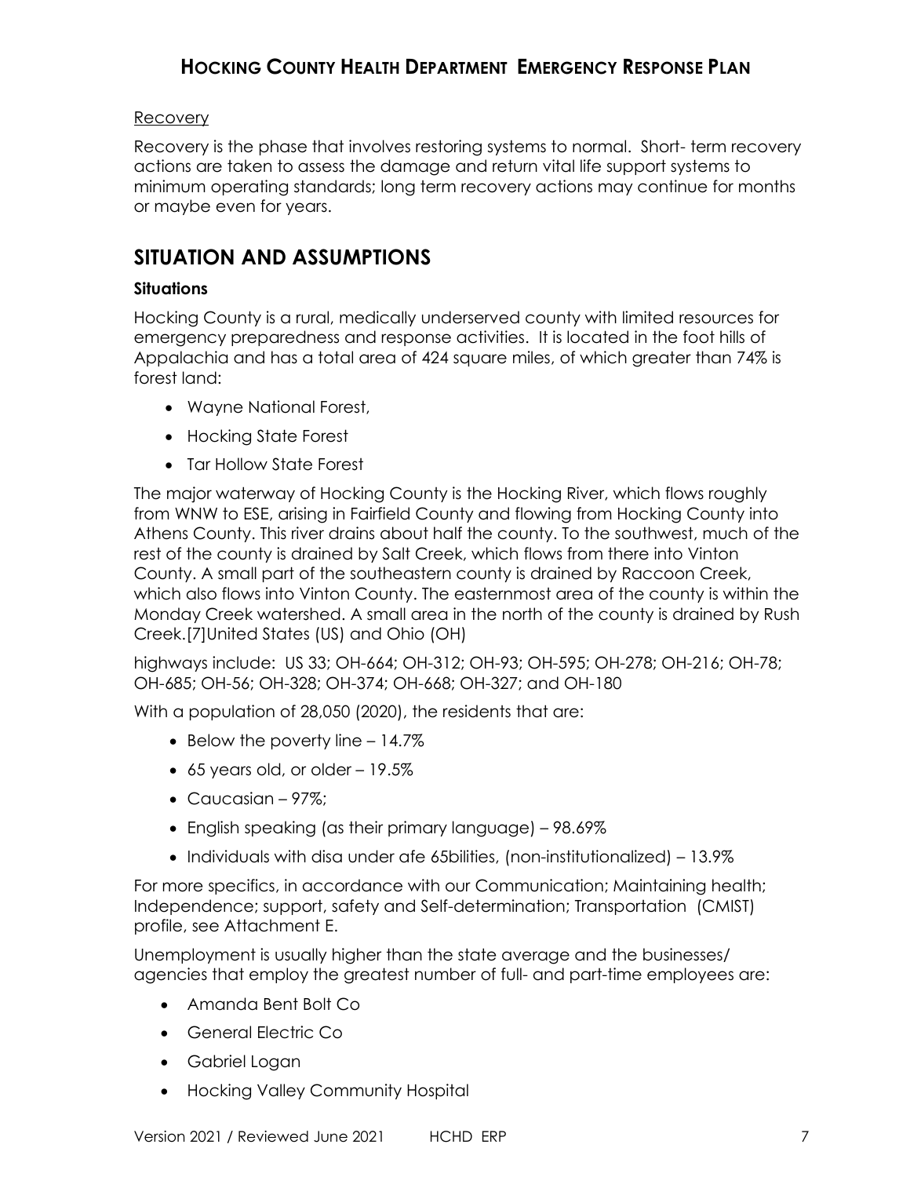Recovery

Recovery is the phase that involves restoring systems to normal. Short- term recovery actions are taken to assess the damage and return vital life support systems to minimum operating standards; long term recovery actions may continue for months or maybe even for years.

## SITUATION AND ASSUMPTIONS

### Situations

Hocking County is a rural, medically underserved county with limited resources for emergency preparedness and response activities. It is located in the foot hills of Appalachia and has a total area of 424 square miles, of which greater than 74% is forest land:

- Wayne National Forest,
- Hocking State Forest
- Tar Hollow State Forest

The major waterway of Hocking County is the Hocking River, which flows roughly from WNW to ESE, arising in Fairfield County and flowing from Hocking County into Athens County. This river drains about half the county. To the southwest, much of the rest of the county is drained by Salt Creek, which flows from there into Vinton County. A small part of the southeastern county is drained by Raccoon Creek, which also flows into Vinton County. The easternmost area of the county is within the Monday Creek watershed. A small area in the north of the county is drained by Rush Creek.[7]United States (US) and Ohio (OH)

highways include: US 33; OH-664; OH-312; OH-93; OH-595; OH-278; OH-216; OH-78; OH-685; OH-56; OH-328; OH-374; OH-668; OH-327; and OH-180

With a population of 28,050 (2020), the residents that are:

- Below the poverty line – 14.7%
- 65 years old, or older – 19.5%
- Caucasian – 97%;
- English speaking (as their primary language) – 98.69%
- Individuals with disa under afe 65bilities, (non-institutionalized) – 13.9%

For more specifics, in accordance with our Communication; Maintaining health; Independence; support, safety and Self-determination; Transportation (CMIST) profile, see Attachment E.

Unemployment is usually higher than the state average and the businesses/ agencies that employ the greatest number of full- and part-time employees are:

- Amanda Bent Bolt Co
- General Electric Co
- Gabriel Logan
- Hocking Valley Community Hospital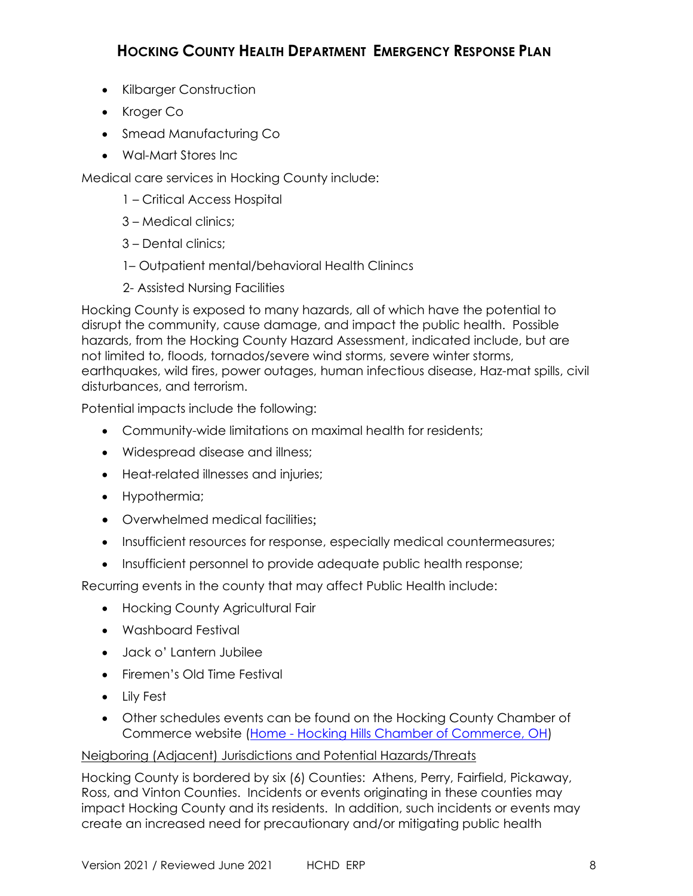- Kilbarger Construction
- Kroger Co
- Smead Manufacturing Co
- Wal-Mart Stores Inc

Medical care services in Hocking County include:

1 – Critical Access Hospital

3 – Medical clinics;

3 – Dental clinics;

1– Outpatient mental/behavioral Health Clinincs

2- Assisted Nursing Facilities

Hocking County is exposed to many hazards, all of which have the potential to disrupt the community, cause damage, and impact the public health. Possible hazards, from the Hocking County Hazard Assessment, indicated include, but are not limited to, floods, tornados/severe wind storms, severe winter storms, earthquakes, wild fires, power outages, human infectious disease, Haz-mat spills, civil disturbances, and terrorism.

Potential impacts include the following:

- Community-wide limitations on maximal health for residents;
- Widespread disease and illness;
- Heat-related illnesses and injuries;
- Hypothermia;
- Overwhelmed medical facilities;
- Insufficient resources for response, especially medical countermeasures;
- Insufficient personnel to provide adequate public health response;

Recurring events in the county that may affect Public Health include:

- Hocking County Agricultural Fair
- Washboard Festival
- Jack o' Lantern Jubilee
- Firemen's Old Time Festival
- Lily Fest
- Other schedules events can be found on the Hocking County Chamber of Commerce website ([Home - Hocking Hills Chamber of Commerce, OH])

<u>Neigboring (Adjacent) Jurisdictions and Potential Hazards/Threats</u>

Hocking County is bordered by six (6) Counties: Athens, Perry, Fairfield, Pickaway, Ross, and Vinton Counties. Incidents or events originating in these counties may impact Hocking County and its residents. In addition, such incidents or events may create an increased need for precautionary and/or mitigating public health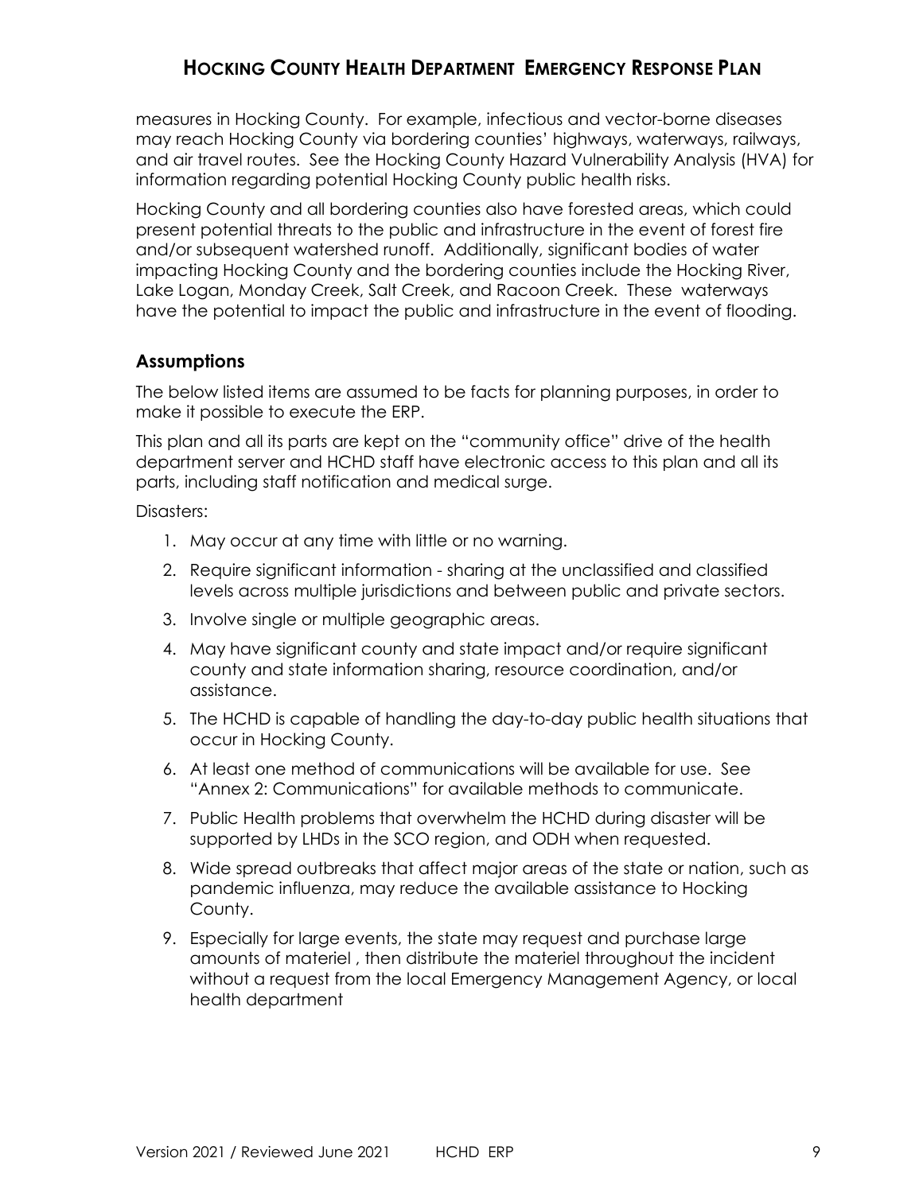measures in Hocking County. For example, infectious and vector-borne diseases may reach Hocking County via bordering counties' highways, waterways, railways, and air travel routes. See the Hocking County Hazard Vulnerability Analysis (HVA) for information regarding potential Hocking County public health risks.

Hocking County and all bordering counties also have forested areas, which could present potential threats to the public and infrastructure in the event of forest fire and/or subsequent watershed runoff. Additionally, significant bodies of water impacting Hocking County and the bordering counties include the Hocking River, Lake Logan, Monday Creek, Salt Creek, and Racoon Creek. These waterways have the potential to impact the public and infrastructure in the event of flooding.

### Assumptions

The below listed items are assumed to be facts for planning purposes, in order to make it possible to execute the ERP.

This plan and all its parts are kept on the "community office" drive of the health department server and HCHD staff have electronic access to this plan and all its parts, including staff notification and medical surge.

Disasters:

1. May occur at any time with little or no warning.
2. Require significant information - sharing at the unclassified and classified levels across multiple jurisdictions and between public and private sectors.
3. Involve single or multiple geographic areas.
4. May have significant county and state impact and/or require significant county and state information sharing, resource coordination, and/or assistance.
5. The HCHD is capable of handling the day-to-day public health situations that occur in Hocking County.
6. At least one method of communications will be available for use. See "Annex 2: Communications" for available methods to communicate.
7. Public Health problems that overwhelm the HCHD during disaster will be supported by LHDs in the SCO region, and ODH when requested.
8. Wide spread outbreaks that affect major areas of the state or nation, such as pandemic influenza, may reduce the available assistance to Hocking County.
9. Especially for large events, the state may request and purchase large amounts of materiel , then distribute the materiel throughout the incident without a request from the local Emergency Management Agency, or local health department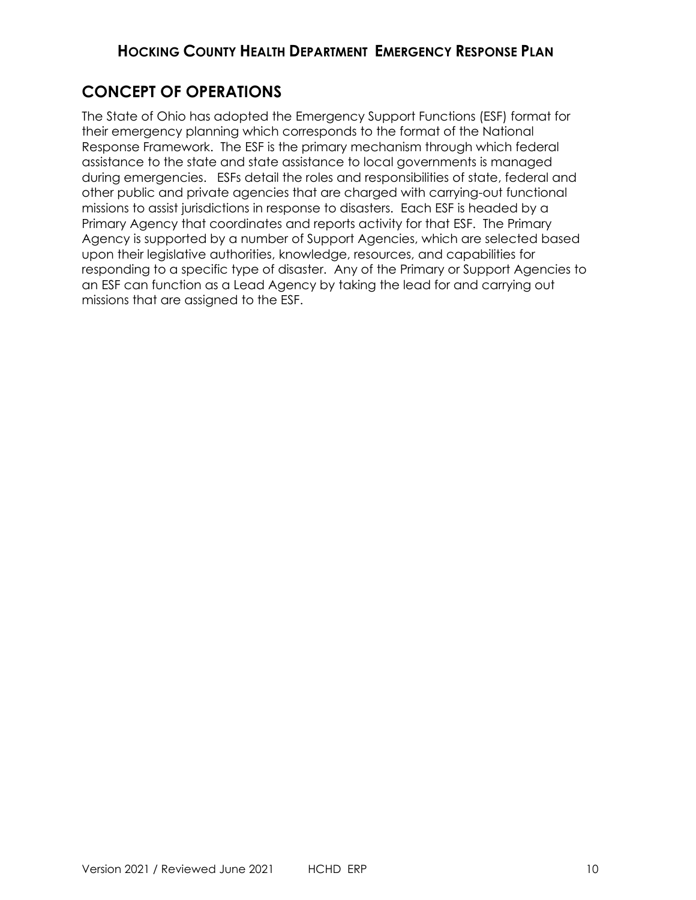## CONCEPT OF OPERATIONS

The State of Ohio has adopted the Emergency Support Functions (ESF) format for their emergency planning which corresponds to the format of the National Response Framework. The ESF is the primary mechanism through which federal assistance to the state and state assistance to local governments is managed during emergencies. ESFs detail the roles and responsibilities of state, federal and other public and private agencies that are charged with carrying-out functional missions to assist jurisdictions in response to disasters. Each ESF is headed by a Primary Agency that coordinates and reports activity for that ESF. The Primary Agency is supported by a number of Support Agencies, which are selected based upon their legislative authorities, knowledge, resources, and capabilities for responding to a specific type of disaster. Any of the Primary or Support Agencies to an ESF can function as a Lead Agency by taking the lead for and carrying out missions that are assigned to the ESF.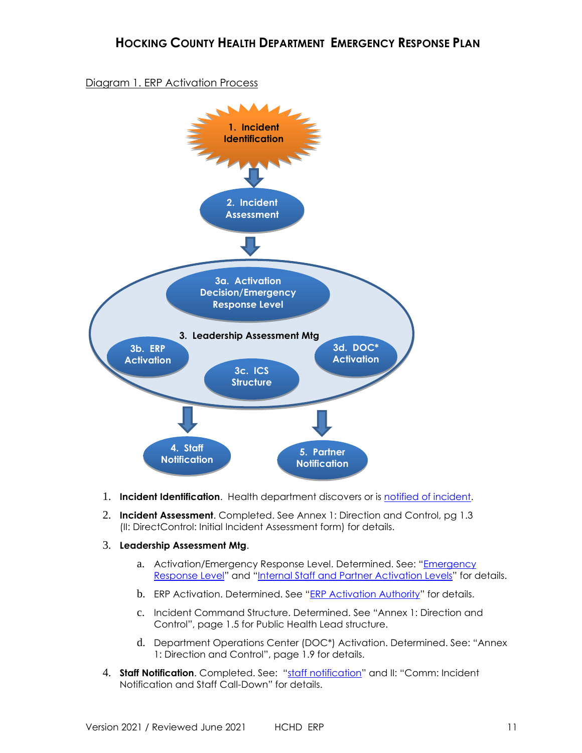Diagram 1. ERP Activation Process

1. Incident Identification
2. Incident Assessment
3. Leadership Assessment Mtg
   - 3a. Activation Decision/Emergency Response Level
   - 3b. ERP Activation
   - 3c. ICS Structure
   - 3d. DOC* Activation
4. Staff Notification
5. Partner Notification

1. **Incident Identification**. Health department discovers or is notified of incident.

2. **Incident Assessment**. Completed. See Annex 1: Direction and Control, pg 1.3 (II: DirectControl: Initial Incident Assessment form) for details.

3. **Leadership Assessment Mtg**.

   a. Activation/Emergency Response Level. Determined. See: "Emergency Response Level" and "Internal Staff and Partner Activation Levels" for details.

   b. ERP Activation. Determined. See "ERP Activation Authority" for details.

   c. Incident Command Structure. Determined. See "Annex 1: Direction and Control", page 1.5 for Public Health Lead structure.

   d. Department Operations Center (DOC*) Activation. Determined. See: "Annex 1: Direction and Control", page 1.9 for details.

4. **Staff Notification**. Completed. See: "staff notification" and II: "Comm: Incident Notification and Staff Call-Down" for details.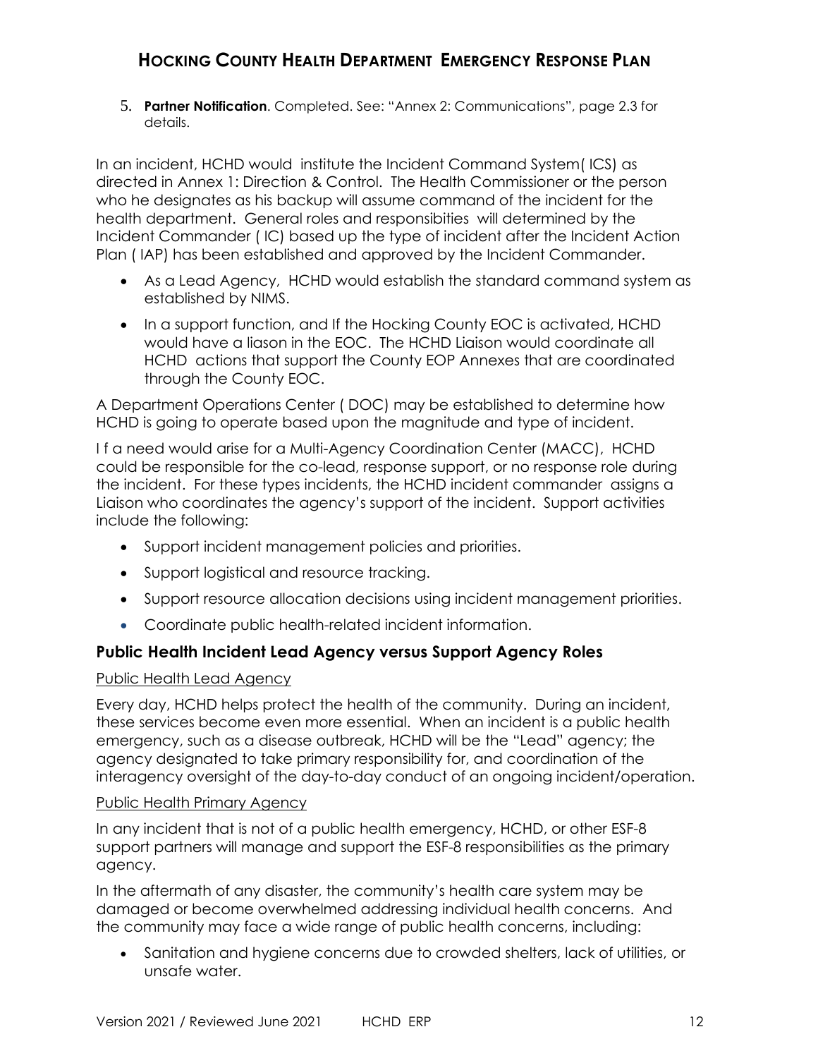5. **Partner Notification**. Completed. See: "Annex 2: Communications", page 2.3 for details.

In an incident, HCHD would institute the Incident Command System( ICS) as directed in Annex 1: Direction & Control. The Health Commissioner or the person who he designates as his backup will assume command of the incident for the health department. General roles and responsibities will determined by the Incident Commander ( IC) based up the type of incident after the Incident Action Plan ( IAP) has been established and approved by the Incident Commander.

- As a Lead Agency, HCHD would establish the standard command system as established by NIMS.
- In a support function, and If the Hocking County EOC is activated, HCHD would have a liason in the EOC. The HCHD Liaison would coordinate all HCHD actions that support the County EOP Annexes that are coordinated through the County EOC.

A Department Operations Center ( DOC) may be established to determine how HCHD is going to operate based upon the magnitude and type of incident.

I f a need would arise for a Multi-Agency Coordination Center (MACC), HCHD could be responsible for the co-lead, response support, or no response role during the incident. For these types incidents, the HCHD incident commander assigns a Liaison who coordinates the agency's support of the incident. Support activities include the following:

- Support incident management policies and priorities.
- Support logistical and resource tracking.
- Support resource allocation decisions using incident management priorities.
- Coordinate public health-related incident information.

## Public Health Incident Lead Agency versus Support Agency Roles

Public Health Lead Agency

Every day, HCHD helps protect the health of the community. During an incident, these services become even more essential. When an incident is a public health emergency, such as a disease outbreak, HCHD will be the "Lead" agency; the agency designated to take primary responsibility for, and coordination of the interagency oversight of the day-to-day conduct of an ongoing incident/operation.

Public Health Primary Agency

In any incident that is not of a public health emergency, HCHD, or other ESF-8 support partners will manage and support the ESF-8 responsibilities as the primary agency.

In the aftermath of any disaster, the community's health care system may be damaged or become overwhelmed addressing individual health concerns. And the community may face a wide range of public health concerns, including:

- Sanitation and hygiene concerns due to crowded shelters, lack of utilities, or unsafe water.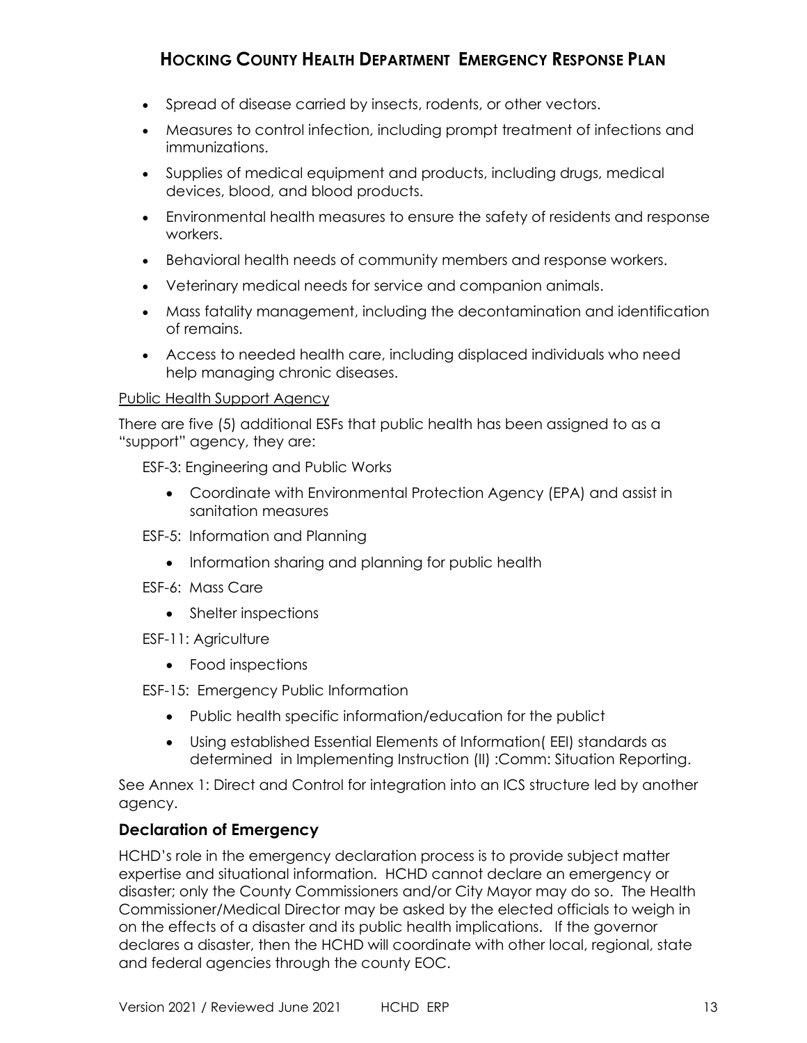- Spread of disease carried by insects, rodents, or other vectors.
- Measures to control infection, including prompt treatment of infections and immunizations.
- Supplies of medical equipment and products, including drugs, medical devices, blood, and blood products.
- Environmental health measures to ensure the safety of residents and response workers.
- Behavioral health needs of community members and response workers.
- Veterinary medical needs for service and companion animals.
- Mass fatality management, including the decontamination and identification of remains.
- Access to needed health care, including displaced individuals who need help managing chronic diseases.

Public Health Support Agency

There are five (5) additional ESFs that public health has been assigned to as a "support" agency, they are:

ESF-3: Engineering and Public Works

- Coordinate with Environmental Protection Agency (EPA) and assist in sanitation measures

ESF-5: Information and Planning

- Information sharing and planning for public health

ESF-6: Mass Care

- Shelter inspections

ESF-11: Agriculture

- Food inspections

ESF-15: Emergency Public Information

- Public health specific information/education for the publict
- Using established Essential Elements of Information( EEI) standards as determined in Implementing Instruction (II) :Comm: Situation Reporting.

See Annex 1: Direct and Control for integration into an ICS structure led by another agency.

### Declaration of Emergency

HCHD's role in the emergency declaration process is to provide subject matter expertise and situational information. HCHD cannot declare an emergency or disaster; only the County Commissioners and/or City Mayor may do so. The Health Commissioner/Medical Director may be asked by the elected officials to weigh in on the effects of a disaster and its public health implications. If the governor declares a disaster, then the HCHD will coordinate with other local, regional, state and federal agencies through the county EOC.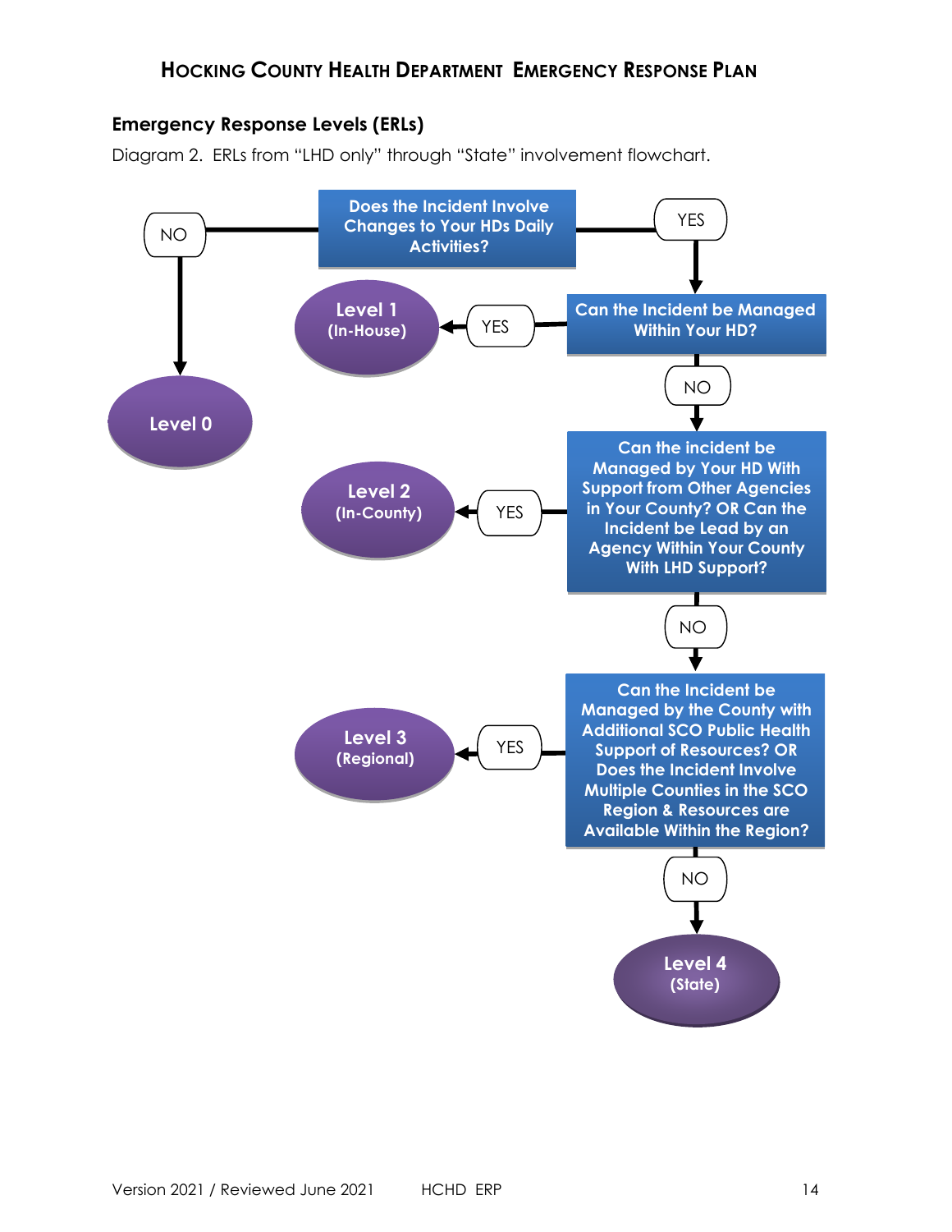## Emergency Response Levels (ERLs)

Diagram 2. ERLs from "LHD only" through "State" involvement flowchart.

Does the Incident Involve Changes to Your HDs Daily Activities?

NO → Level 0

YES → Can the Incident be Managed Within Your HD?

YES → Level 1 (In-House)

NO → Can the incident be Managed by Your HD With Support from Other Agencies in Your County? OR Can the Incident be Lead by an Agency Within Your County With LHD Support?

YES → Level 2 (In-County)

NO → Can the Incident be Managed by the County with Additional SCO Public Health Support of Resources? OR Does the Incident Involve Multiple Counties in the SCO Region & Resources are Available Within the Region?

YES → Level 3 (Regional)

NO → Level 4 (State)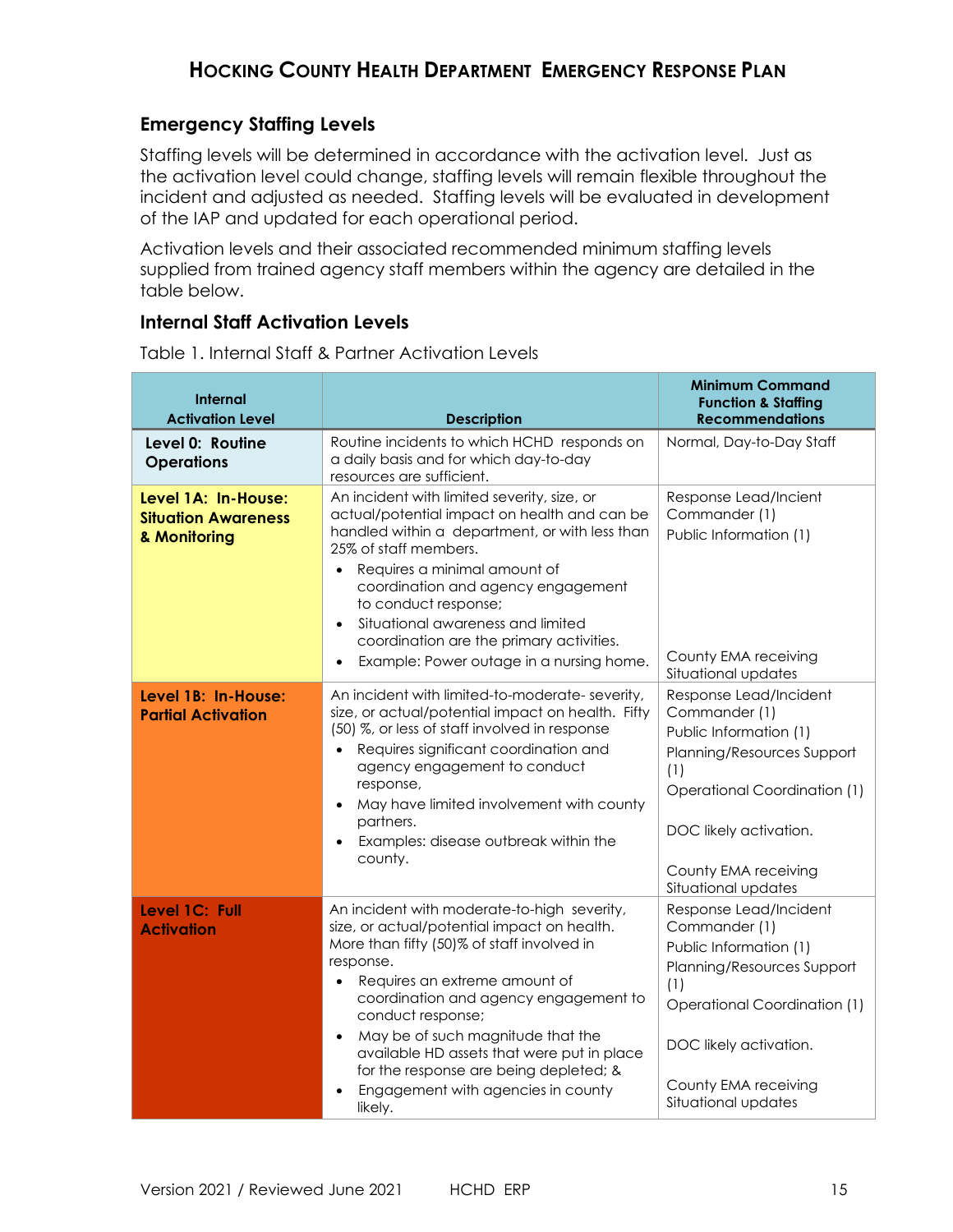## Emergency Staffing Levels

Staffing levels will be determined in accordance with the activation level. Just as the activation level could change, staffing levels will remain flexible throughout the incident and adjusted as needed. Staffing levels will be evaluated in development of the IAP and updated for each operational period.

Activation levels and their associated recommended minimum staffing levels supplied from trained agency staff members within the agency are detailed in the table below.

### Internal Staff Activation Levels

Table 1. Internal Staff & Partner Activation Levels

| Internal Activation Level | Description | Minimum Command Function & Staffing Recommendations |
|---|---|---|
| **Level 0: Routine Operations** | Routine incidents to which HCHD responds on a daily basis and for which day-to-day resources are sufficient. | Normal, Day-to-Day Staff |
| **Level 1A: In-House: Situation Awareness & Monitoring** | An incident with limited severity, size, or actual/potential impact on health and can be handled within a department, or with less than 25% of staff members.<br>• Requires a minimal amount of coordination and agency engagement to conduct response;<br>• Situational awareness and limited coordination are the primary activities.<br>• Example: Power outage in a nursing home. | Response Lead/Incient Commander (1)<br>Public Information (1)<br>County EMA receiving Situational updates |
| **Level 1B: In-House: Partial Activation** | An incident with limited-to-moderate- severity, size, or actual/potential impact on health. Fifty (50) %, or less of staff involved in response<br>• Requires significant coordination and agency engagement to conduct response,<br>• May have limited involvement with county partners.<br>• Examples: disease outbreak within the county. | Response Lead/Incident Commander (1)<br>Public Information (1)<br>Planning/Resources Support (1)<br>Operational Coordination (1)<br>DOC likely activation.<br>County EMA receiving Situational updates |
| **Level 1C: Full Activation** | An incident with moderate-to-high severity, size, or actual/potential impact on health. More than fifty (50)% of staff involved in response.<br>• Requires an extreme amount of coordination and agency engagement to conduct response;<br>• May be of such magnitude that the available HD assets that were put in place for the response are being depleted; &<br>• Engagement with agencies in county likely. | Response Lead/Incident Commander (1)<br>Public Information (1)<br>Planning/Resources Support (1)<br>Operational Coordination (1)<br>DOC likely activation.<br>County EMA receiving Situational updates |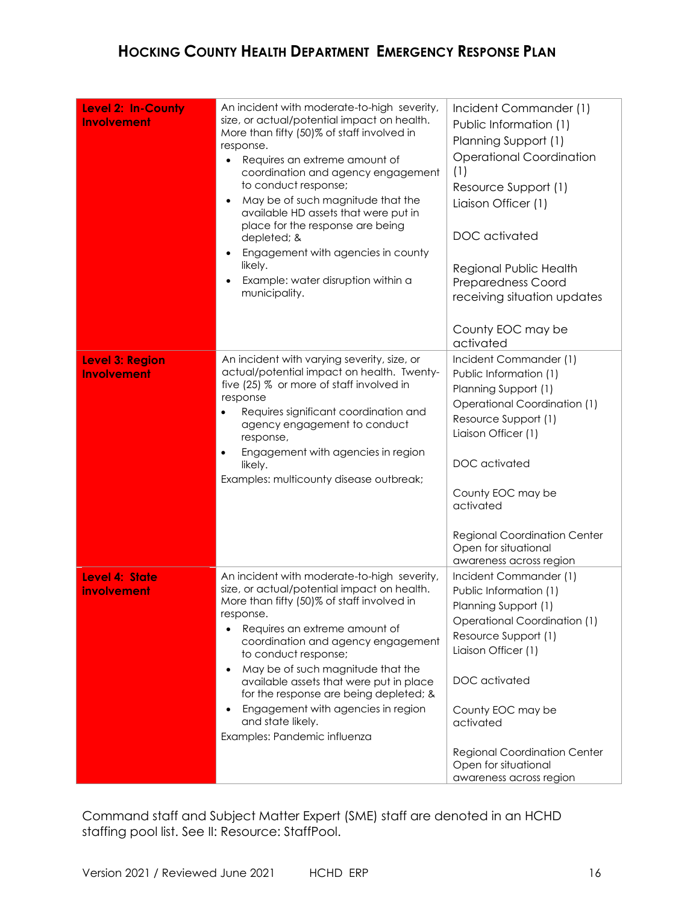| Level 2: In-County Involvement | An incident with moderate-to-high severity, size, or actual/potential impact on health. More than fifty (50)% of staff involved in response.<br>• Requires an extreme amount of coordination and agency engagement to conduct response;<br>• May be of such magnitude that the available HD assets that were put in place for the response are being depleted; &<br>• Engagement with agencies in county likely.<br>• Example: water disruption within a municipality. | Incident Commander (1)<br>Public Information (1)<br>Planning Support (1)<br>Operational Coordination (1)<br>Resource Support (1)<br>Liaison Officer (1)<br><br>DOC activated<br><br>Regional Public Health Preparedness Coord receiving situation updates<br><br>County EOC may be activated |
|---|---|---|
| **Level 3: Region Involvement** | An incident with varying severity, size, or actual/potential impact on health. Twenty-five (25) % or more of staff involved in response<br>• Requires significant coordination and agency engagement to conduct response,<br>• Engagement with agencies in region likely.<br>Examples: multicounty disease outbreak; | Incident Commander (1)<br>Public Information (1)<br>Planning Support (1)<br>Operational Coordination (1)<br>Resource Support (1)<br>Liaison Officer (1)<br><br>DOC activated<br><br>County EOC may be activated<br><br>Regional Coordination Center Open for situational awareness across region |
| **Level 4: State involvement** | An incident with moderate-to-high severity, size, or actual/potential impact on health. More than fifty (50)% of staff involved in response.<br>• Requires an extreme amount of coordination and agency engagement to conduct response;<br>• May be of such magnitude that the available assets that were put in place for the response are being depleted; &<br>• Engagement with agencies in region and state likely.<br>Examples: Pandemic influenza | Incident Commander (1)<br>Public Information (1)<br>Planning Support (1)<br>Operational Coordination (1)<br>Resource Support (1)<br>Liaison Officer (1)<br><br>DOC activated<br><br>County EOC may be activated<br><br>Regional Coordination Center Open for situational awareness across region |

Command staff and Subject Matter Expert (SME) staff are denoted in an HCHD staffing pool list. See II: Resource: StaffPool.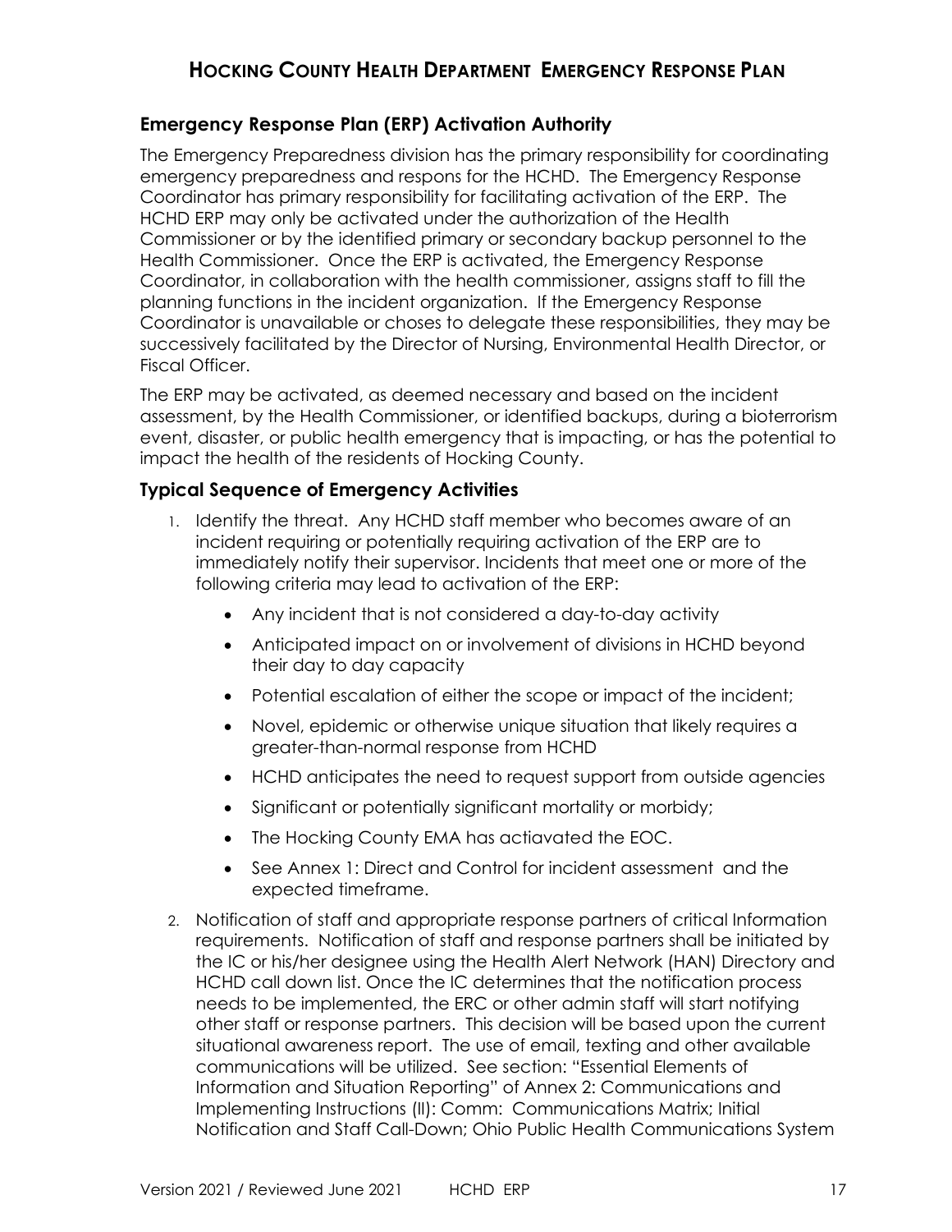## Emergency Response Plan (ERP) Activation Authority

The Emergency Preparedness division has the primary responsibility for coordinating emergency preparedness and respons for the HCHD. The Emergency Response Coordinator has primary responsibility for facilitating activation of the ERP. The HCHD ERP may only be activated under the authorization of the Health Commissioner or by the identified primary or secondary backup personnel to the Health Commissioner. Once the ERP is activated, the Emergency Response Coordinator, in collaboration with the health commissioner, assigns staff to fill the planning functions in the incident organization. If the Emergency Response Coordinator is unavailable or choses to delegate these responsibilities, they may be successively facilitated by the Director of Nursing, Environmental Health Director, or Fiscal Officer.

The ERP may be activated, as deemed necessary and based on the incident assessment, by the Health Commissioner, or identified backups, during a bioterrorism event, disaster, or public health emergency that is impacting, or has the potential to impact the health of the residents of Hocking County.

## Typical Sequence of Emergency Activities

1. Identify the threat. Any HCHD staff member who becomes aware of an incident requiring or potentially requiring activation of the ERP are to immediately notify their supervisor. Incidents that meet one or more of the following criteria may lead to activation of the ERP:
   - Any incident that is not considered a day-to-day activity
   - Anticipated impact on or involvement of divisions in HCHD beyond their day to day capacity
   - Potential escalation of either the scope or impact of the incident;
   - Novel, epidemic or otherwise unique situation that likely requires a greater-than-normal response from HCHD
   - HCHD anticipates the need to request support from outside agencies
   - Significant or potentially significant mortality or morbidy;
   - The Hocking County EMA has actiavated the EOC.
   - See Annex 1: Direct and Control for incident assessment and the expected timeframe.
2. Notification of staff and appropriate response partners of critical Information requirements. Notification of staff and response partners shall be initiated by the IC or his/her designee using the Health Alert Network (HAN) Directory and HCHD call down list. Once the IC determines that the notification process needs to be implemented, the ERC or other admin staff will start notifying other staff or response partners. This decision will be based upon the current situational awareness report. The use of email, texting and other available communications will be utilized. See section: "Essential Elements of Information and Situation Reporting" of Annex 2: Communications and Implementing Instructions (II): Comm: Communications Matrix; Initial Notification and Staff Call-Down; Ohio Public Health Communications System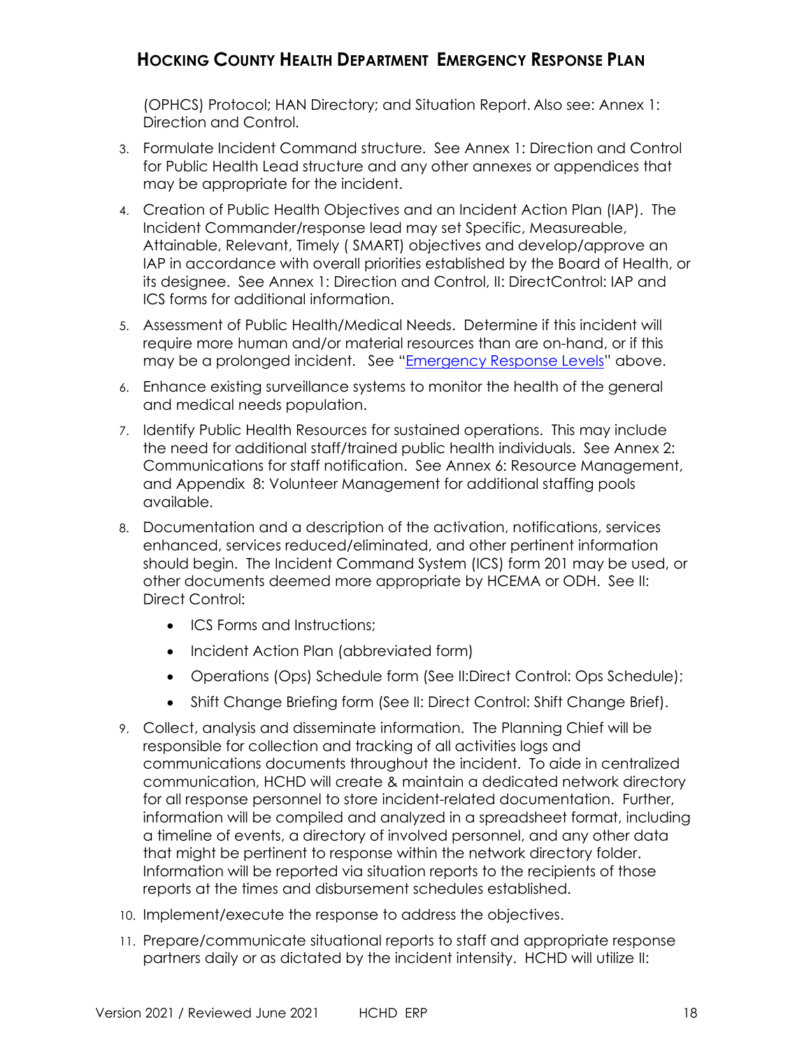(OPHCS) Protocol; HAN Directory; and Situation Report. Also see: Annex 1: Direction and Control.

3. Formulate Incident Command structure. See Annex 1: Direction and Control for Public Health Lead structure and any other annexes or appendices that may be appropriate for the incident.
4. Creation of Public Health Objectives and an Incident Action Plan (IAP). The Incident Commander/response lead may set Specific, Measureable, Attainable, Relevant, Timely ( SMART) objectives and develop/approve an IAP in accordance with overall priorities established by the Board of Health, or its designee. See Annex 1: Direction and Control, II: DirectControl: IAP and ICS forms for additional information.
5. Assessment of Public Health/Medical Needs. Determine if this incident will require more human and/or material resources than are on-hand, or if this may be a prolonged incident. See "Emergency Response Levels" above.
6. Enhance existing surveillance systems to monitor the health of the general and medical needs population.
7. Identify Public Health Resources for sustained operations. This may include the need for additional staff/trained public health individuals. See Annex 2: Communications for staff notification. See Annex 6: Resource Management, and Appendix 8: Volunteer Management for additional staffing pools available.
8. Documentation and a description of the activation, notifications, services enhanced, services reduced/eliminated, and other pertinent information should begin. The Incident Command System (ICS) form 201 may be used, or other documents deemed more appropriate by HCEMA or ODH. See II: Direct Control:
   - ICS Forms and Instructions;
   - Incident Action Plan (abbreviated form)
   - Operations (Ops) Schedule form (See II:Direct Control: Ops Schedule);
   - Shift Change Briefing form (See II: Direct Control: Shift Change Brief).
9. Collect, analysis and disseminate information. The Planning Chief will be responsible for collection and tracking of all activities logs and communications documents throughout the incident. To aide in centralized communication, HCHD will create & maintain a dedicated network directory for all response personnel to store incident-related documentation. Further, information will be compiled and analyzed in a spreadsheet format, including a timeline of events, a directory of involved personnel, and any other data that might be pertinent to response within the network directory folder. Information will be reported via situation reports to the recipients of those reports at the times and disbursement schedules established.
10. Implement/execute the response to address the objectives.
11. Prepare/communicate situational reports to staff and appropriate response partners daily or as dictated by the incident intensity. HCHD will utilize II: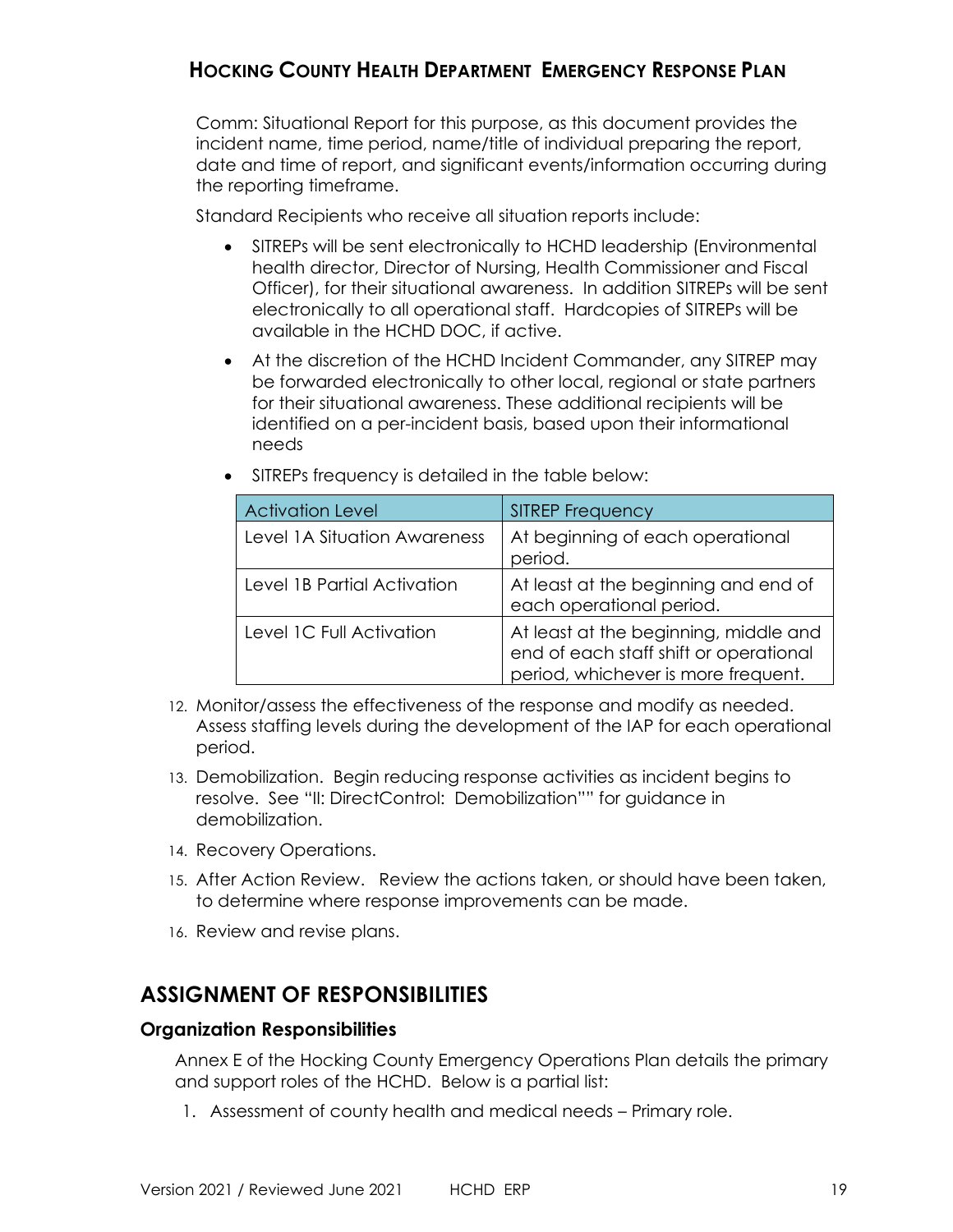Comm: Situational Report for this purpose, as this document provides the incident name, time period, name/title of individual preparing the report, date and time of report, and significant events/information occurring during the reporting timeframe.

Standard Recipients who receive all situation reports include:

- SITREPs will be sent electronically to HCHD leadership (Environmental health director, Director of Nursing, Health Commissioner and Fiscal Officer), for their situational awareness. In addition SITREPs will be sent electronically to all operational staff. Hardcopies of SITREPs will be available in the HCHD DOC, if active.
- At the discretion of the HCHD Incident Commander, any SITREP may be forwarded electronically to other local, regional or state partners for their situational awareness. These additional recipients will be identified on a per-incident basis, based upon their informational needs
- SITREPs frequency is detailed in the table below:

| Activation Level | SITREP Frequency |
|---|---|
| Level 1A Situation Awareness | At beginning of each operational period. |
| Level 1B Partial Activation | At least at the beginning and end of each operational period. |
| Level 1C Full Activation | At least at the beginning, middle and end of each staff shift or operational period, whichever is more frequent. |

12. Monitor/assess the effectiveness of the response and modify as needed. Assess staffing levels during the development of the IAP for each operational period.
13. Demobilization. Begin reducing response activities as incident begins to resolve. See "II: DirectControl: Demobilization"" for guidance in demobilization.
14. Recovery Operations.
15. After Action Review. Review the actions taken, or should have been taken, to determine where response improvements can be made.
16. Review and revise plans.

## ASSIGNMENT OF RESPONSIBILITIES

### Organization Responsibilities

Annex E of the Hocking County Emergency Operations Plan details the primary and support roles of the HCHD. Below is a partial list:

1. Assessment of county health and medical needs – Primary role.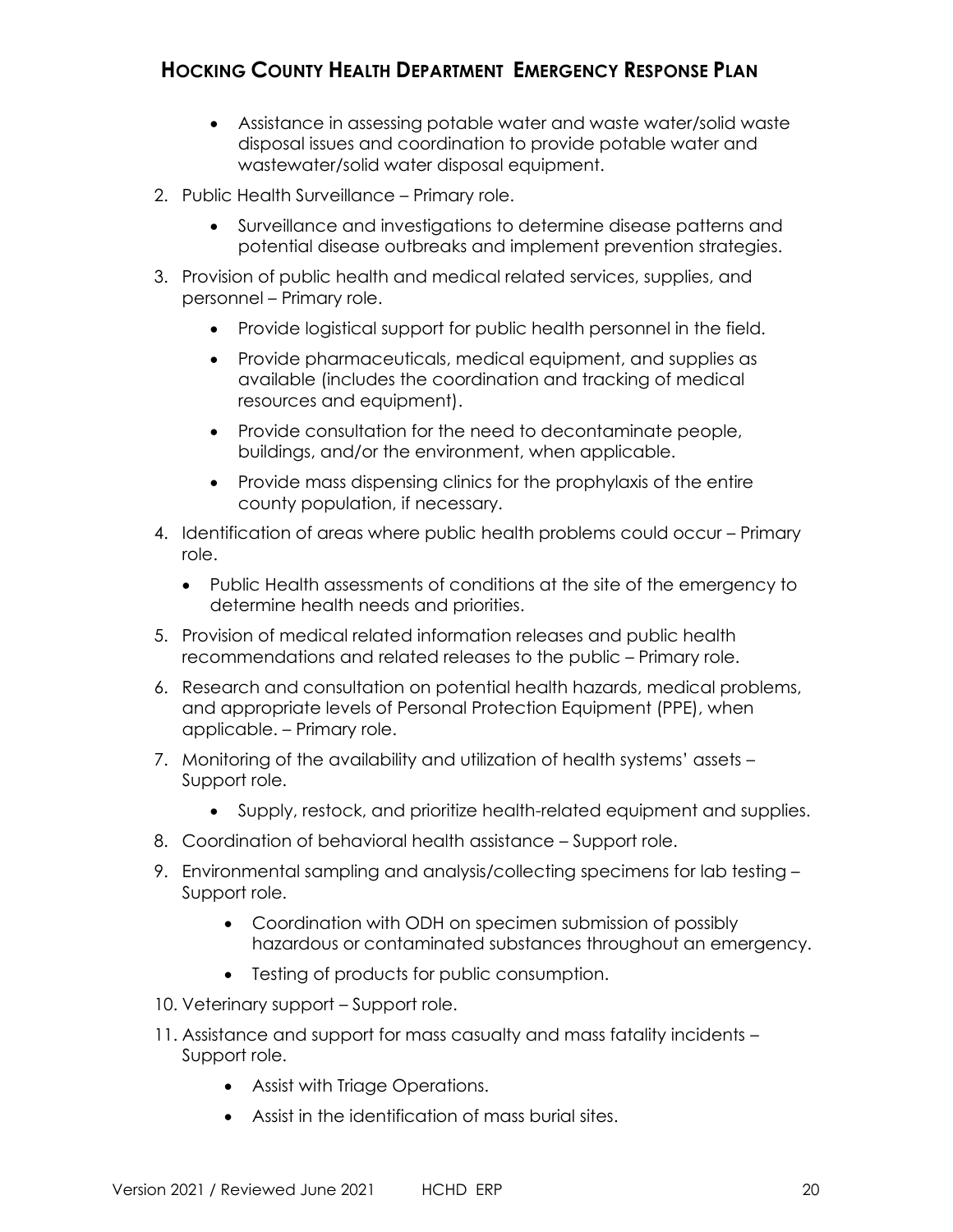- Assistance in assessing potable water and waste water/solid waste disposal issues and coordination to provide potable water and wastewater/solid water disposal equipment.

2. Public Health Surveillance – Primary role.
    - Surveillance and investigations to determine disease patterns and potential disease outbreaks and implement prevention strategies.
3. Provision of public health and medical related services, supplies, and personnel – Primary role.
    - Provide logistical support for public health personnel in the field.
    - Provide pharmaceuticals, medical equipment, and supplies as available (includes the coordination and tracking of medical resources and equipment).
    - Provide consultation for the need to decontaminate people, buildings, and/or the environment, when applicable.
    - Provide mass dispensing clinics for the prophylaxis of the entire county population, if necessary.
4. Identification of areas where public health problems could occur – Primary role.
    - Public Health assessments of conditions at the site of the emergency to determine health needs and priorities.
5. Provision of medical related information releases and public health recommendations and related releases to the public – Primary role.
6. Research and consultation on potential health hazards, medical problems, and appropriate levels of Personal Protection Equipment (PPE), when applicable. – Primary role.
7. Monitoring of the availability and utilization of health systems' assets – Support role.
    - Supply, restock, and prioritize health-related equipment and supplies.
8. Coordination of behavioral health assistance – Support role.
9. Environmental sampling and analysis/collecting specimens for lab testing – Support role.
    - Coordination with ODH on specimen submission of possibly hazardous or contaminated substances throughout an emergency.
    - Testing of products for public consumption.
10. Veterinary support – Support role.
11. Assistance and support for mass casualty and mass fatality incidents – Support role.
    - Assist with Triage Operations.
    - Assist in the identification of mass burial sites.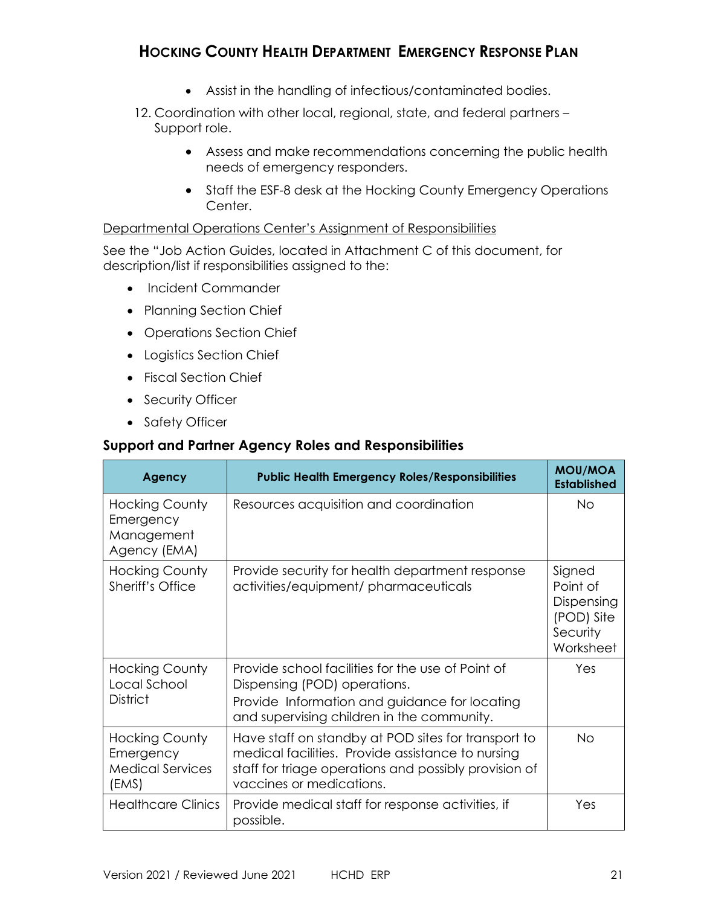- Assist in the handling of infectious/contaminated bodies.

12. Coordination with other local, regional, state, and federal partners – Support role.

    - Assess and make recommendations concerning the public health needs of emergency responders.
    - Staff the ESF-8 desk at the Hocking County Emergency Operations Center.

<u>Departmental Operations Center's Assignment of Responsibilities</u>

See the "Job Action Guides, located in Attachment C of this document, for description/list if responsibilities assigned to the:

- Incident Commander
- Planning Section Chief
- Operations Section Chief
- Logistics Section Chief
- Fiscal Section Chief
- Security Officer
- Safety Officer

### Support and Partner Agency Roles and Responsibilities

| Agency | Public Health Emergency Roles/Responsibilities | MOU/MOA Established |
|---|---|---|
| Hocking County Emergency Management Agency (EMA) | Resources acquisition and coordination | No |
| Hocking County Sheriff's Office | Provide security for health department response activities/equipment/ pharmaceuticals | Signed Point of Dispensing (POD) Site Security Worksheet |
| Hocking County Local School District | Provide school facilities for the use of Point of Dispensing (POD) operations.<br>Provide Information and guidance for locating and supervising children in the community. | Yes |
| Hocking County Emergency Medical Services (EMS) | Have staff on standby at POD sites for transport to medical facilities. Provide assistance to nursing staff for triage operations and possibly provision of vaccines or medications. | No |
| Healthcare Clinics | Provide medical staff for response activities, if possible. | Yes |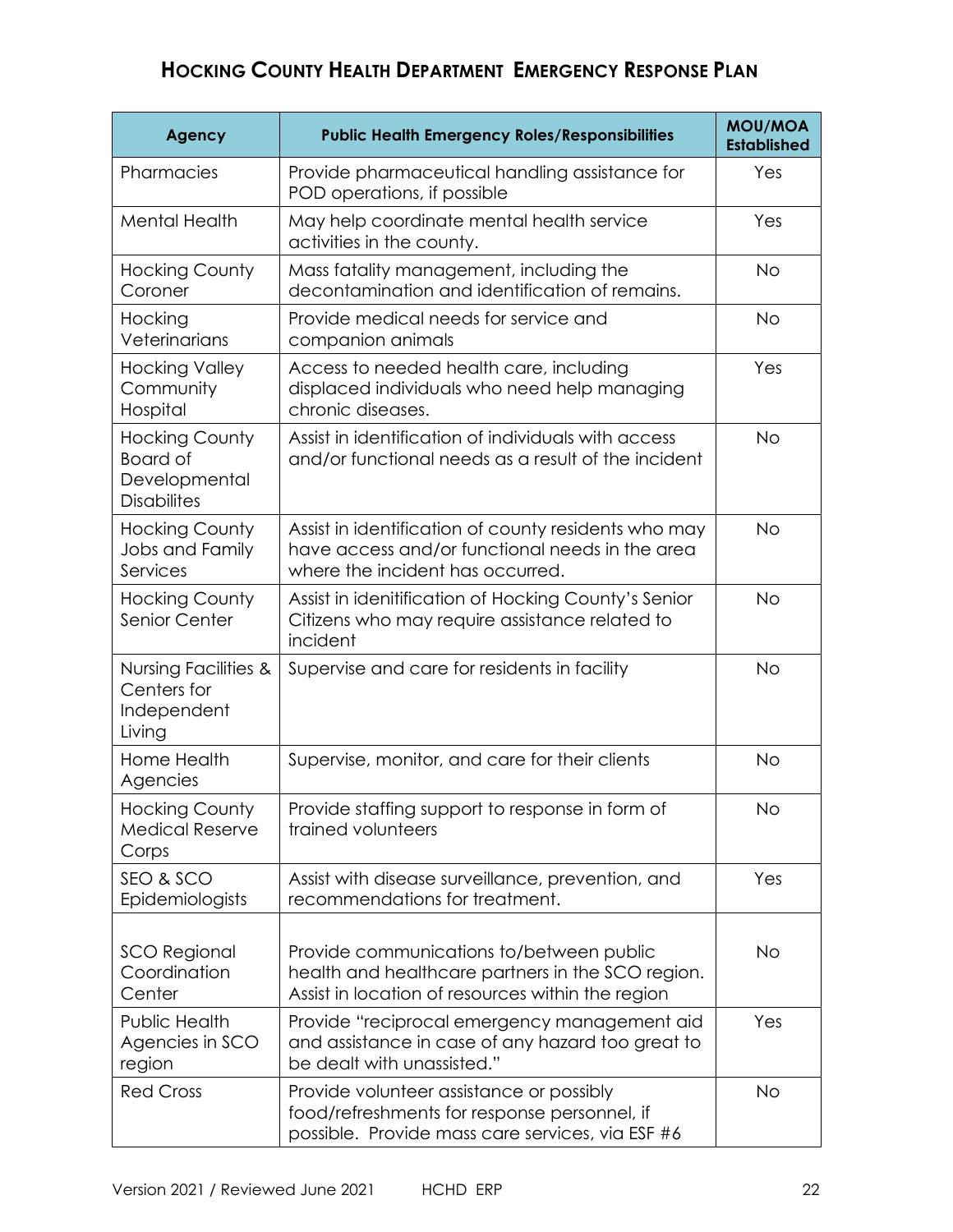| Agency | Public Health Emergency Roles/Responsibilities | MOU/MOA Established |
|---|---|---|
| Pharmacies | Provide pharmaceutical handling assistance for POD operations, if possible | Yes |
| Mental Health | May help coordinate mental health service activities in the county. | Yes |
| Hocking County Coroner | Mass fatality management, including the decontamination and identification of remains. | No |
| Hocking Veterinarians | Provide medical needs for service and companion animals | No |
| Hocking Valley Community Hospital | Access to needed health care, including displaced individuals who need help managing chronic diseases. | Yes |
| Hocking County Board of Developmental Disabilites | Assist in identification of individuals with access and/or functional needs as a result of the incident | No |
| Hocking County Jobs and Family Services | Assist in identification of county residents who may have access and/or functional needs in the area where the incident has occurred. | No |
| Hocking County Senior Center | Assist in idenitification of Hocking County's Senior Citizens who may require assistance related to incident | No |
| Nursing Facilities & Centers for Independent Living | Supervise and care for residents in facility | No |
| Home Health Agencies | Supervise, monitor, and care for their clients | No |
| Hocking County Medical Reserve Corps | Provide staffing support to response in form of trained volunteers | No |
| SEO & SCO Epidemiologists | Assist with disease surveillance, prevention, and recommendations for treatment. | Yes |
| SCO Regional Coordination Center | Provide communications to/between public health and healthcare partners in the SCO region. Assist in location of resources within the region | No |
| Public Health Agencies in SCO region | Provide "reciprocal emergency management aid and assistance in case of any hazard too great to be dealt with unassisted." | Yes |
| Red Cross | Provide volunteer assistance or possibly food/refreshments for response personnel, if possible. Provide mass care services, via ESF #6 | No |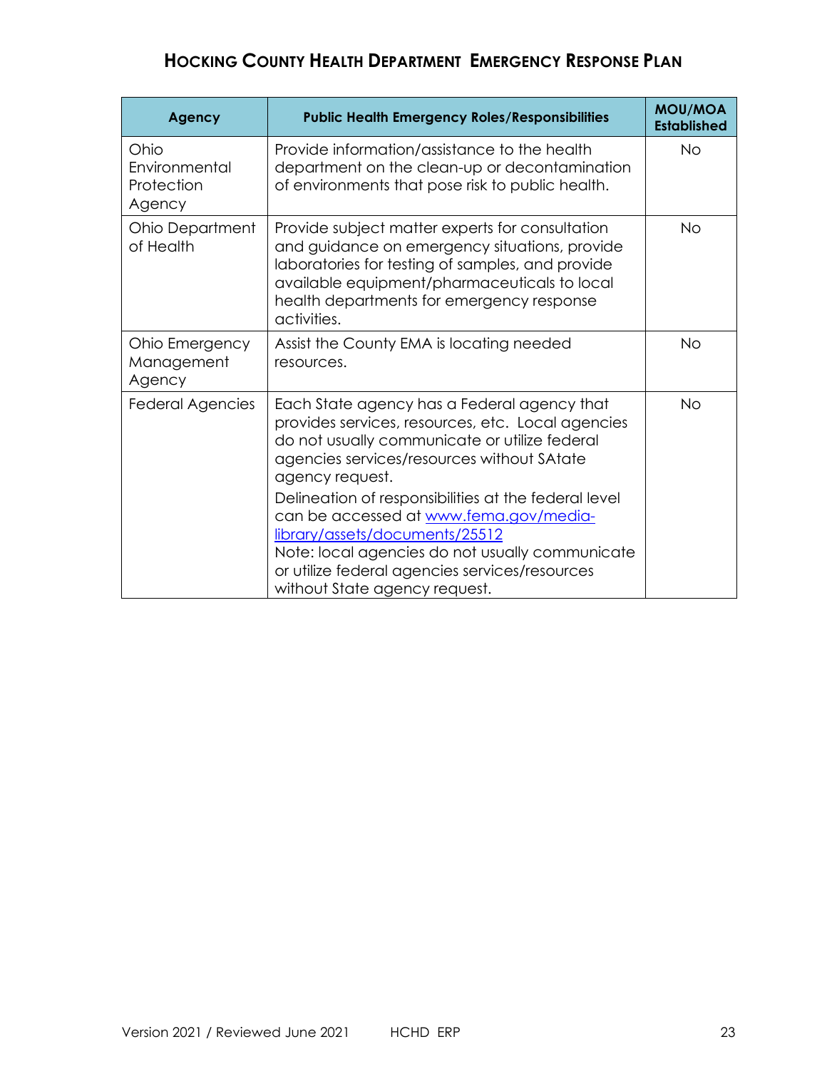| Agency | Public Health Emergency Roles/Responsibilities | MOU/MOA Established |
|---|---|---|
| Ohio Environmental Protection Agency | Provide information/assistance to the health department on the clean-up or decontamination of environments that pose risk to public health. | No |
| Ohio Department of Health | Provide subject matter experts for consultation and guidance on emergency situations, provide laboratories for testing of samples, and provide available equipment/pharmaceuticals to local health departments for emergency response activities. | No |
| Ohio Emergency Management Agency | Assist the County EMA is locating needed resources. | No |
| Federal Agencies | Each State agency has a Federal agency that provides services, resources, etc. Local agencies do not usually communicate or utilize federal agencies services/resources without SAtate agency request.<br>Delineation of responsibilities at the federal level can be accessed at [www.fema.gov/media-library/assets/documents/25512](www.fema.gov/media-library/assets/documents/25512)<br>Note: local agencies do not usually communicate or utilize federal agencies services/resources without State agency request. | No |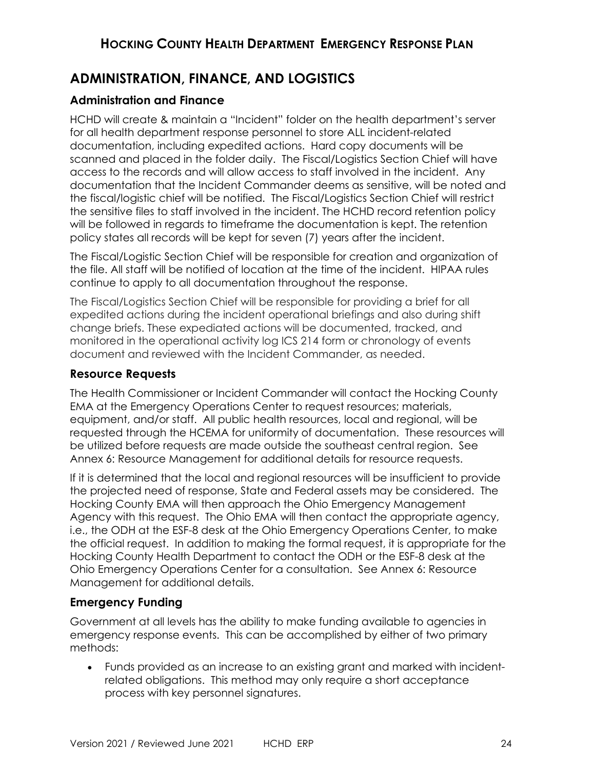# ADMINISTRATION, FINANCE, AND LOGISTICS

## Administration and Finance

HCHD will create & maintain a "Incident" folder on the health department's server for all health department response personnel to store ALL incident-related documentation, including expedited actions. Hard copy documents will be scanned and placed in the folder daily. The Fiscal/Logistics Section Chief will have access to the records and will allow access to staff involved in the incident. Any documentation that the Incident Commander deems as sensitive, will be noted and the fiscal/logistic chief will be notified. The Fiscal/Logistics Section Chief will restrict the sensitive files to staff involved in the incident. The HCHD record retention policy will be followed in regards to timeframe the documentation is kept. The retention policy states all records will be kept for seven (7) years after the incident.

The Fiscal/Logistic Section Chief will be responsible for creation and organization of the file. All staff will be notified of location at the time of the incident. HIPAA rules continue to apply to all documentation throughout the response.

The Fiscal/Logistics Section Chief will be responsible for providing a brief for all expedited actions during the incident operational briefings and also during shift change briefs. These expediated actions will be documented, tracked, and monitored in the operational activity log ICS 214 form or chronology of events document and reviewed with the Incident Commander, as needed.

## Resource Requests

The Health Commissioner or Incident Commander will contact the Hocking County EMA at the Emergency Operations Center to request resources; materials, equipment, and/or staff. All public health resources, local and regional, will be requested through the HCEMA for uniformity of documentation. These resources will be utilized before requests are made outside the southeast central region. See Annex 6: Resource Management for additional details for resource requests.

If it is determined that the local and regional resources will be insufficient to provide the projected need of response, State and Federal assets may be considered. The Hocking County EMA will then approach the Ohio Emergency Management Agency with this request. The Ohio EMA will then contact the appropriate agency, i.e., the ODH at the ESF-8 desk at the Ohio Emergency Operations Center, to make the official request. In addition to making the formal request, it is appropriate for the Hocking County Health Department to contact the ODH or the ESF-8 desk at the Ohio Emergency Operations Center for a consultation. See Annex 6: Resource Management for additional details.

## Emergency Funding

Government at all levels has the ability to make funding available to agencies in emergency response events. This can be accomplished by either of two primary methods:

- Funds provided as an increase to an existing grant and marked with incident-related obligations. This method may only require a short acceptance process with key personnel signatures.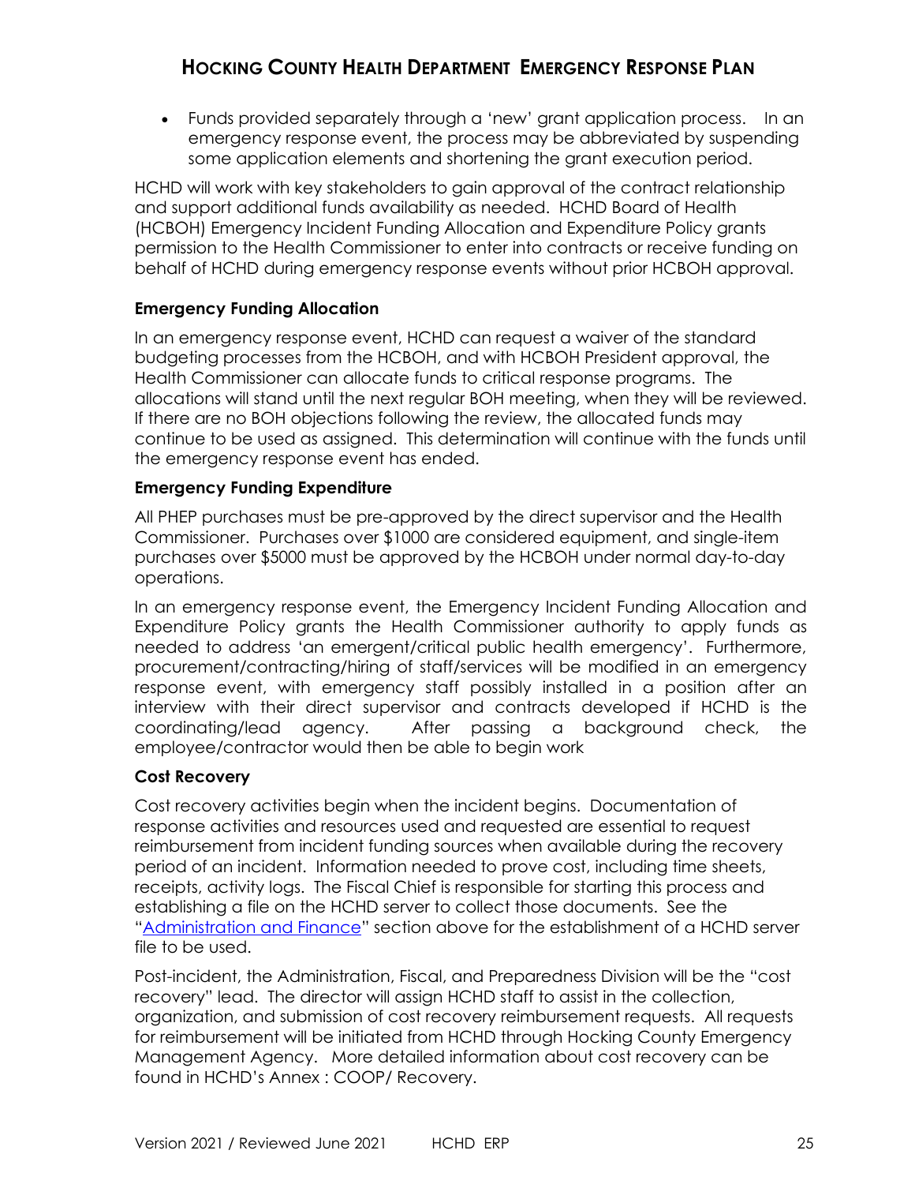- Funds provided separately through a 'new' grant application process. In an emergency response event, the process may be abbreviated by suspending some application elements and shortening the grant execution period.

HCHD will work with key stakeholders to gain approval of the contract relationship and support additional funds availability as needed. HCHD Board of Health (HCBOH) Emergency Incident Funding Allocation and Expenditure Policy grants permission to the Health Commissioner to enter into contracts or receive funding on behalf of HCHD during emergency response events without prior HCBOH approval.

#### Emergency Funding Allocation

In an emergency response event, HCHD can request a waiver of the standard budgeting processes from the HCBOH, and with HCBOH President approval, the Health Commissioner can allocate funds to critical response programs. The allocations will stand until the next regular BOH meeting, when they will be reviewed. If there are no BOH objections following the review, the allocated funds may continue to be used as assigned. This determination will continue with the funds until the emergency response event has ended.

#### Emergency Funding Expenditure

All PHEP purchases must be pre-approved by the direct supervisor and the Health Commissioner. Purchases over $1000 are considered equipment, and single-item purchases over $5000 must be approved by the HCBOH under normal day-to-day operations.

In an emergency response event, the Emergency Incident Funding Allocation and Expenditure Policy grants the Health Commissioner authority to apply funds as needed to address 'an emergent/critical public health emergency'. Furthermore, procurement/contracting/hiring of staff/services will be modified in an emergency response event, with emergency staff possibly installed in a position after an interview with their direct supervisor and contracts developed if HCHD is the coordinating/lead agency. After passing a background check, the employee/contractor would then be able to begin work

#### Cost Recovery

Cost recovery activities begin when the incident begins. Documentation of response activities and resources used and requested are essential to request reimbursement from incident funding sources when available during the recovery period of an incident. Information needed to prove cost, including time sheets, receipts, activity logs. The Fiscal Chief is responsible for starting this process and establishing a file on the HCHD server to collect those documents. See the "Administration and Finance" section above for the establishment of a HCHD server file to be used.

Post-incident, the Administration, Fiscal, and Preparedness Division will be the "cost recovery" lead. The director will assign HCHD staff to assist in the collection, organization, and submission of cost recovery reimbursement requests. All requests for reimbursement will be initiated from HCHD through Hocking County Emergency Management Agency. More detailed information about cost recovery can be found in HCHD's Annex : COOP/ Recovery.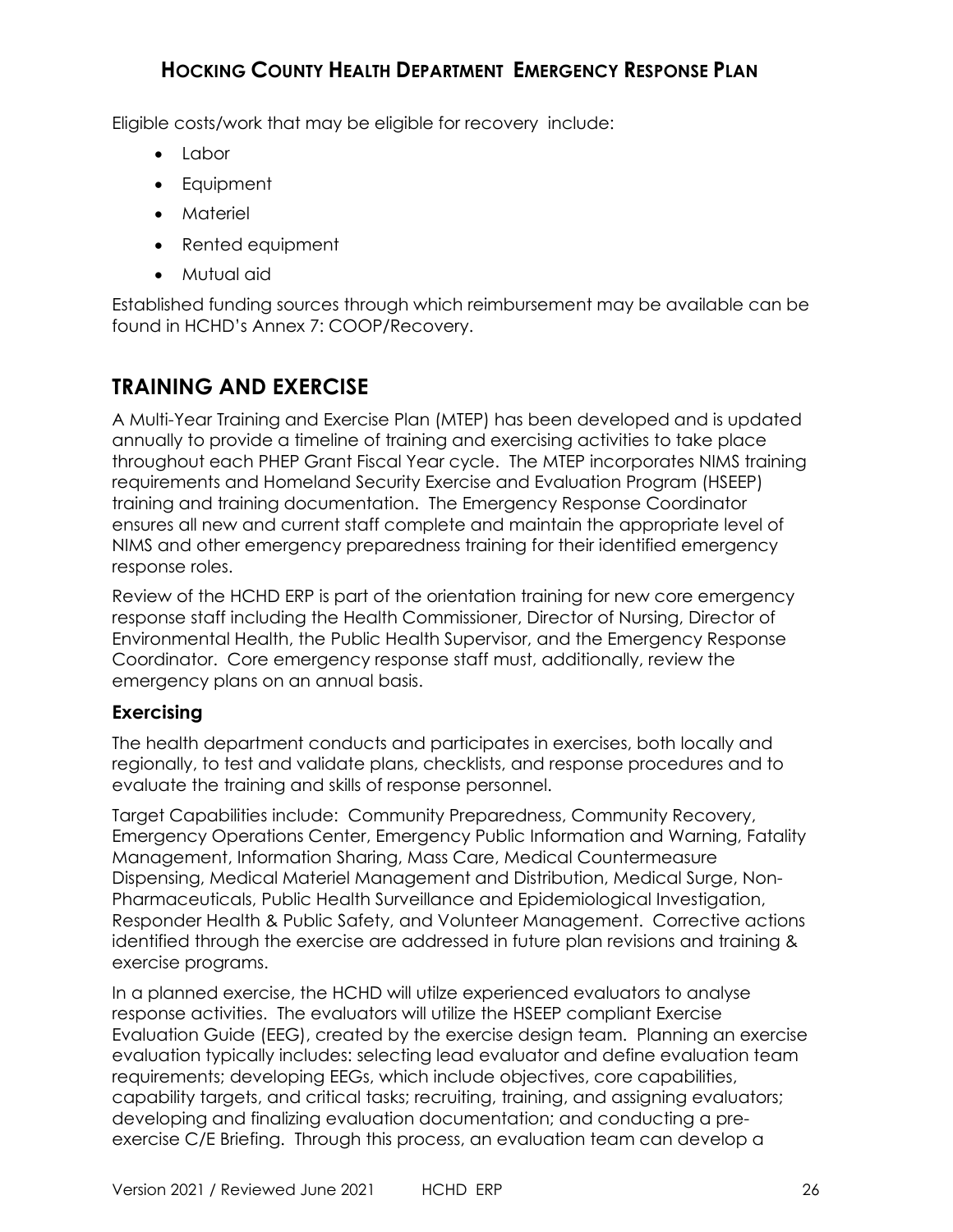Eligible costs/work that may be eligible for recovery include:

- Labor
- Equipment
- Materiel
- Rented equipment
- Mutual aid

Established funding sources through which reimbursement may be available can be found in HCHD's Annex 7: COOP/Recovery.

# TRAINING AND EXERCISE

A Multi-Year Training and Exercise Plan (MTEP) has been developed and is updated annually to provide a timeline of training and exercising activities to take place throughout each PHEP Grant Fiscal Year cycle. The MTEP incorporates NIMS training requirements and Homeland Security Exercise and Evaluation Program (HSEEP) training and training documentation. The Emergency Response Coordinator ensures all new and current staff complete and maintain the appropriate level of NIMS and other emergency preparedness training for their identified emergency response roles.

Review of the HCHD ERP is part of the orientation training for new core emergency response staff including the Health Commissioner, Director of Nursing, Director of Environmental Health, the Public Health Supervisor, and the Emergency Response Coordinator. Core emergency response staff must, additionally, review the emergency plans on an annual basis.

## Exercising

The health department conducts and participates in exercises, both locally and regionally, to test and validate plans, checklists, and response procedures and to evaluate the training and skills of response personnel.

Target Capabilities include: Community Preparedness, Community Recovery, Emergency Operations Center, Emergency Public Information and Warning, Fatality Management, Information Sharing, Mass Care, Medical Countermeasure Dispensing, Medical Materiel Management and Distribution, Medical Surge, Non-Pharmaceuticals, Public Health Surveillance and Epidemiological Investigation, Responder Health & Public Safety, and Volunteer Management. Corrective actions identified through the exercise are addressed in future plan revisions and training & exercise programs.

In a planned exercise, the HCHD will utilze experienced evaluators to analyse response activities. The evaluators will utilize the HSEEP compliant Exercise Evaluation Guide (EEG), created by the exercise design team. Planning an exercise evaluation typically includes: selecting lead evaluator and define evaluation team requirements; developing EEGs, which include objectives, core capabilities, capability targets, and critical tasks; recruiting, training, and assigning evaluators; developing and finalizing evaluation documentation; and conducting a pre-exercise C/E Briefing. Through this process, an evaluation team can develop a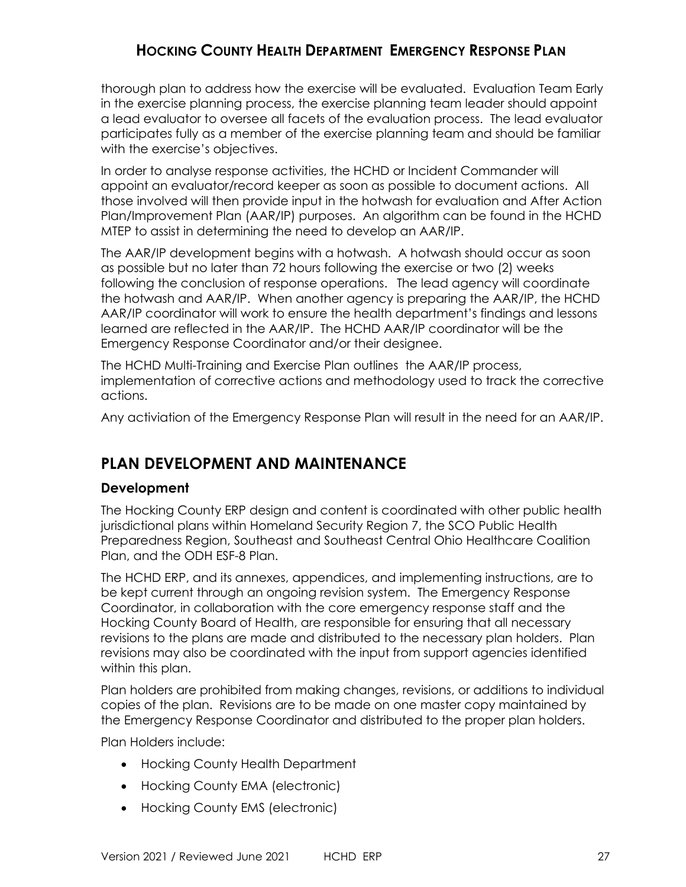thorough plan to address how the exercise will be evaluated. Evaluation Team Early in the exercise planning process, the exercise planning team leader should appoint a lead evaluator to oversee all facets of the evaluation process. The lead evaluator participates fully as a member of the exercise planning team and should be familiar with the exercise's objectives.

In order to analyse response activities, the HCHD or Incident Commander will appoint an evaluator/record keeper as soon as possible to document actions. All those involved will then provide input in the hotwash for evaluation and After Action Plan/Improvement Plan (AAR/IP) purposes. An algorithm can be found in the HCHD MTEP to assist in determining the need to develop an AAR/IP.

The AAR/IP development begins with a hotwash. A hotwash should occur as soon as possible but no later than 72 hours following the exercise or two (2) weeks following the conclusion of response operations. The lead agency will coordinate the hotwash and AAR/IP. When another agency is preparing the AAR/IP, the HCHD AAR/IP coordinator will work to ensure the health department's findings and lessons learned are reflected in the AAR/IP. The HCHD AAR/IP coordinator will be the Emergency Response Coordinator and/or their designee.

The HCHD Multi-Training and Exercise Plan outlines the AAR/IP process, implementation of corrective actions and methodology used to track the corrective actions.

Any activiation of the Emergency Response Plan will result in the need for an AAR/IP.

## PLAN DEVELOPMENT AND MAINTENANCE

### Development

The Hocking County ERP design and content is coordinated with other public health jurisdictional plans within Homeland Security Region 7, the SCO Public Health Preparedness Region, Southeast and Southeast Central Ohio Healthcare Coalition Plan, and the ODH ESF-8 Plan.

The HCHD ERP, and its annexes, appendices, and implementing instructions, are to be kept current through an ongoing revision system. The Emergency Response Coordinator, in collaboration with the core emergency response staff and the Hocking County Board of Health, are responsible for ensuring that all necessary revisions to the plans are made and distributed to the necessary plan holders. Plan revisions may also be coordinated with the input from support agencies identified within this plan.

Plan holders are prohibited from making changes, revisions, or additions to individual copies of the plan. Revisions are to be made on one master copy maintained by the Emergency Response Coordinator and distributed to the proper plan holders.

Plan Holders include:

- Hocking County Health Department
- Hocking County EMA (electronic)
- Hocking County EMS (electronic)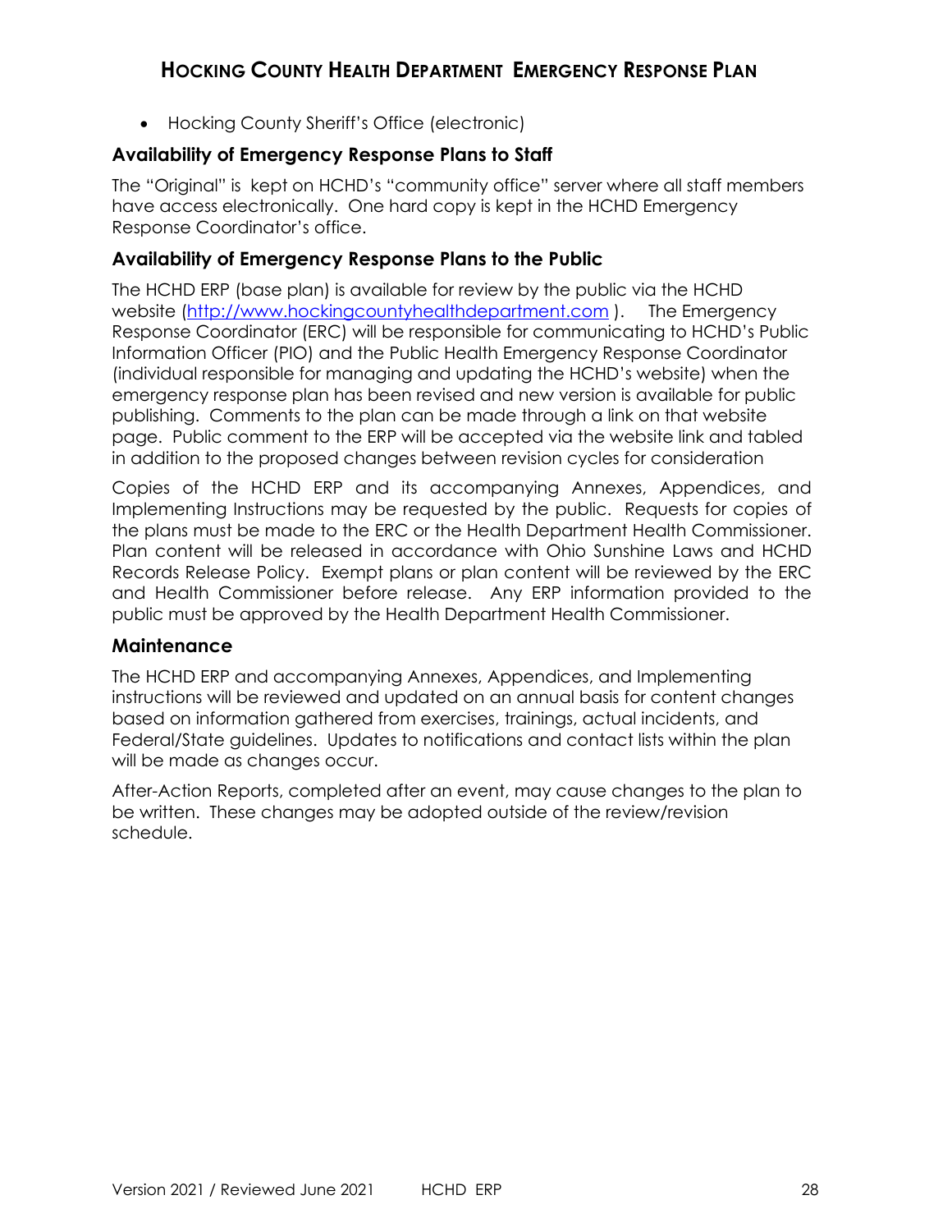- Hocking County Sheriff's Office (electronic)

### Availability of Emergency Response Plans to Staff

The "Original" is kept on HCHD's "community office" server where all staff members have access electronically. One hard copy is kept in the HCHD Emergency Response Coordinator's office.

### Availability of Emergency Response Plans to the Public

The HCHD ERP (base plan) is available for review by the public via the HCHD website (http://www.hockingcountyhealthdepartment.com ). The Emergency Response Coordinator (ERC) will be responsible for communicating to HCHD's Public Information Officer (PIO) and the Public Health Emergency Response Coordinator (individual responsible for managing and updating the HCHD's website) when the emergency response plan has been revised and new version is available for public publishing. Comments to the plan can be made through a link on that website page. Public comment to the ERP will be accepted via the website link and tabled in addition to the proposed changes between revision cycles for consideration

Copies of the HCHD ERP and its accompanying Annexes, Appendices, and Implementing Instructions may be requested by the public. Requests for copies of the plans must be made to the ERC or the Health Department Health Commissioner. Plan content will be released in accordance with Ohio Sunshine Laws and HCHD Records Release Policy. Exempt plans or plan content will be reviewed by the ERC and Health Commissioner before release. Any ERP information provided to the public must be approved by the Health Department Health Commissioner.

### Maintenance

The HCHD ERP and accompanying Annexes, Appendices, and Implementing instructions will be reviewed and updated on an annual basis for content changes based on information gathered from exercises, trainings, actual incidents, and Federal/State guidelines. Updates to notifications and contact lists within the plan will be made as changes occur.

After-Action Reports, completed after an event, may cause changes to the plan to be written. These changes may be adopted outside of the review/revision schedule.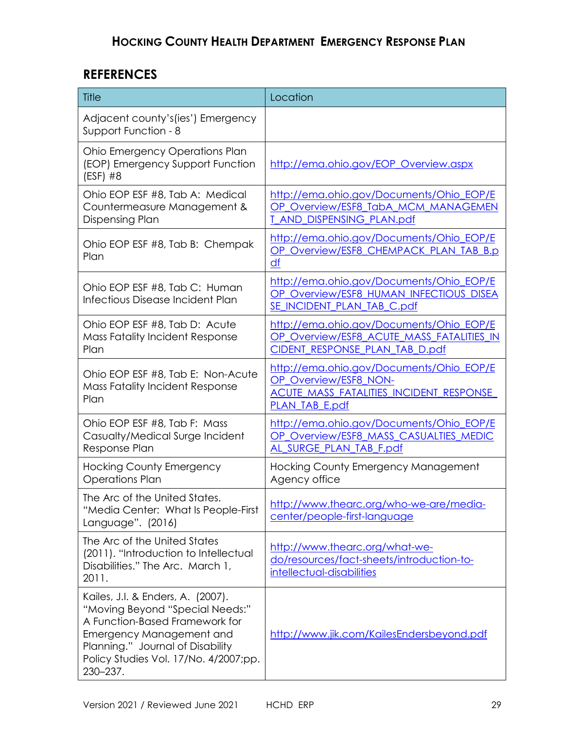## REFERENCES

| Title | Location |
|---|---|
| Adjacent county's(ies') Emergency Support Function - 8 | |
| Ohio Emergency Operations Plan (EOP) Emergency Support Function (ESF) #8 | http://ema.ohio.gov/EOP_Overview.aspx |
| Ohio EOP ESF #8, Tab A: Medical Countermeasure Management & Dispensing Plan | http://ema.ohio.gov/Documents/Ohio_EOP/EOP_Overview/ESF8_TabA_MCM_MANAGEMENT_AND_DISPENSING_PLAN.pdf |
| Ohio EOP ESF #8, Tab B: Chempak Plan | http://ema.ohio.gov/Documents/Ohio_EOP/EOP_Overview/ESF8_CHEMPACK_PLAN_TAB_B.pdf |
| Ohio EOP ESF #8, Tab C: Human Infectious Disease Incident Plan | http://ema.ohio.gov/Documents/Ohio_EOP/EOP_Overview/ESF8_HUMAN_INFECTIOUS_DISEASE_INCIDENT_PLAN_TAB_C.pdf |
| Ohio EOP ESF #8, Tab D: Acute Mass Fatality Incident Response Plan | http://ema.ohio.gov/Documents/Ohio_EOP/EOP_Overview/ESF8_ACUTE_MASS_FATALITIES_INCIDENT_RESPONSE_PLAN_TAB_D.pdf |
| Ohio EOP ESF #8, Tab E: Non-Acute Mass Fatality Incident Response Plan | http://ema.ohio.gov/Documents/Ohio_EOP/EOP_Overview/ESF8_NON-ACUTE_MASS_FATALITIES_INCIDENT_RESPONSE_PLAN_TAB_E.pdf |
| Ohio EOP ESF #8, Tab F: Mass Casualty/Medical Surge Incident Response Plan | http://ema.ohio.gov/Documents/Ohio_EOP/EOP_Overview/ESF8_MASS_CASUALTIES_MEDICAL_SURGE_PLAN_TAB_F.pdf |
| Hocking County Emergency Operations Plan | Hocking County Emergency Management Agency office |
| The Arc of the United States. "Media Center: What Is People-First Language". (2016) | http://www.thearc.org/who-we-are/media-center/people-first-language |
| The Arc of the United States (2011). "Introduction to Intellectual Disabilities." The Arc. March 1, 2011. | http://www.thearc.org/what-we-do/resources/fact-sheets/introduction-to-intellectual-disabilities |
| Kailes, J.I. & Enders, A. (2007). "Moving Beyond "Special Needs:" A Function-Based Framework for Emergency Management and Planning." Journal of Disability Policy Studies Vol. 17/No. 4/2007;pp. 230–237. | http://www.jik.com/KailesEndersbeyond.pdf |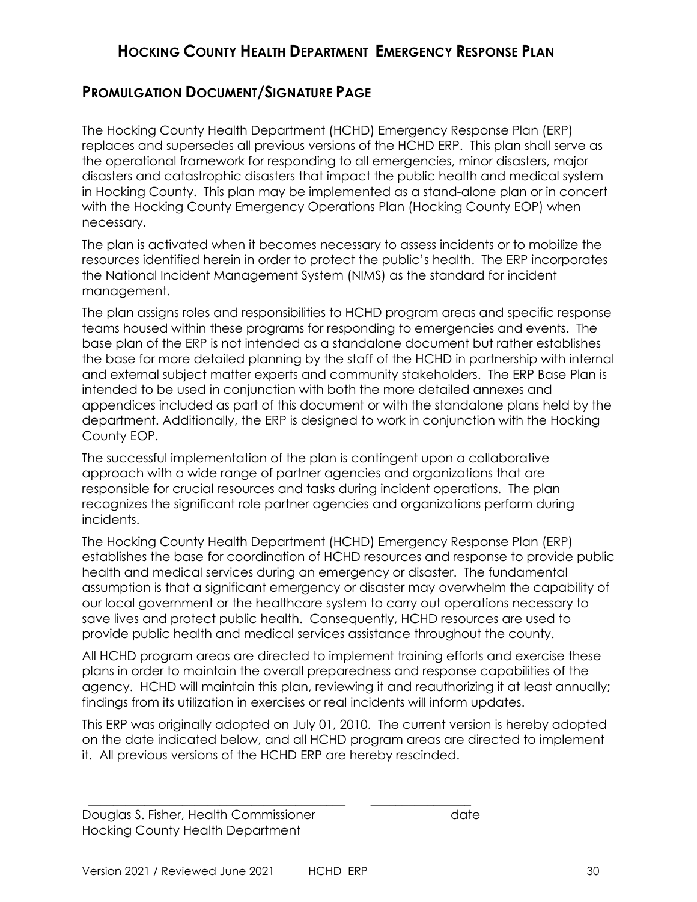## Promulgation Document/Signature Page

The Hocking County Health Department (HCHD) Emergency Response Plan (ERP) replaces and supersedes all previous versions of the HCHD ERP. This plan shall serve as the operational framework for responding to all emergencies, minor disasters, major disasters and catastrophic disasters that impact the public health and medical system in Hocking County. This plan may be implemented as a stand-alone plan or in concert with the Hocking County Emergency Operations Plan (Hocking County EOP) when necessary.

The plan is activated when it becomes necessary to assess incidents or to mobilize the resources identified herein in order to protect the public's health. The ERP incorporates the National Incident Management System (NIMS) as the standard for incident management.

The plan assigns roles and responsibilities to HCHD program areas and specific response teams housed within these programs for responding to emergencies and events. The base plan of the ERP is not intended as a standalone document but rather establishes the base for more detailed planning by the staff of the HCHD in partnership with internal and external subject matter experts and community stakeholders. The ERP Base Plan is intended to be used in conjunction with both the more detailed annexes and appendices included as part of this document or with the standalone plans held by the department. Additionally, the ERP is designed to work in conjunction with the Hocking County EOP.

The successful implementation of the plan is contingent upon a collaborative approach with a wide range of partner agencies and organizations that are responsible for crucial resources and tasks during incident operations. The plan recognizes the significant role partner agencies and organizations perform during incidents.

The Hocking County Health Department (HCHD) Emergency Response Plan (ERP) establishes the base for coordination of HCHD resources and response to provide public health and medical services during an emergency or disaster. The fundamental assumption is that a significant emergency or disaster may overwhelm the capability of our local government or the healthcare system to carry out operations necessary to save lives and protect public health. Consequently, HCHD resources are used to provide public health and medical services assistance throughout the county.

All HCHD program areas are directed to implement training efforts and exercise these plans in order to maintain the overall preparedness and response capabilities of the agency. HCHD will maintain this plan, reviewing it and reauthorizing it at least annually; findings from its utilization in exercises or real incidents will inform updates.

This ERP was originally adopted on July 01, 2010. The current version is hereby adopted on the date indicated below, and all HCHD program areas are directed to implement it. All previous versions of the HCHD ERP are hereby rescinded.

\_\_\_\_\_\_\_\_\_\_\_\_\_\_\_\_\_\_\_\_\_\_\_\_\_\_\_\_\_\_\_\_\_\_\_\_\_\_\_\_ \_\_\_\_\_\_\_\_\_\_\_\_\_\_\_\_

Douglas S. Fisher, Health Commissioner date
Hocking County Health Department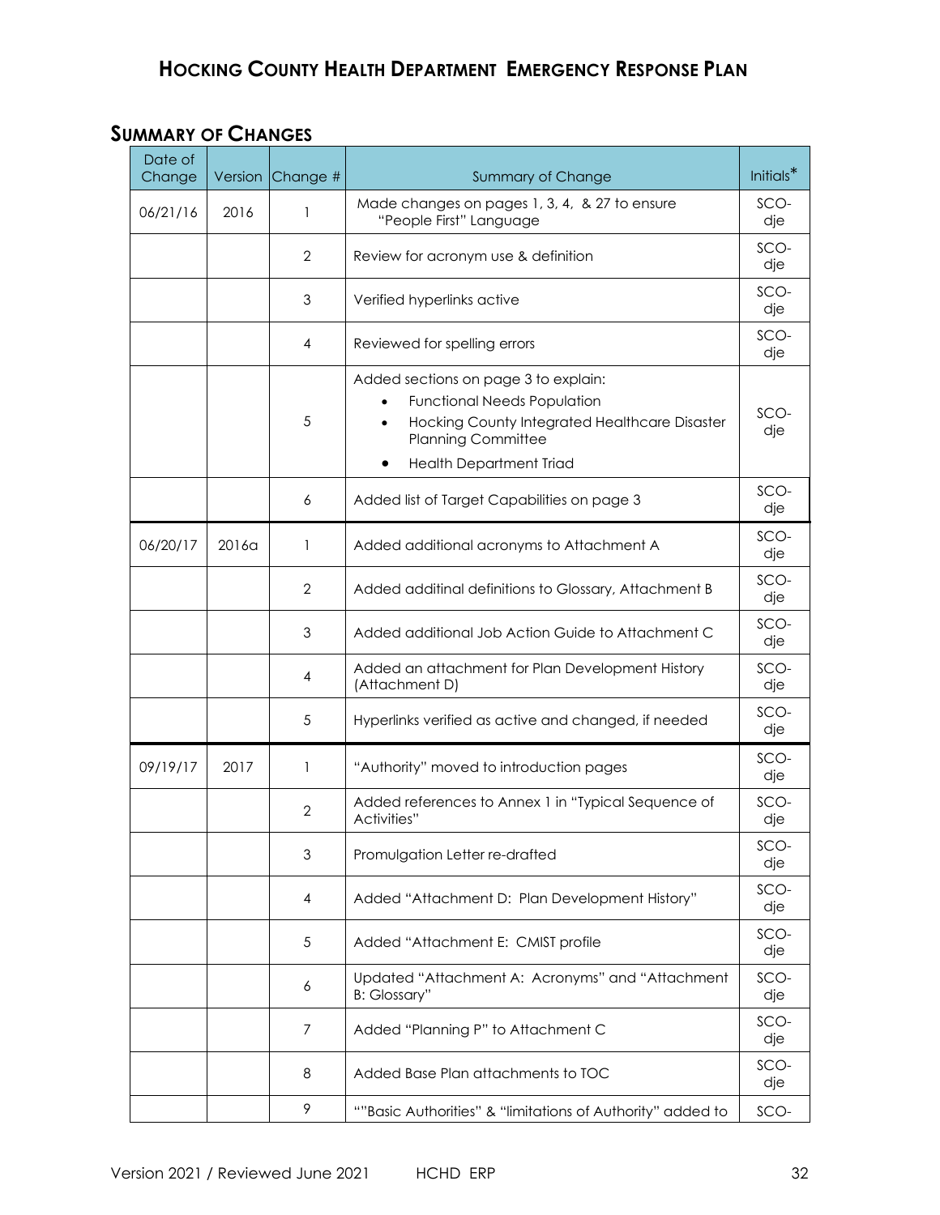## SUMMARY OF CHANGES

| Date of Change | Version | Change # | Summary of Change | Initials* |
|---|---|---|---|---|
| 06/21/16 | 2016 | 1 | Made changes on pages 1, 3, 4, & 27 to ensure "People First" Language | SCO-dje |
| | | 2 | Review for acronym use & definition | SCO-dje |
| | | 3 | Verified hyperlinks active | SCO-dje |
| | | 4 | Reviewed for spelling errors | SCO-dje |
| | | 5 | Added sections on page 3 to explain: <br>• Functional Needs Population <br>• Hocking County Integrated Healthcare Disaster Planning Committee <br>• Health Department Triad | SCO-dje |
| | | 6 | Added list of Target Capabilities on page 3 | SCO-dje |
| 06/20/17 | 2016a | 1 | Added additional acronyms to Attachment A | SCO-dje |
| | | 2 | Added additinal definitions to Glossary, Attachment B | SCO-dje |
| | | 3 | Added additional Job Action Guide to Attachment C | SCO-dje |
| | | 4 | Added an attachment for Plan Development History (Attachment D) | SCO-dje |
| | | 5 | Hyperlinks verified as active and changed, if needed | SCO-dje |
| 09/19/17 | 2017 | 1 | "Authority" moved to introduction pages | SCO-dje |
| | | 2 | Added references to Annex 1 in "Typical Sequence of Activities" | SCO-dje |
| | | 3 | Promulgation Letter re-drafted | SCO-dje |
| | | 4 | Added "Attachment D: Plan Development History" | SCO-dje |
| | | 5 | Added "Attachment E: CMIST profile | SCO-dje |
| | | 6 | Updated "Attachment A: Acronyms" and "Attachment B: Glossary" | SCO-dje |
| | | 7 | Added "Planning P" to Attachment C | SCO-dje |
| | | 8 | Added Base Plan attachments to TOC | SCO-dje |
| | | 9 | ""Basic Authorities" & "limitations of Authority" added to | SCO- |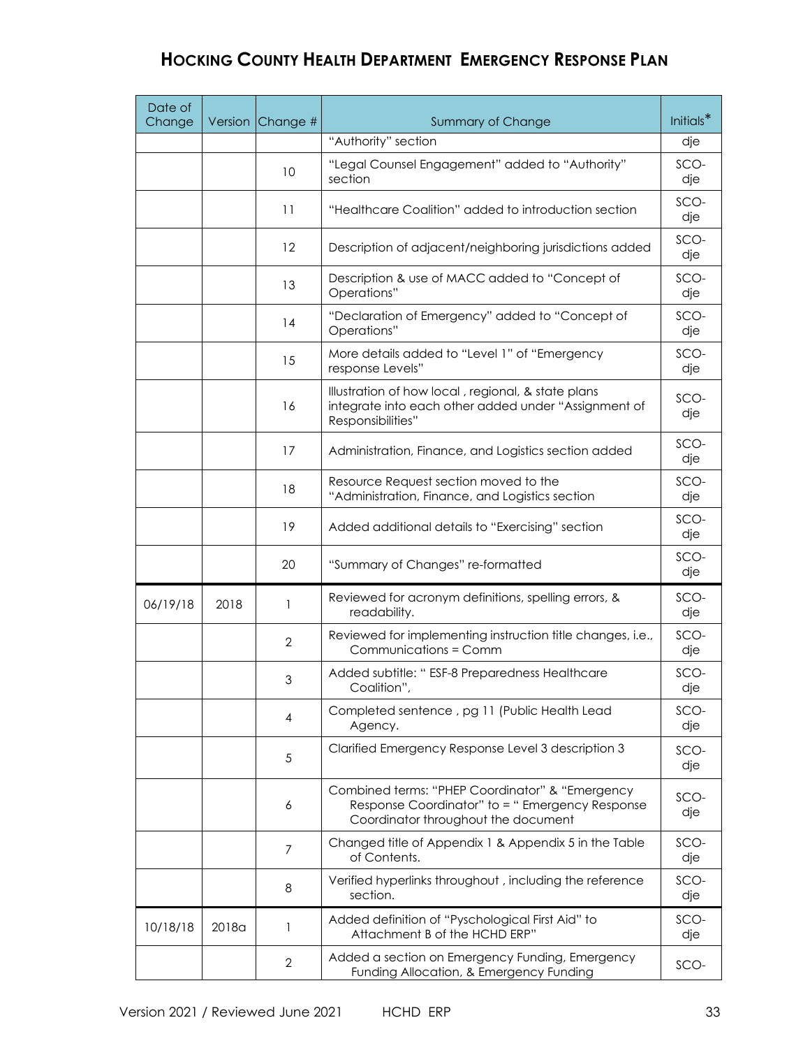| Date of Change | Version | Change # | Summary of Change | Initials* |
|---|---|---|---|---|
| | | | "Authority" section | dje |
| | | 10 | "Legal Counsel Engagement" added to "Authority" section | SCO-dje |
| | | 11 | "Healthcare Coalition" added to introduction section | SCO-dje |
| | | 12 | Description of adjacent/neighboring jurisdictions added | SCO-dje |
| | | 13 | Description & use of MACC added to "Concept of Operations" | SCO-dje |
| | | 14 | "Declaration of Emergency" added to "Concept of Operations" | SCO-dje |
| | | 15 | More details added to "Level 1" of "Emergency response Levels" | SCO-dje |
| | | 16 | Illustration of how local , regional, & state plans integrate into each other added under "Assignment of Responsibilities" | SCO-dje |
| | | 17 | Administration, Finance, and Logistics section added | SCO-dje |
| | | 18 | Resource Request section moved to the "Administration, Finance, and Logistics section | SCO-dje |
| | | 19 | Added additional details to "Exercising" section | SCO-dje |
| | | 20 | "Summary of Changes" re-formatted | SCO-dje |
| 06/19/18 | 2018 | 1 | Reviewed for acronym definitions, spelling errors, & readability. | SCO-dje |
| | | 2 | Reviewed for implementing instruction title changes, i.e., Communications = Comm | SCO-dje |
| | | 3 | Added subtitle: " ESF-8 Preparedness Healthcare Coalition", | SCO-dje |
| | | 4 | Completed sentence , pg 11 (Public Health Lead Agency. | SCO-dje |
| | | 5 | Clarified Emergency Response Level 3 description 3 | SCO-dje |
| | | 6 | Combined terms: "PHEP Coordinator" & "Emergency Response Coordinator" to = " Emergency Response Coordinator throughout the document | SCO-dje |
| | | 7 | Changed title of Appendix 1 & Appendix 5 in the Table of Contents. | SCO-dje |
| | | 8 | Verified hyperlinks throughout , including the reference section. | SCO-dje |
| 10/18/18 | 2018a | 1 | Added definition of "Pyschological First Aid" to Attachment B of the HCHD ERP" | SCO-dje |
| | | 2 | Added a section on Emergency Funding, Emergency Funding Allocation, & Emergency Funding | SCO- |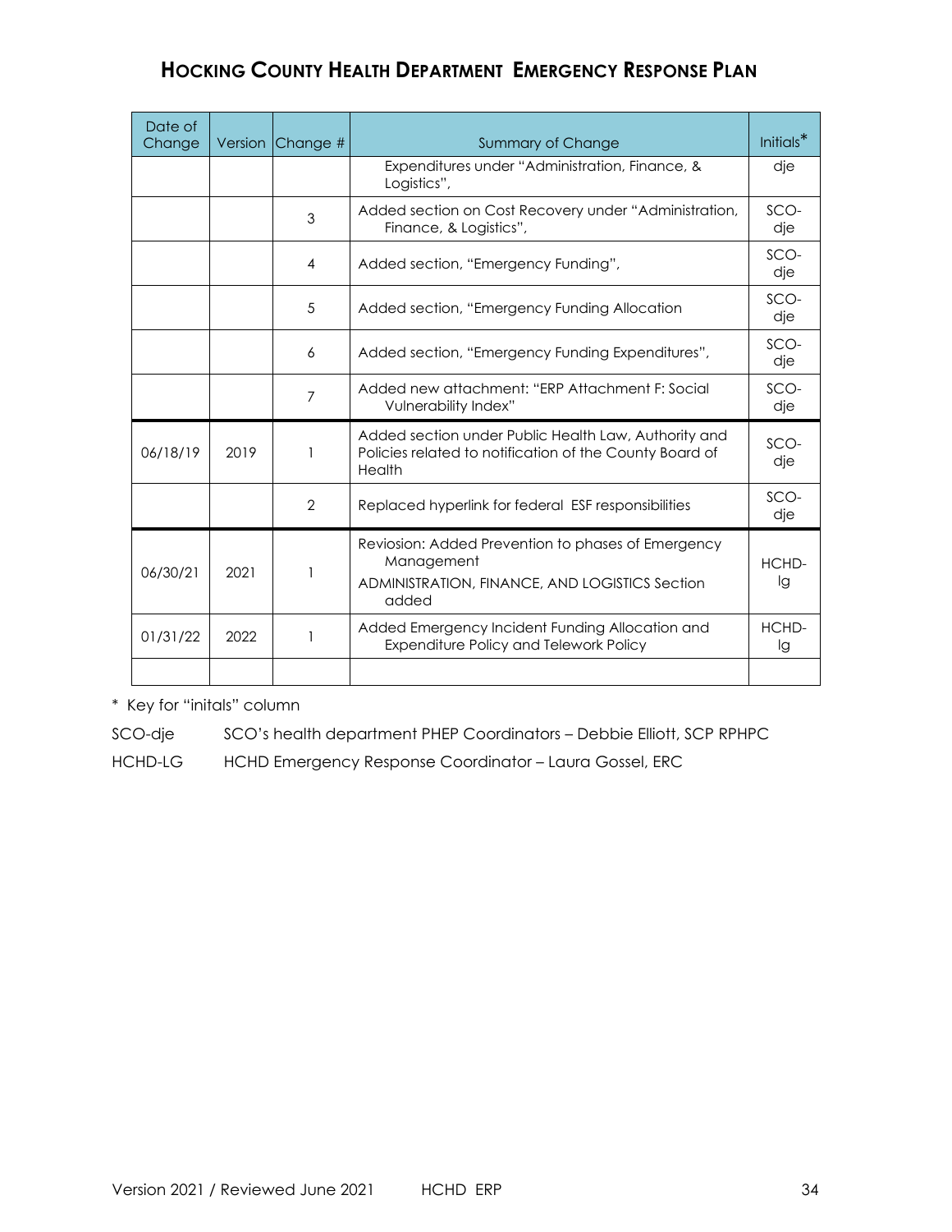| Date of Change | Version | Change # | Summary of Change | Initials* |
|---|---|---|---|---|
| | | | Expenditures under "Administration, Finance, & Logistics", | dje |
| | | 3 | Added section on Cost Recovery under "Administration, Finance, & Logistics", | SCO-dje |
| | | 4 | Added section, "Emergency Funding", | SCO-dje |
| | | 5 | Added section, "Emergency Funding Allocation | SCO-dje |
| | | 6 | Added section, "Emergency Funding Expenditures", | SCO-dje |
| | | 7 | Added new attachment: "ERP Attachment F: Social Vulnerability Index" | SCO-dje |
| 06/18/19 | 2019 | 1 | Added section under Public Health Law, Authority and Policies related to notification of the County Board of Health | SCO-dje |
| | | 2 | Replaced hyperlink for federal ESF responsibilities | SCO-dje |
| 06/30/21 | 2021 | 1 | Reviosion: Added Prevention to phases of Emergency Management<br>ADMINISTRATION, FINANCE, AND LOGISTICS Section added | HCHD-lg |
| 01/31/22 | 2022 | 1 | Added Emergency Incident Funding Allocation and Expenditure Policy and Telework Policy | HCHD-lg |
| | | | | |

* Key for "initals" column

SCO-dje SCO's health department PHEP Coordinators – Debbie Elliott, SCP RPHPC

HCHD-LG HCHD Emergency Response Coordinator – Laura Gossel, ERC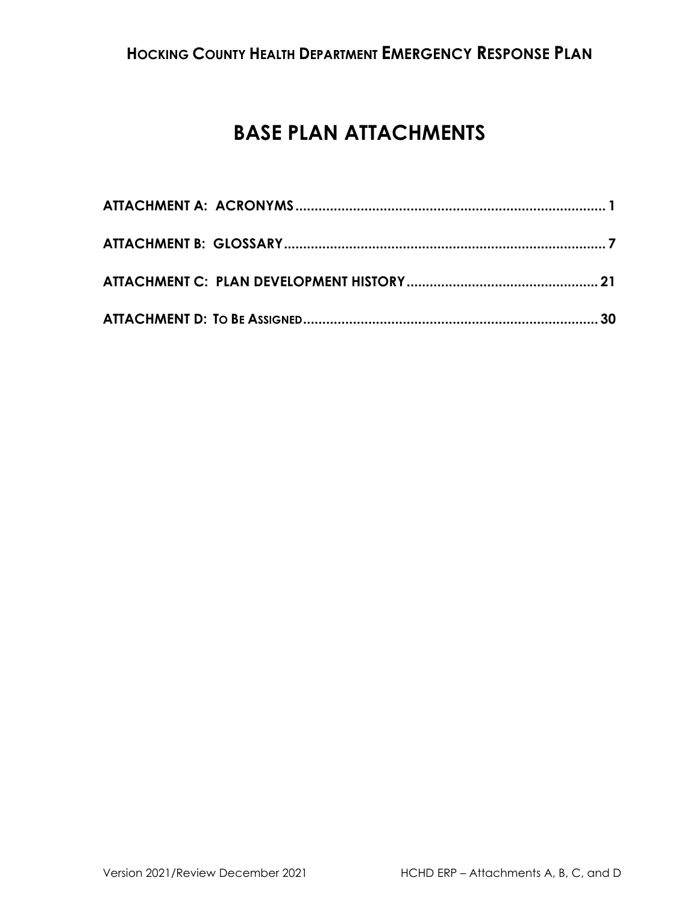# BASE PLAN ATTACHMENTS

**ATTACHMENT A: ACRONYMS** ........................................................................ 1

**ATTACHMENT B: GLOSSARY** ........................................................................ 7

**ATTACHMENT C: PLAN DEVELOPMENT HISTORY** .................................................. 21

**ATTACHMENT D: TO BE ASSIGNED** ................................................................ 30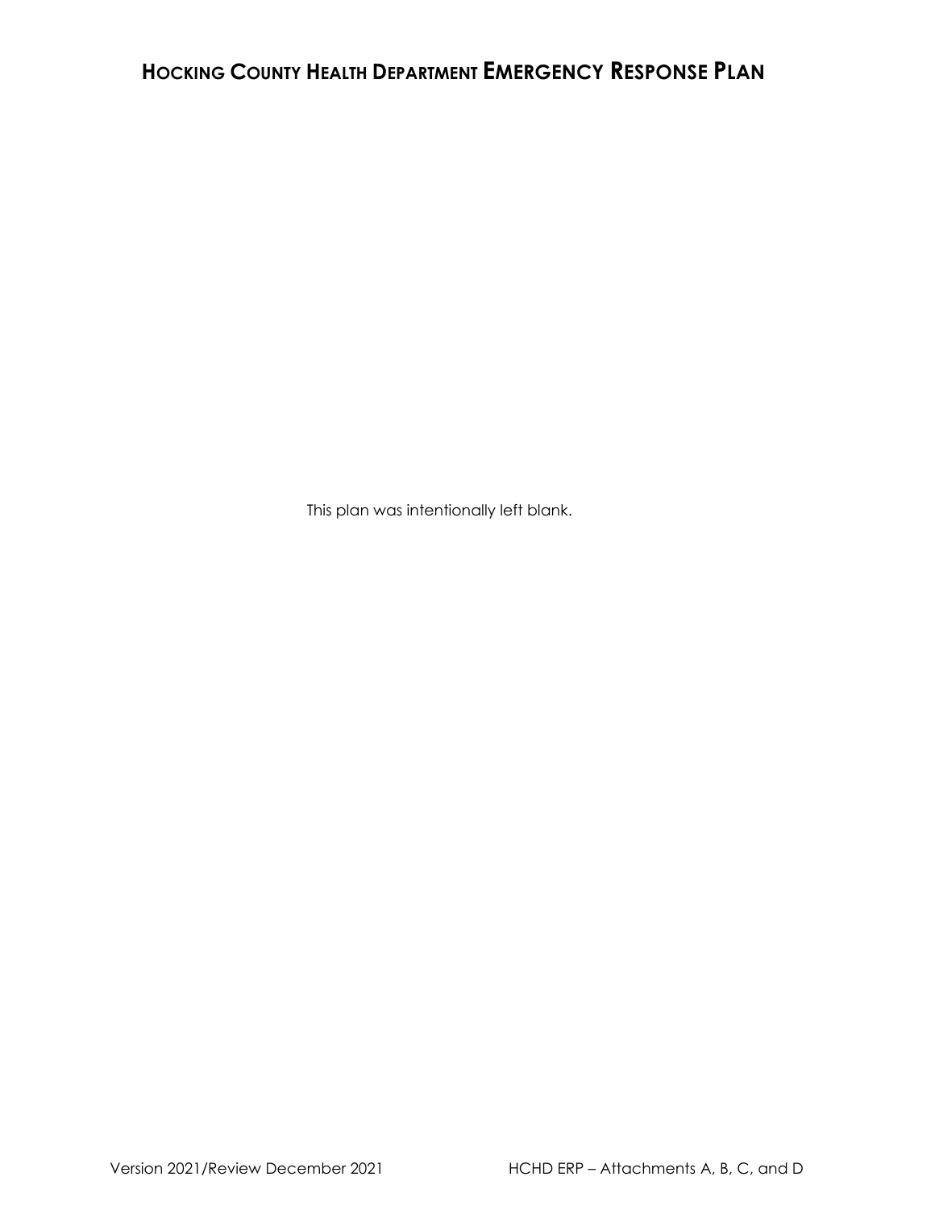This plan was intentionally left blank.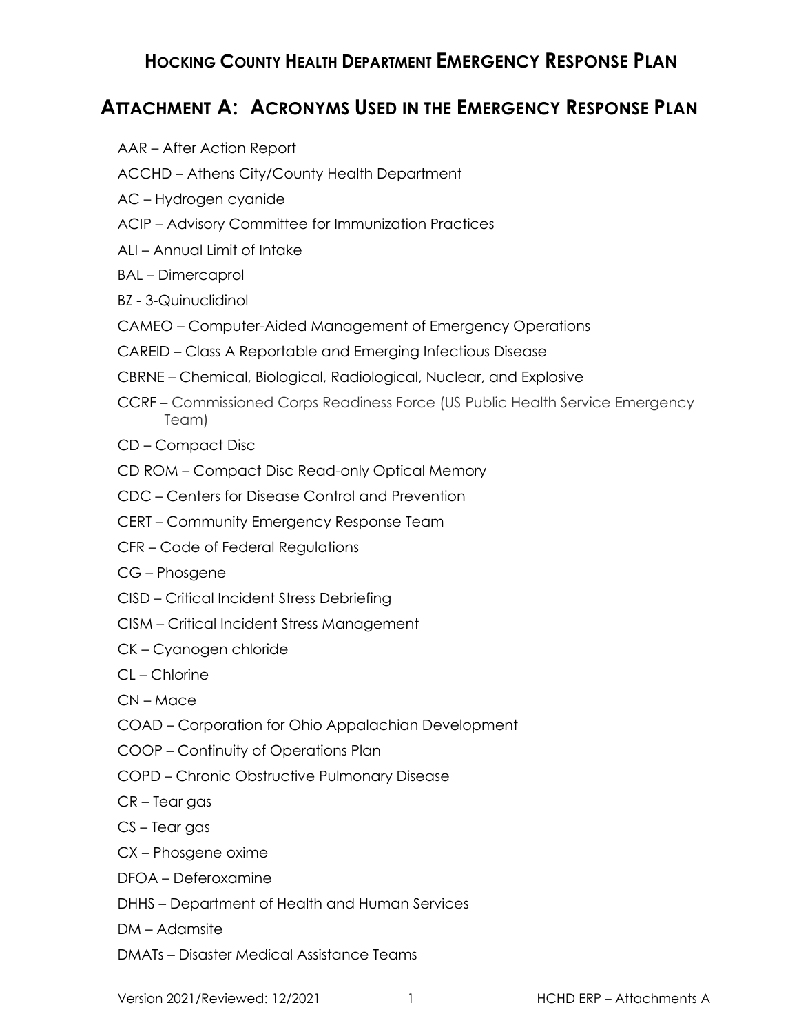## Hocking County Health Department Emergency Response Plan

# Attachment A: Acronyms Used in the Emergency Response Plan

AAR – After Action Report

ACCHD – Athens City/County Health Department

AC – Hydrogen cyanide

ACIP – Advisory Committee for Immunization Practices

ALI – Annual Limit of Intake

BAL – Dimercaprol

BZ - 3-Quinuclidinol

CAMEO – Computer-Aided Management of Emergency Operations

CAREID – Class A Reportable and Emerging Infectious Disease

CBRNE – Chemical, Biological, Radiological, Nuclear, and Explosive

CCRF – Commissioned Corps Readiness Force (US Public Health Service Emergency Team)

CD – Compact Disc

CD ROM – Compact Disc Read-only Optical Memory

CDC – Centers for Disease Control and Prevention

CERT – Community Emergency Response Team

CFR – Code of Federal Regulations

CG – Phosgene

CISD – Critical Incident Stress Debriefing

CISM – Critical Incident Stress Management

CK – Cyanogen chloride

CL – Chlorine

CN – Mace

COAD – Corporation for Ohio Appalachian Development

COOP – Continuity of Operations Plan

COPD – Chronic Obstructive Pulmonary Disease

CR – Tear gas

CS – Tear gas

CX – Phosgene oxime

DFOA – Deferoxamine

DHHS – Department of Health and Human Services

DM – Adamsite

DMATs – Disaster Medical Assistance Teams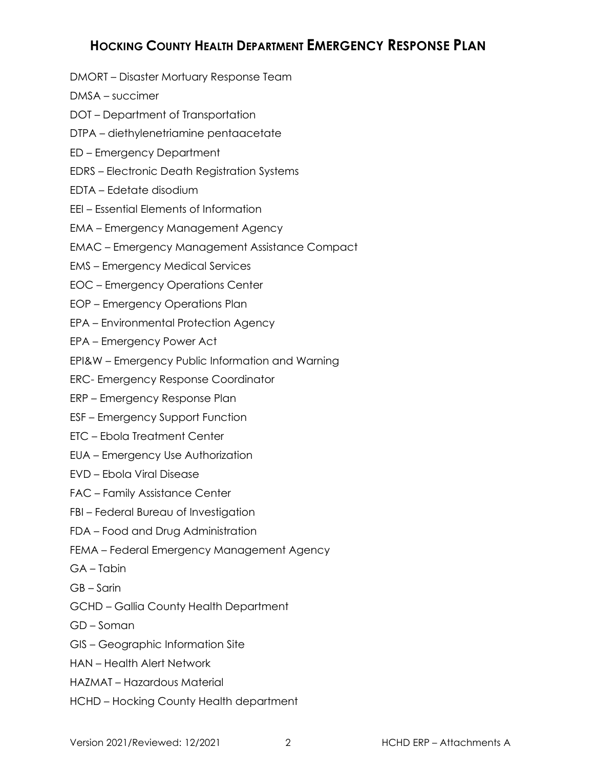DMORT – Disaster Mortuary Response Team

DMSA – succimer

DOT – Department of Transportation

DTPA – diethylenetriamine pentaacetate

ED – Emergency Department

EDRS – Electronic Death Registration Systems

EDTA – Edetate disodium

EEI – Essential Elements of Information

EMA – Emergency Management Agency

EMAC – Emergency Management Assistance Compact

EMS – Emergency Medical Services

EOC – Emergency Operations Center

EOP – Emergency Operations Plan

EPA – Environmental Protection Agency

EPA – Emergency Power Act

EPI&W – Emergency Public Information and Warning

ERC- Emergency Response Coordinator

ERP – Emergency Response Plan

ESF – Emergency Support Function

ETC – Ebola Treatment Center

EUA – Emergency Use Authorization

EVD – Ebola Viral Disease

FAC – Family Assistance Center

FBI – Federal Bureau of Investigation

FDA – Food and Drug Administration

FEMA – Federal Emergency Management Agency

GA – Tabin

GB – Sarin

GCHD – Gallia County Health Department

GD – Soman

GIS – Geographic Information Site

HAN – Health Alert Network

HAZMAT – Hazardous Material

HCHD – Hocking County Health department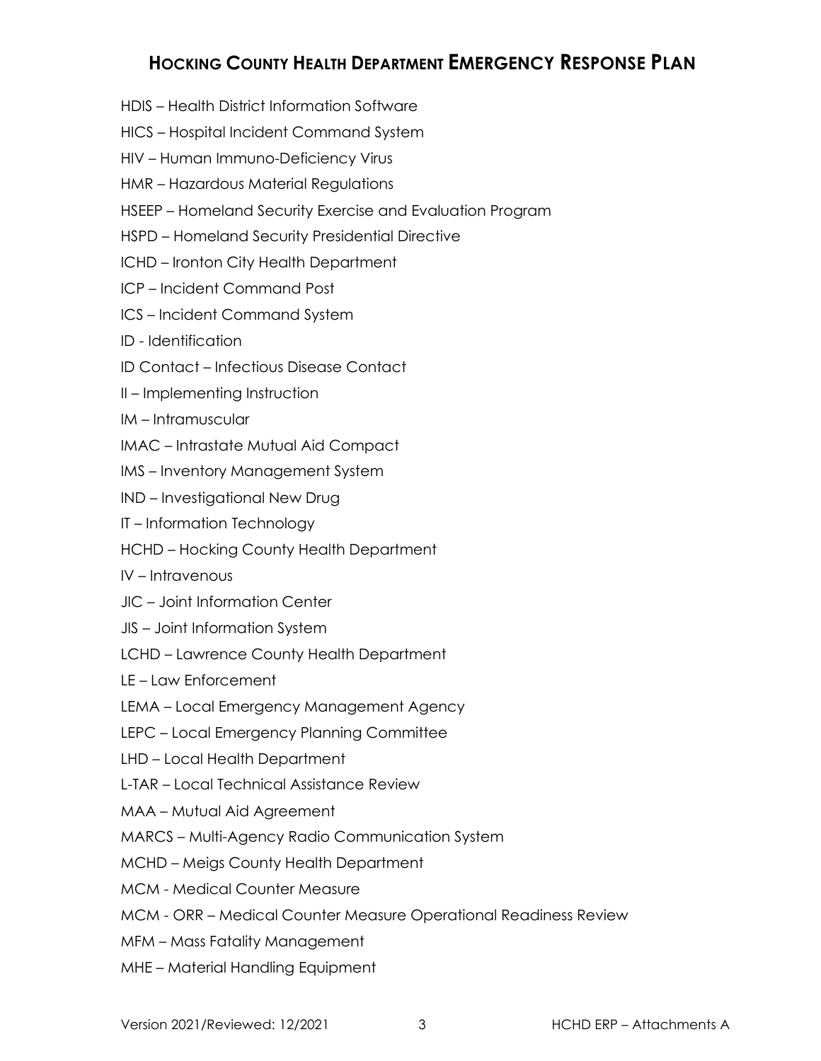HDIS – Health District Information Software

HICS – Hospital Incident Command System

HIV – Human Immuno-Deficiency Virus

HMR – Hazardous Material Regulations

HSEEP – Homeland Security Exercise and Evaluation Program

HSPD – Homeland Security Presidential Directive

ICHD – Ironton City Health Department

ICP – Incident Command Post

ICS – Incident Command System

ID - Identification

ID Contact – Infectious Disease Contact

II – Implementing Instruction

IM – Intramuscular

IMAC – Intrastate Mutual Aid Compact

IMS – Inventory Management System

IND – Investigational New Drug

IT – Information Technology

HCHD – Hocking County Health Department

IV – Intravenous

JIC – Joint Information Center

JIS – Joint Information System

LCHD – Lawrence County Health Department

LE – Law Enforcement

LEMA – Local Emergency Management Agency

LEPC – Local Emergency Planning Committee

LHD – Local Health Department

L-TAR – Local Technical Assistance Review

MAA – Mutual Aid Agreement

MARCS – Multi-Agency Radio Communication System

MCHD – Meigs County Health Department

MCM - Medical Counter Measure

MCM - ORR – Medical Counter Measure Operational Readiness Review

MFM – Mass Fatality Management

MHE – Material Handling Equipment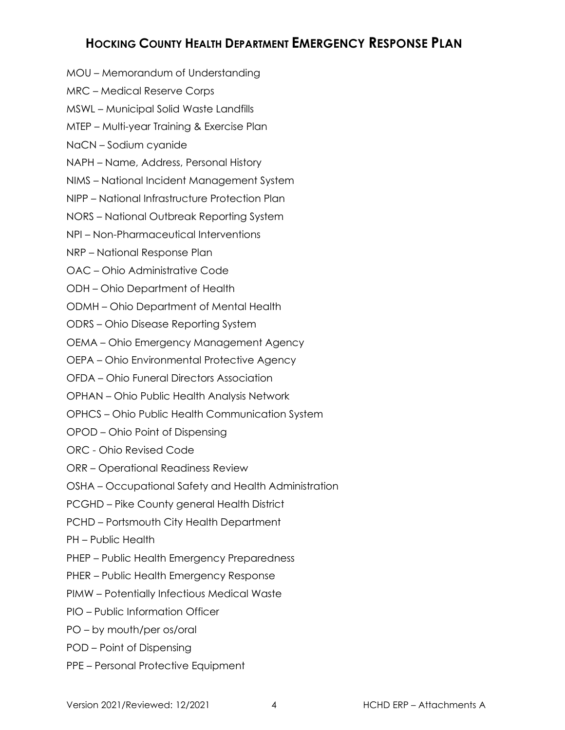MOU – Memorandum of Understanding

MRC – Medical Reserve Corps

MSWL – Municipal Solid Waste Landfills

MTEP – Multi-year Training & Exercise Plan

NaCN – Sodium cyanide

NAPH – Name, Address, Personal History

NIMS – National Incident Management System

NIPP – National Infrastructure Protection Plan

NORS – National Outbreak Reporting System

NPI – Non-Pharmaceutical Interventions

NRP – National Response Plan

OAC – Ohio Administrative Code

ODH – Ohio Department of Health

ODMH – Ohio Department of Mental Health

ODRS – Ohio Disease Reporting System

OEMA – Ohio Emergency Management Agency

OEPA – Ohio Environmental Protective Agency

OFDA – Ohio Funeral Directors Association

OPHAN – Ohio Public Health Analysis Network

OPHCS – Ohio Public Health Communication System

OPOD – Ohio Point of Dispensing

ORC - Ohio Revised Code

ORR – Operational Readiness Review

OSHA – Occupational Safety and Health Administration

PCGHD – Pike County general Health District

PCHD – Portsmouth City Health Department

PH – Public Health

PHEP – Public Health Emergency Preparedness

PHER – Public Health Emergency Response

PIMW – Potentially Infectious Medical Waste

PIO – Public Information Officer

PO – by mouth/per os/oral

POD – Point of Dispensing

PPE – Personal Protective Equipment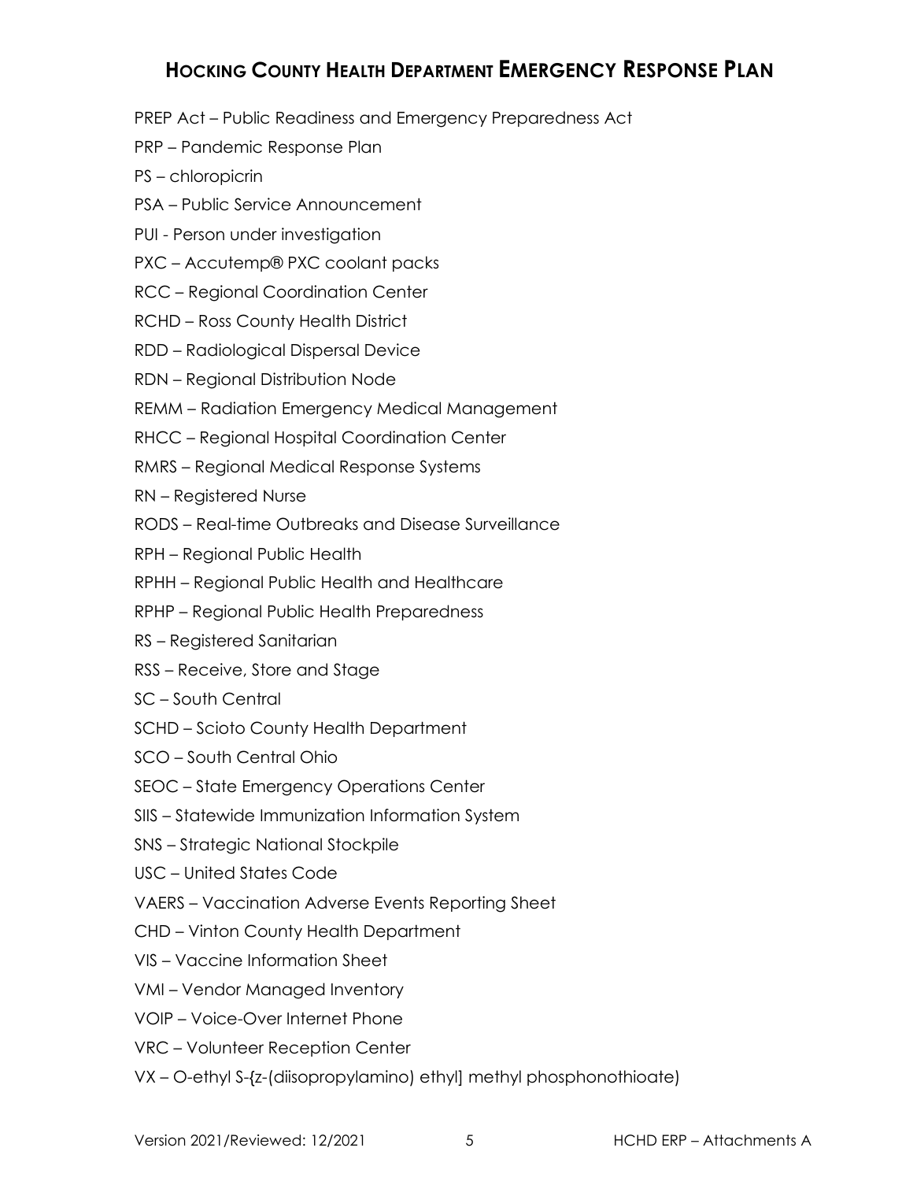PREP Act – Public Readiness and Emergency Preparedness Act

PRP – Pandemic Response Plan

PS – chloropicrin

PSA – Public Service Announcement

PUI - Person under investigation

PXC – Accutemp® PXC coolant packs

RCC – Regional Coordination Center

RCHD – Ross County Health District

RDD – Radiological Dispersal Device

RDN – Regional Distribution Node

REMM – Radiation Emergency Medical Management

RHCC – Regional Hospital Coordination Center

RMRS – Regional Medical Response Systems

RN – Registered Nurse

RODS – Real-time Outbreaks and Disease Surveillance

RPH – Regional Public Health

RPHH – Regional Public Health and Healthcare

RPHP – Regional Public Health Preparedness

RS – Registered Sanitarian

RSS – Receive, Store and Stage

SC – South Central

SCHD – Scioto County Health Department

SCO – South Central Ohio

SEOC – State Emergency Operations Center

SIIS – Statewide Immunization Information System

SNS – Strategic National Stockpile

USC – United States Code

VAERS – Vaccination Adverse Events Reporting Sheet

CHD – Vinton County Health Department

VIS – Vaccine Information Sheet

VMI – Vendor Managed Inventory

VOIP – Voice-Over Internet Phone

VRC – Volunteer Reception Center

VX – O-ethyl S-{z-(diisopropylamino) ethyl] methyl phosphonothioate)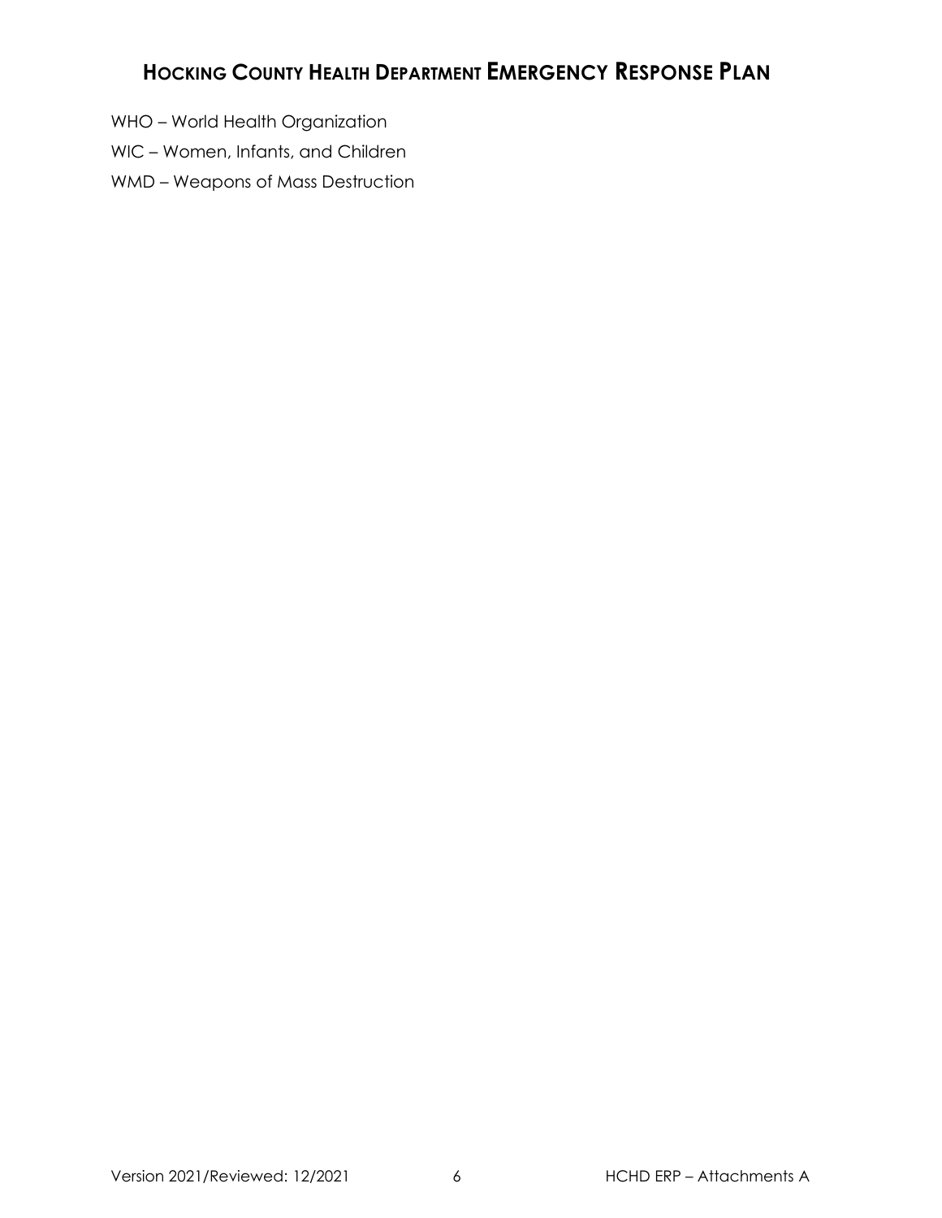WHO – World Health Organization

WIC – Women, Infants, and Children

WMD – Weapons of Mass Destruction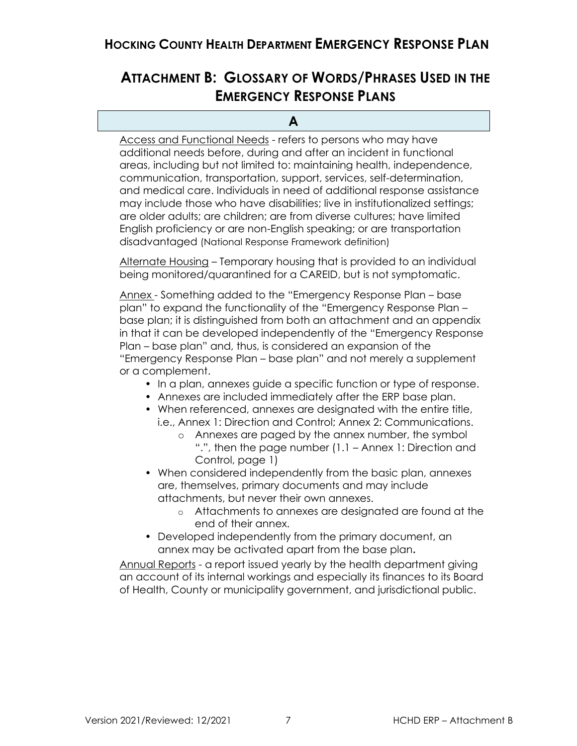# Attachment B: Glossary of Words/Phrases Used in the Emergency Response Plans

## A

Access and Functional Needs - refers to persons who may have additional needs before, during and after an incident in functional areas, including but not limited to: maintaining health, independence, communication, transportation, support, services, self-determination, and medical care. Individuals in need of additional response assistance may include those who have disabilities; live in institutionalized settings; are older adults; are children; are from diverse cultures; have limited English proficiency or are non-English speaking; or are transportation disadvantaged (National Response Framework definition)

Alternate Housing – Temporary housing that is provided to an individual being monitored/quarantined for a CAREID, but is not symptomatic.

Annex - Something added to the "Emergency Response Plan – base plan" to expand the functionality of the "Emergency Response Plan – base plan; it is distinguished from both an attachment and an appendix in that it can be developed independently of the "Emergency Response Plan – base plan" and, thus, is considered an expansion of the "Emergency Response Plan – base plan" and not merely a supplement or a complement.

- In a plan, annexes guide a specific function or type of response.
- Annexes are included immediately after the ERP base plan.
- When referenced, annexes are designated with the entire title, i.e., Annex 1: Direction and Control; Annex 2: Communications.
    - Annexes are paged by the annex number, the symbol ".", then the page number (1.1 – Annex 1: Direction and Control, page 1)
- When considered independently from the basic plan, annexes are, themselves, primary documents and may include attachments, but never their own annexes.
    - Attachments to annexes are designated are found at the end of their annex.
- Developed independently from the primary document, an annex may be activated apart from the base plan**.**

Annual Reports - a report issued yearly by the health department giving an account of its internal workings and especially its finances to its Board of Health, County or municipality government, and jurisdictional public.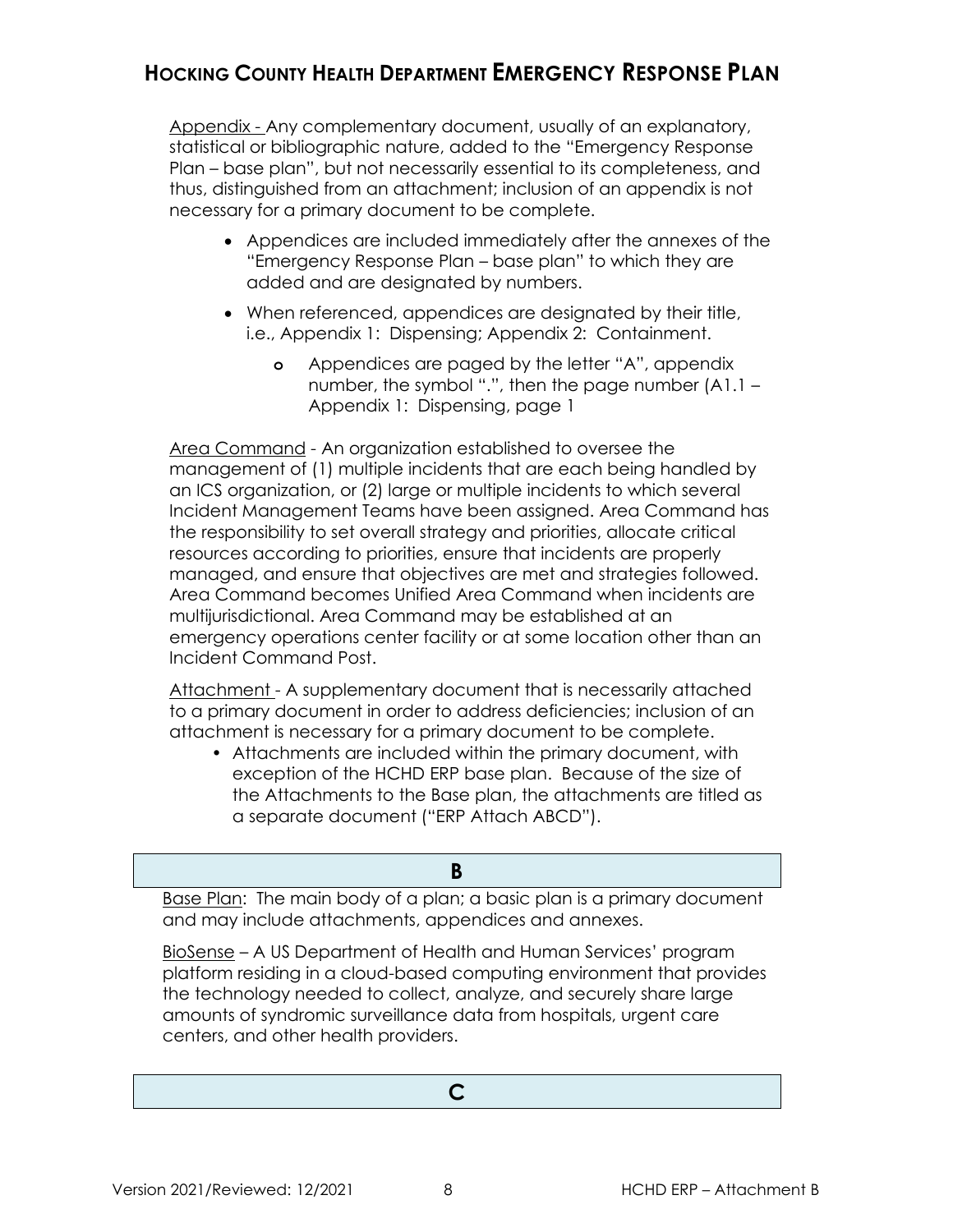Appendix - Any complementary document, usually of an explanatory, statistical or bibliographic nature, added to the "Emergency Response Plan – base plan", but not necessarily essential to its completeness, and thus, distinguished from an attachment; inclusion of an appendix is not necessary for a primary document to be complete.

- Appendices are included immediately after the annexes of the "Emergency Response Plan – base plan" to which they are added and are designated by numbers.
- When referenced, appendices are designated by their title, i.e., Appendix 1: Dispensing; Appendix 2: Containment.
  - Appendices are paged by the letter "A", appendix number, the symbol ".", then the page number (A1.1 – Appendix 1: Dispensing, page 1

Area Command - An organization established to oversee the management of (1) multiple incidents that are each being handled by an ICS organization, or (2) large or multiple incidents to which several Incident Management Teams have been assigned. Area Command has the responsibility to set overall strategy and priorities, allocate critical resources according to priorities, ensure that incidents are properly managed, and ensure that objectives are met and strategies followed. Area Command becomes Unified Area Command when incidents are multijurisdictional. Area Command may be established at an emergency operations center facility or at some location other than an Incident Command Post.

Attachment - A supplementary document that is necessarily attached to a primary document in order to address deficiencies; inclusion of an attachment is necessary for a primary document to be complete.

- Attachments are included within the primary document, with exception of the HCHD ERP base plan. Because of the size of the Attachments to the Base plan, the attachments are titled as a separate document ("ERP Attach ABCD").

## B

Base Plan: The main body of a plan; a basic plan is a primary document and may include attachments, appendices and annexes.

BioSense – A US Department of Health and Human Services' program platform residing in a cloud-based computing environment that provides the technology needed to collect, analyze, and securely share large amounts of syndromic surveillance data from hospitals, urgent care centers, and other health providers.

## C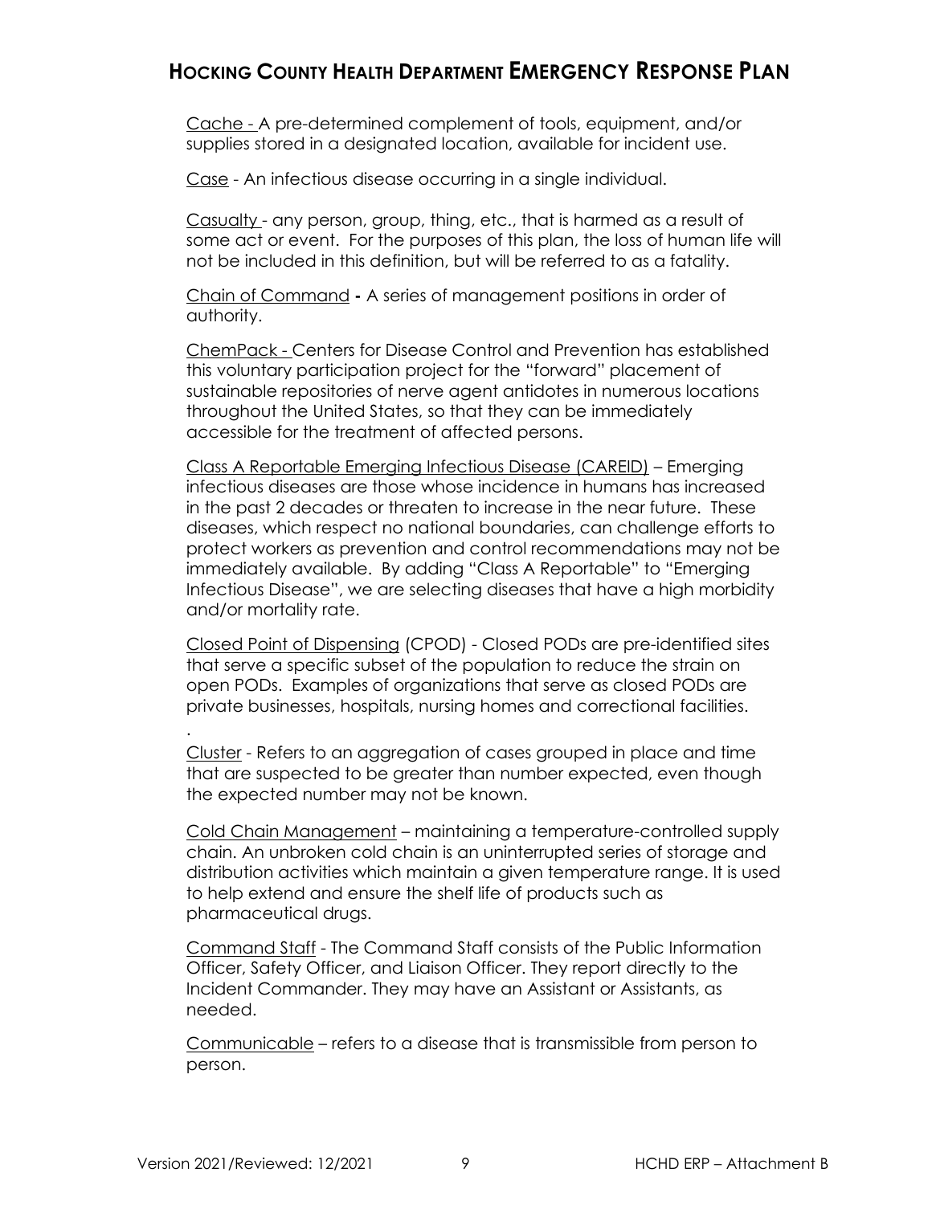Cache - A pre-determined complement of tools, equipment, and/or supplies stored in a designated location, available for incident use.

Case - An infectious disease occurring in a single individual.

Casualty - any person, group, thing, etc., that is harmed as a result of some act or event. For the purposes of this plan, the loss of human life will not be included in this definition, but will be referred to as a fatality.

Chain of Command - A series of management positions in order of authority.

ChemPack - Centers for Disease Control and Prevention has established this voluntary participation project for the "forward" placement of sustainable repositories of nerve agent antidotes in numerous locations throughout the United States, so that they can be immediately accessible for the treatment of affected persons.

Class A Reportable Emerging Infectious Disease (CAREID) – Emerging infectious diseases are those whose incidence in humans has increased in the past 2 decades or threaten to increase in the near future. These diseases, which respect no national boundaries, can challenge efforts to protect workers as prevention and control recommendations may not be immediately available. By adding "Class A Reportable" to "Emerging Infectious Disease", we are selecting diseases that have a high morbidity and/or mortality rate.

Closed Point of Dispensing (CPOD) - Closed PODs are pre-identified sites that serve a specific subset of the population to reduce the strain on open PODs. Examples of organizations that serve as closed PODs are private businesses, hospitals, nursing homes and correctional facilities.

Cluster - Refers to an aggregation of cases grouped in place and time that are suspected to be greater than number expected, even though the expected number may not be known.

Cold Chain Management – maintaining a temperature-controlled supply chain. An unbroken cold chain is an uninterrupted series of storage and distribution activities which maintain a given temperature range. It is used to help extend and ensure the shelf life of products such as pharmaceutical drugs.

Command Staff - The Command Staff consists of the Public Information Officer, Safety Officer, and Liaison Officer. They report directly to the Incident Commander. They may have an Assistant or Assistants, as needed.

Communicable – refers to a disease that is transmissible from person to person.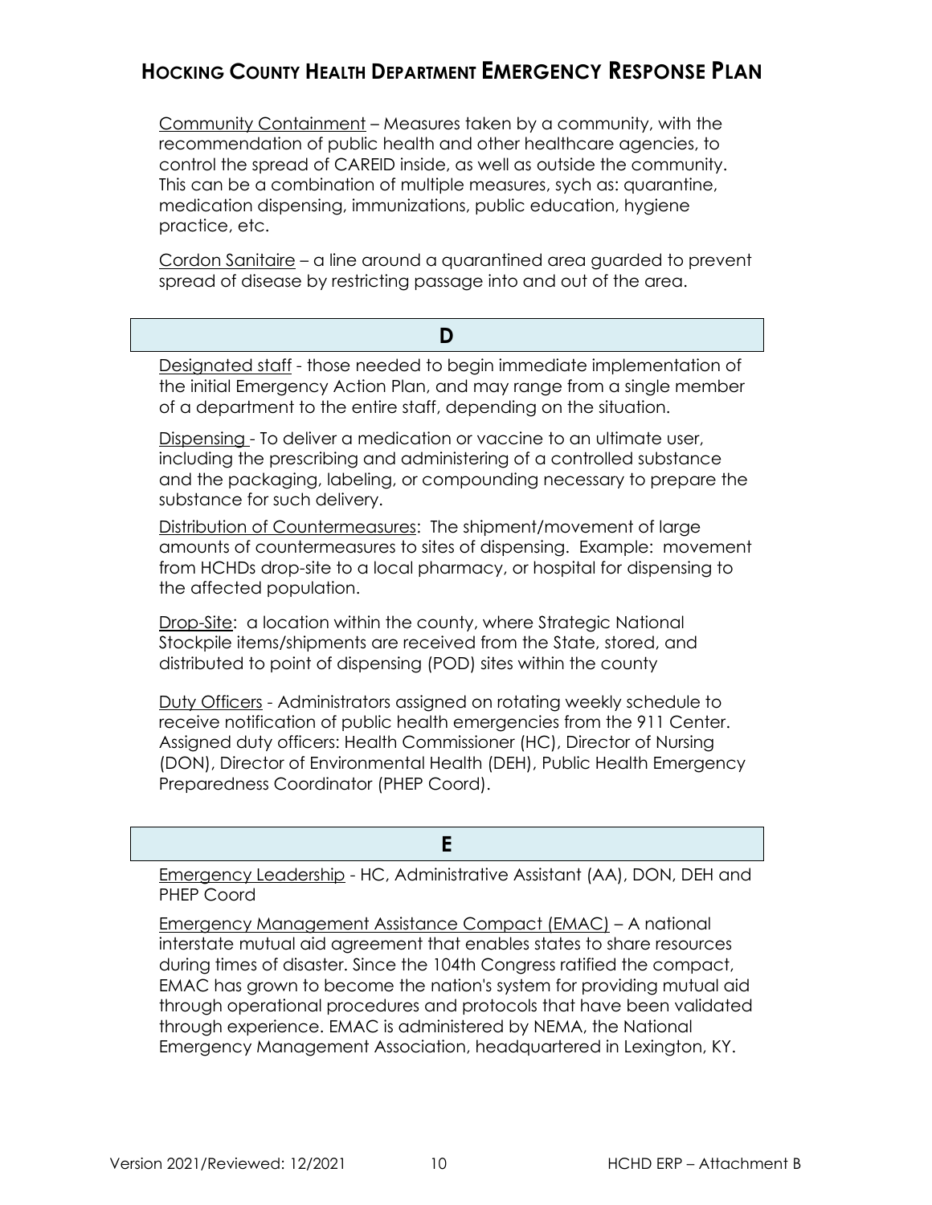Community Containment – Measures taken by a community, with the recommendation of public health and other healthcare agencies, to control the spread of CAREID inside, as well as outside the community. This can be a combination of multiple measures, sych as: quarantine, medication dispensing, immunizations, public education, hygiene practice, etc.

Cordon Sanitaire – a line around a quarantined area guarded to prevent spread of disease by restricting passage into and out of the area.

## D

Designated staff - those needed to begin immediate implementation of the initial Emergency Action Plan, and may range from a single member of a department to the entire staff, depending on the situation.

Dispensing - To deliver a medication or vaccine to an ultimate user, including the prescribing and administering of a controlled substance and the packaging, labeling, or compounding necessary to prepare the substance for such delivery.

Distribution of Countermeasures: The shipment/movement of large amounts of countermeasures to sites of dispensing. Example: movement from HCHDs drop-site to a local pharmacy, or hospital for dispensing to the affected population.

Drop-Site: a location within the county, where Strategic National Stockpile items/shipments are received from the State, stored, and distributed to point of dispensing (POD) sites within the county

Duty Officers - Administrators assigned on rotating weekly schedule to receive notification of public health emergencies from the 911 Center. Assigned duty officers: Health Commissioner (HC), Director of Nursing (DON), Director of Environmental Health (DEH), Public Health Emergency Preparedness Coordinator (PHEP Coord).

## E

Emergency Leadership - HC, Administrative Assistant (AA), DON, DEH and PHEP Coord

Emergency Management Assistance Compact (EMAC) – A national interstate mutual aid agreement that enables states to share resources during times of disaster. Since the 104th Congress ratified the compact, EMAC has grown to become the nation's system for providing mutual aid through operational procedures and protocols that have been validated through experience. EMAC is administered by NEMA, the National Emergency Management Association, headquartered in Lexington, KY.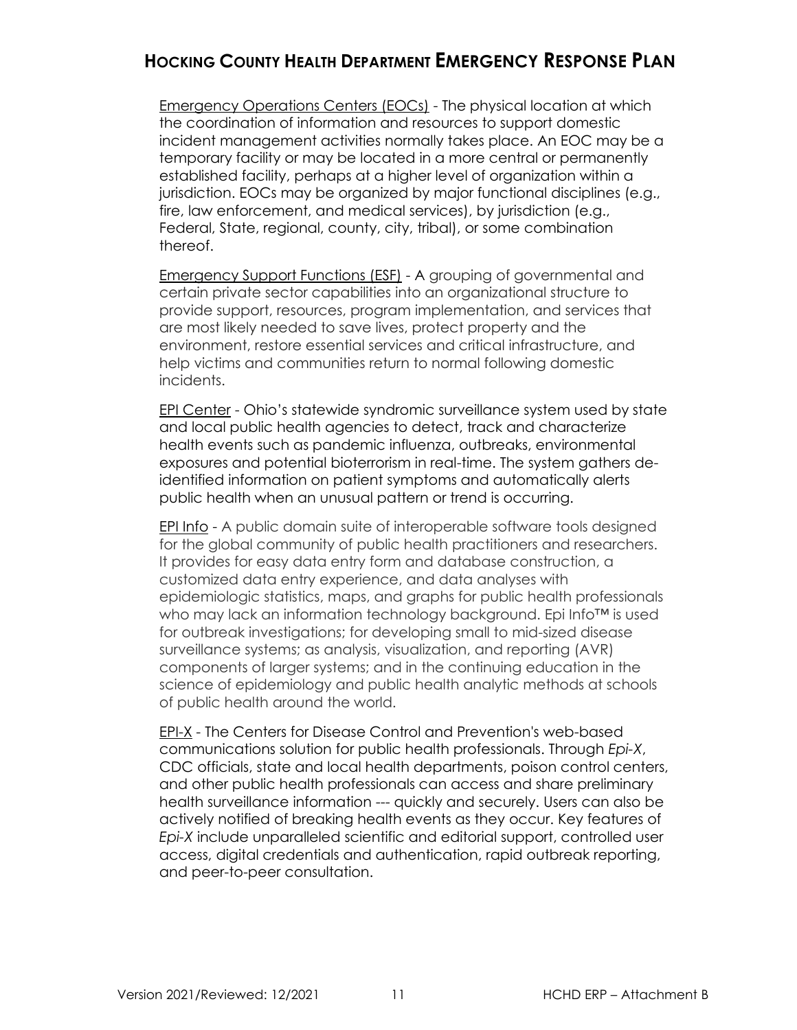<u>Emergency Operations Centers (EOCs)</u> - The physical location at which the coordination of information and resources to support domestic incident management activities normally takes place. An EOC may be a temporary facility or may be located in a more central or permanently established facility, perhaps at a higher level of organization within a jurisdiction. EOCs may be organized by major functional disciplines (e.g., fire, law enforcement, and medical services), by jurisdiction (e.g., Federal, State, regional, county, city, tribal), or some combination thereof.

<u>Emergency Support Functions (ESF)</u> - A grouping of governmental and certain private sector capabilities into an organizational structure to provide support, resources, program implementation, and services that are most likely needed to save lives, protect property and the environment, restore essential services and critical infrastructure, and help victims and communities return to normal following domestic incidents.

<u>EPI Center</u> - Ohio's statewide syndromic surveillance system used by state and local public health agencies to detect, track and characterize health events such as pandemic influenza, outbreaks, environmental exposures and potential bioterrorism in real-time. The system gathers de-identified information on patient symptoms and automatically alerts public health when an unusual pattern or trend is occurring.

<u>EPI Info</u> - A public domain suite of interoperable software tools designed for the global community of public health practitioners and researchers. It provides for easy data entry form and database construction, a customized data entry experience, and data analyses with epidemiologic statistics, maps, and graphs for public health professionals who may lack an information technology background. Epi Info™ is used for outbreak investigations; for developing small to mid-sized disease surveillance systems; as analysis, visualization, and reporting (AVR) components of larger systems; and in the continuing education in the science of epidemiology and public health analytic methods at schools of public health around the world.

<u>EPI-X</u> - The Centers for Disease Control and Prevention's web-based communications solution for public health professionals. Through *Epi-X*, CDC officials, state and local health departments, poison control centers, and other public health professionals can access and share preliminary health surveillance information --- quickly and securely. Users can also be actively notified of breaking health events as they occur. Key features of *Epi-X* include unparalleled scientific and editorial support, controlled user access, digital credentials and authentication, rapid outbreak reporting, and peer-to-peer consultation.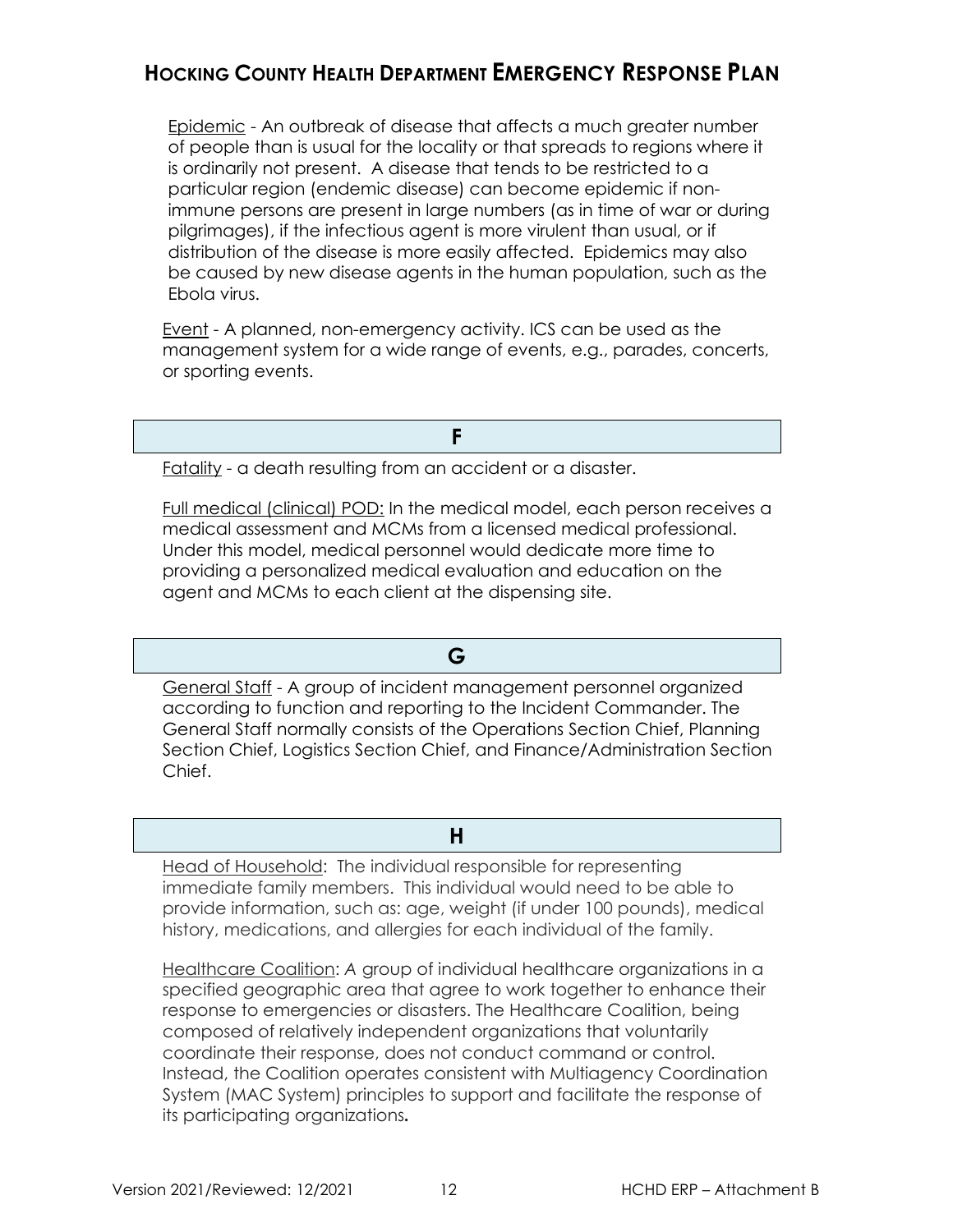Epidemic - An outbreak of disease that affects a much greater number of people than is usual for the locality or that spreads to regions where it is ordinarily not present. A disease that tends to be restricted to a particular region (endemic disease) can become epidemic if non-immune persons are present in large numbers (as in time of war or during pilgrimages), if the infectious agent is more virulent than usual, or if distribution of the disease is more easily affected. Epidemics may also be caused by new disease agents in the human population, such as the Ebola virus.

Event - A planned, non-emergency activity. ICS can be used as the management system for a wide range of events, e.g., parades, concerts, or sporting events.

## F

Fatality - a death resulting from an accident or a disaster.

Full medical (clinical) POD: In the medical model, each person receives a medical assessment and MCMs from a licensed medical professional. Under this model, medical personnel would dedicate more time to providing a personalized medical evaluation and education on the agent and MCMs to each client at the dispensing site.

## G

General Staff - A group of incident management personnel organized according to function and reporting to the Incident Commander. The General Staff normally consists of the Operations Section Chief, Planning Section Chief, Logistics Section Chief, and Finance/Administration Section Chief.

## H

Head of Household: The individual responsible for representing immediate family members. This individual would need to be able to provide information, such as: age, weight (if under 100 pounds), medical history, medications, and allergies for each individual of the family.

Healthcare Coalition: A group of individual healthcare organizations in a specified geographic area that agree to work together to enhance their response to emergencies or disasters. The Healthcare Coalition, being composed of relatively independent organizations that voluntarily coordinate their response, does not conduct command or control. Instead, the Coalition operates consistent with Multiagency Coordination System (MAC System) principles to support and facilitate the response of its participating organizations**.**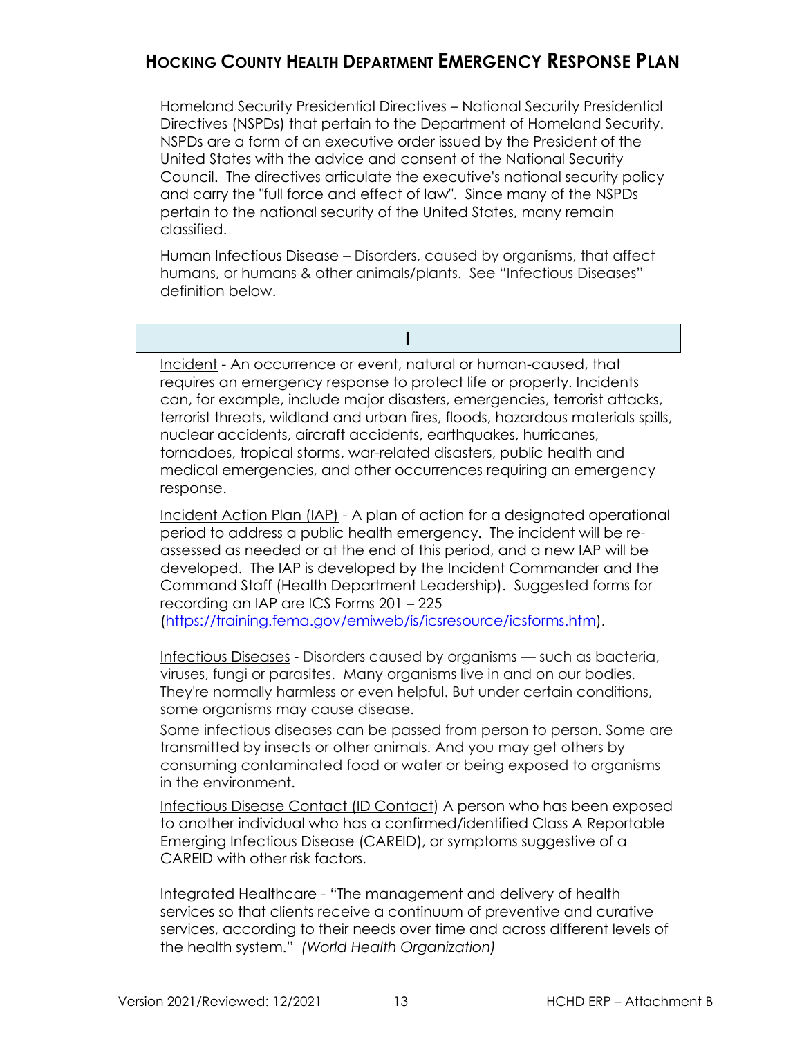<u>Homeland Security Presidential Directives</u> – National Security Presidential Directives (NSPDs) that pertain to the Department of Homeland Security. NSPDs are a form of an executive order issued by the President of the United States with the advice and consent of the National Security Council. The directives articulate the executive's national security policy and carry the "full force and effect of law". Since many of the NSPDs pertain to the national security of the United States, many remain classified.

<u>Human Infectious Disease</u> – Disorders, caused by organisms, that affect humans, or humans & other animals/plants. See "Infectious Diseases" definition below.

## I

<u>Incident</u> - An occurrence or event, natural or human-caused, that requires an emergency response to protect life or property. Incidents can, for example, include major disasters, emergencies, terrorist attacks, terrorist threats, wildland and urban fires, floods, hazardous materials spills, nuclear accidents, aircraft accidents, earthquakes, hurricanes, tornadoes, tropical storms, war-related disasters, public health and medical emergencies, and other occurrences requiring an emergency response.

<u>Incident Action Plan (IAP)</u> - A plan of action for a designated operational period to address a public health emergency. The incident will be re-assessed as needed or at the end of this period, and a new IAP will be developed. The IAP is developed by the Incident Commander and the Command Staff (Health Department Leadership). Suggested forms for recording an IAP are ICS Forms 201 – 225 (https://training.fema.gov/emiweb/is/icsresource/icsforms.htm).

<u>Infectious Diseases</u> - Disorders caused by organisms — such as bacteria, viruses, fungi or parasites. Many organisms live in and on our bodies. They're normally harmless or even helpful. But under certain conditions, some organisms may cause disease.

Some infectious diseases can be passed from person to person. Some are transmitted by insects or other animals. And you may get others by consuming contaminated food or water or being exposed to organisms in the environment.

<u>Infectious Disease Contact (ID Contact)</u> A person who has been exposed to another individual who has a confirmed/identified Class A Reportable Emerging Infectious Disease (CAREID), or symptoms suggestive of a CAREID with other risk factors.

<u>Integrated Healthcare</u> - "The management and delivery of health services so that clients receive a continuum of preventive and curative services, according to their needs over time and across different levels of the health system." *(World Health Organization)*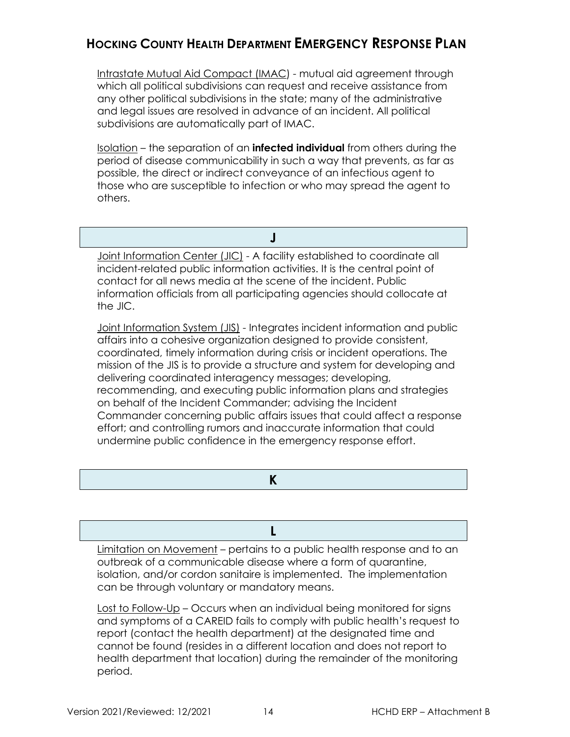Intrastate Mutual Aid Compact (IMAC) - mutual aid agreement through which all political subdivisions can request and receive assistance from any other political subdivisions in the state; many of the administrative and legal issues are resolved in advance of an incident. All political subdivisions are automatically part of IMAC.

Isolation – the separation of an **infected individual** from others during the period of disease communicability in such a way that prevents, as far as possible, the direct or indirect conveyance of an infectious agent to those who are susceptible to infection or who may spread the agent to others.

## J

Joint Information Center (JIC) - A facility established to coordinate all incident-related public information activities. It is the central point of contact for all news media at the scene of the incident. Public information officials from all participating agencies should collocate at the JIC.

Joint Information System (JIS) - Integrates incident information and public affairs into a cohesive organization designed to provide consistent, coordinated, timely information during crisis or incident operations. The mission of the JIS is to provide a structure and system for developing and delivering coordinated interagency messages; developing, recommending, and executing public information plans and strategies on behalf of the Incident Commander; advising the Incident Commander concerning public affairs issues that could affect a response effort; and controlling rumors and inaccurate information that could undermine public confidence in the emergency response effort.

## K

## L

Limitation on Movement – pertains to a public health response and to an outbreak of a communicable disease where a form of quarantine, isolation, and/or cordon sanitaire is implemented. The implementation can be through voluntary or mandatory means.

Lost to Follow-Up – Occurs when an individual being monitored for signs and symptoms of a CAREID fails to comply with public health's request to report (contact the health department) at the designated time and cannot be found (resides in a different location and does not report to health department that location) during the remainder of the monitoring period.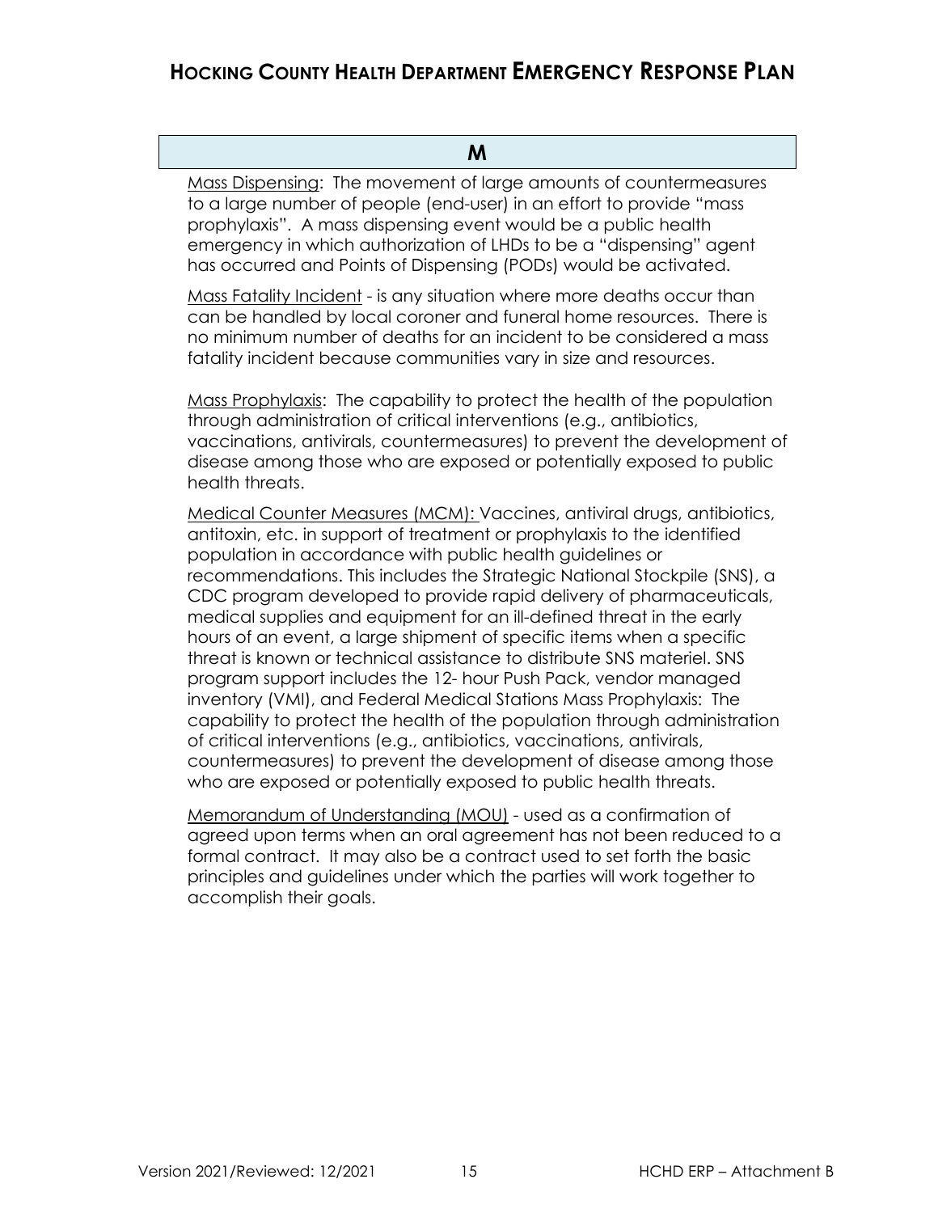## M

Mass Dispensing: The movement of large amounts of countermeasures to a large number of people (end-user) in an effort to provide "mass prophylaxis". A mass dispensing event would be a public health emergency in which authorization of LHDs to be a "dispensing" agent has occurred and Points of Dispensing (PODs) would be activated.

Mass Fatality Incident - is any situation where more deaths occur than can be handled by local coroner and funeral home resources. There is no minimum number of deaths for an incident to be considered a mass fatality incident because communities vary in size and resources.

Mass Prophylaxis: The capability to protect the health of the population through administration of critical interventions (e.g., antibiotics, vaccinations, antivirals, countermeasures) to prevent the development of disease among those who are exposed or potentially exposed to public health threats.

Medical Counter Measures (MCM): Vaccines, antiviral drugs, antibiotics, antitoxin, etc. in support of treatment or prophylaxis to the identified population in accordance with public health guidelines or recommendations. This includes the Strategic National Stockpile (SNS), a CDC program developed to provide rapid delivery of pharmaceuticals, medical supplies and equipment for an ill-defined threat in the early hours of an event, a large shipment of specific items when a specific threat is known or technical assistance to distribute SNS materiel. SNS program support includes the 12- hour Push Pack, vendor managed inventory (VMI), and Federal Medical Stations Mass Prophylaxis: The capability to protect the health of the population through administration of critical interventions (e.g., antibiotics, vaccinations, antivirals, countermeasures) to prevent the development of disease among those who are exposed or potentially exposed to public health threats.

Memorandum of Understanding (MOU) - used as a confirmation of agreed upon terms when an oral agreement has not been reduced to a formal contract. It may also be a contract used to set forth the basic principles and guidelines under which the parties will work together to accomplish their goals.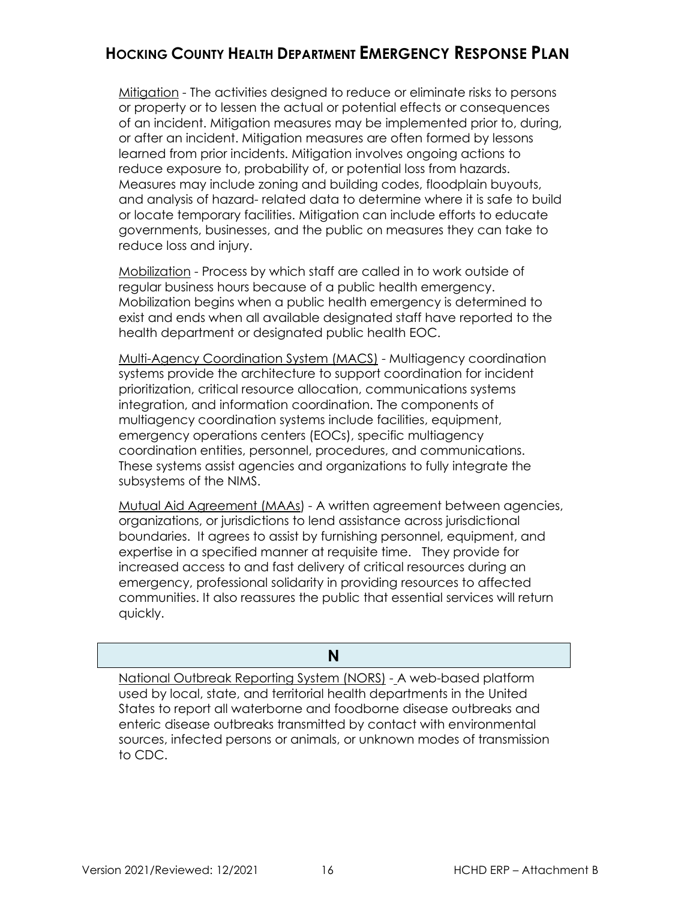Mitigation - The activities designed to reduce or eliminate risks to persons or property or to lessen the actual or potential effects or consequences of an incident. Mitigation measures may be implemented prior to, during, or after an incident. Mitigation measures are often formed by lessons learned from prior incidents. Mitigation involves ongoing actions to reduce exposure to, probability of, or potential loss from hazards. Measures may include zoning and building codes, floodplain buyouts, and analysis of hazard- related data to determine where it is safe to build or locate temporary facilities. Mitigation can include efforts to educate governments, businesses, and the public on measures they can take to reduce loss and injury.

Mobilization - Process by which staff are called in to work outside of regular business hours because of a public health emergency. Mobilization begins when a public health emergency is determined to exist and ends when all available designated staff have reported to the health department or designated public health EOC.

Multi-Agency Coordination System (MACS) - Multiagency coordination systems provide the architecture to support coordination for incident prioritization, critical resource allocation, communications systems integration, and information coordination. The components of multiagency coordination systems include facilities, equipment, emergency operations centers (EOCs), specific multiagency coordination entities, personnel, procedures, and communications. These systems assist agencies and organizations to fully integrate the subsystems of the NIMS.

Mutual Aid Agreement (MAAs) - A written agreement between agencies, organizations, or jurisdictions to lend assistance across jurisdictional boundaries. It agrees to assist by furnishing personnel, equipment, and expertise in a specified manner at requisite time. They provide for increased access to and fast delivery of critical resources during an emergency, professional solidarity in providing resources to affected communities. It also reassures the public that essential services will return quickly.

## N

National Outbreak Reporting System (NORS) - A web-based platform used by local, state, and territorial health departments in the United States to report all waterborne and foodborne disease outbreaks and enteric disease outbreaks transmitted by contact with environmental sources, infected persons or animals, or unknown modes of transmission to CDC.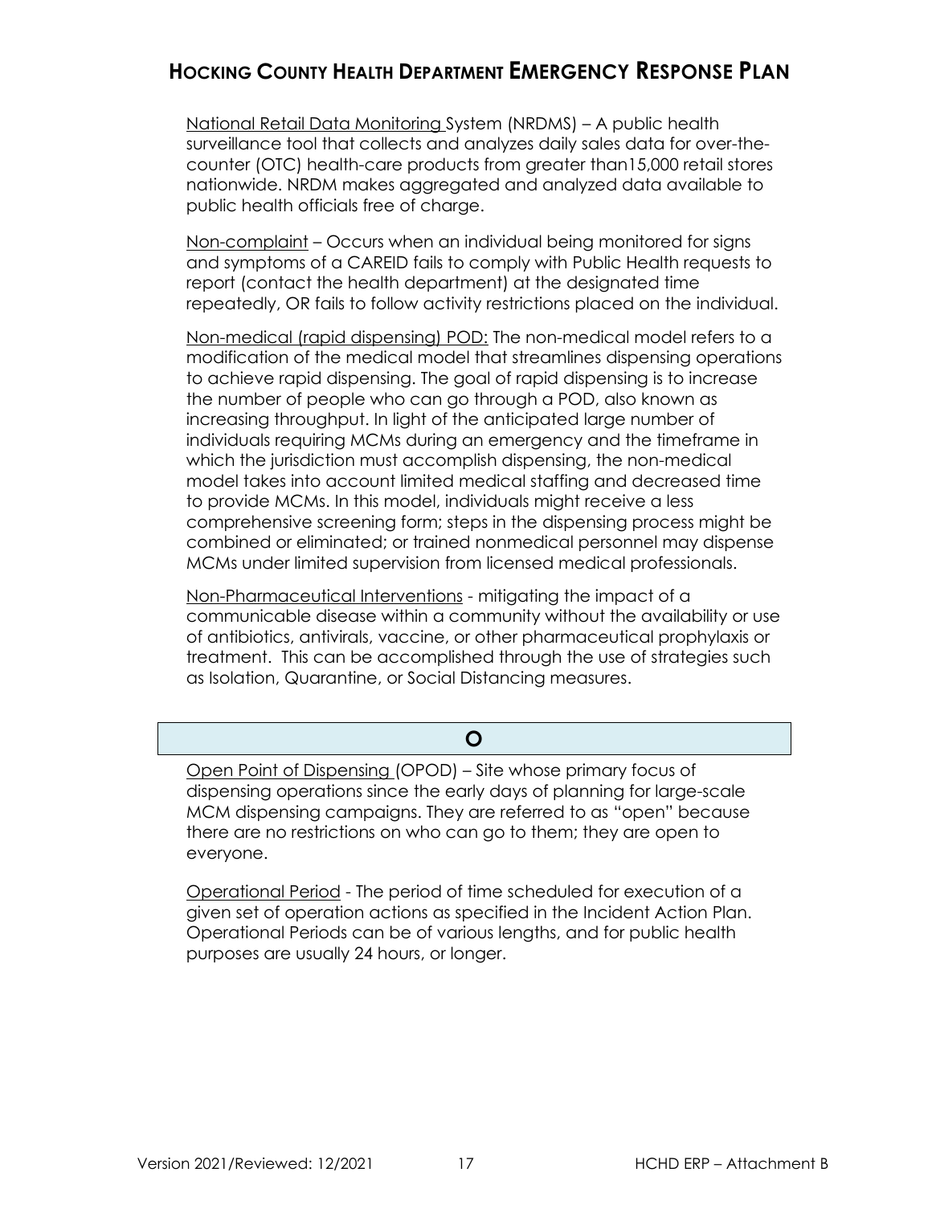National Retail Data Monitoring System (NRDMS) – A public health surveillance tool that collects and analyzes daily sales data for over-the-counter (OTC) health-care products from greater than15,000 retail stores nationwide. NRDM makes aggregated and analyzed data available to public health officials free of charge.

Non-complaint – Occurs when an individual being monitored for signs and symptoms of a CAREID fails to comply with Public Health requests to report (contact the health department) at the designated time repeatedly, OR fails to follow activity restrictions placed on the individual.

Non-medical (rapid dispensing) POD: The non-medical model refers to a modification of the medical model that streamlines dispensing operations to achieve rapid dispensing. The goal of rapid dispensing is to increase the number of people who can go through a POD, also known as increasing throughput. In light of the anticipated large number of individuals requiring MCMs during an emergency and the timeframe in which the jurisdiction must accomplish dispensing, the non-medical model takes into account limited medical staffing and decreased time to provide MCMs. In this model, individuals might receive a less comprehensive screening form; steps in the dispensing process might be combined or eliminated; or trained nonmedical personnel may dispense MCMs under limited supervision from licensed medical professionals.

Non-Pharmaceutical Interventions - mitigating the impact of a communicable disease within a community without the availability or use of antibiotics, antivirals, vaccine, or other pharmaceutical prophylaxis or treatment. This can be accomplished through the use of strategies such as Isolation, Quarantine, or Social Distancing measures.

## O

Open Point of Dispensing (OPOD) – Site whose primary focus of dispensing operations since the early days of planning for large-scale MCM dispensing campaigns. They are referred to as "open" because there are no restrictions on who can go to them; they are open to everyone.

Operational Period - The period of time scheduled for execution of a given set of operation actions as specified in the Incident Action Plan. Operational Periods can be of various lengths, and for public health purposes are usually 24 hours, or longer.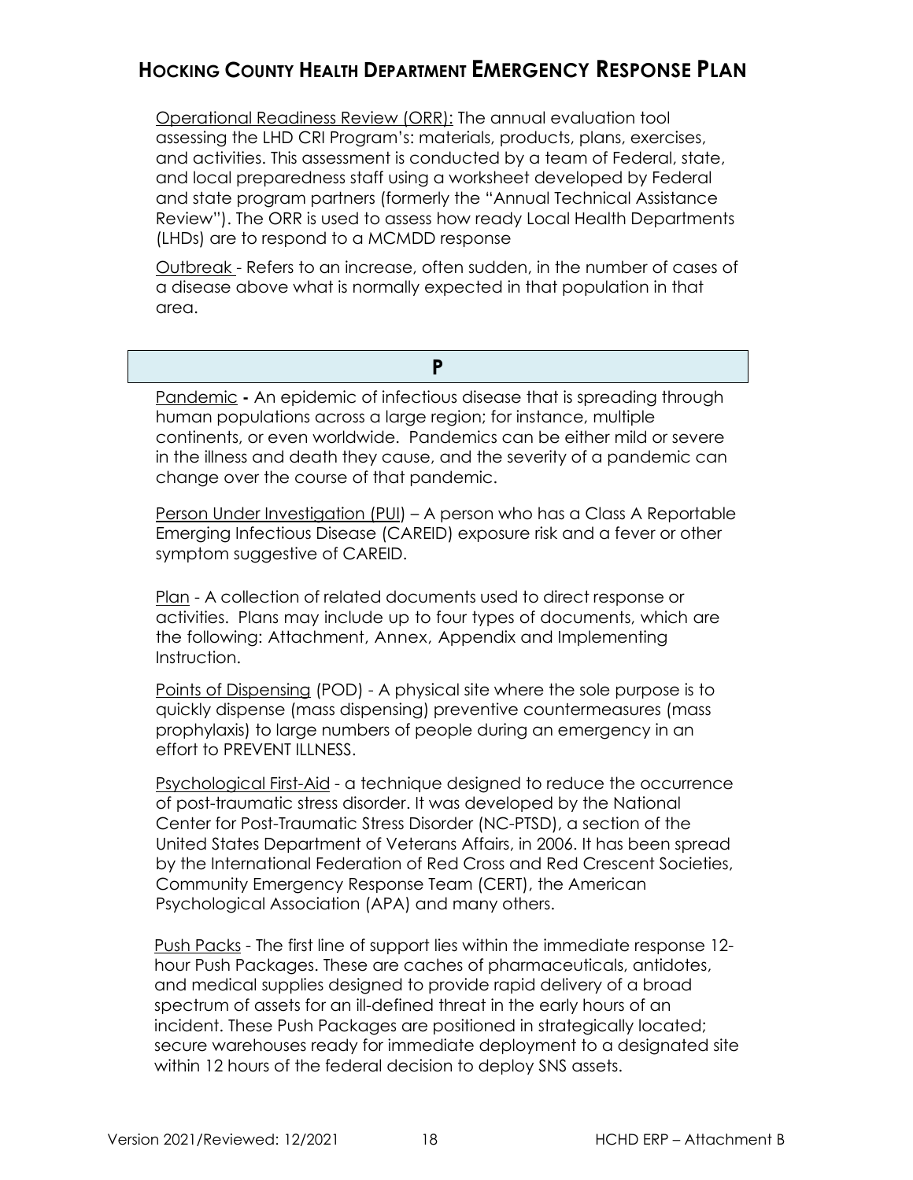Operational Readiness Review (ORR): The annual evaluation tool assessing the LHD CRI Program's: materials, products, plans, exercises, and activities. This assessment is conducted by a team of Federal, state, and local preparedness staff using a worksheet developed by Federal and state program partners (formerly the "Annual Technical Assistance Review"). The ORR is used to assess how ready Local Health Departments (LHDs) are to respond to a MCMDD response

Outbreak - Refers to an increase, often sudden, in the number of cases of a disease above what is normally expected in that population in that area.

## P

Pandemic **-** An epidemic of infectious disease that is spreading through human populations across a large region; for instance, multiple continents, or even worldwide. Pandemics can be either mild or severe in the illness and death they cause, and the severity of a pandemic can change over the course of that pandemic.

Person Under Investigation (PUI) – A person who has a Class A Reportable Emerging Infectious Disease (CAREID) exposure risk and a fever or other symptom suggestive of CAREID.

Plan - A collection of related documents used to direct response or activities. Plans may include up to four types of documents, which are the following: Attachment, Annex, Appendix and Implementing Instruction.

Points of Dispensing (POD) - A physical site where the sole purpose is to quickly dispense (mass dispensing) preventive countermeasures (mass prophylaxis) to large numbers of people during an emergency in an effort to PREVENT ILLNESS.

Psychological First-Aid - a technique designed to reduce the occurrence of post-traumatic stress disorder. It was developed by the National Center for Post-Traumatic Stress Disorder (NC-PTSD), a section of the United States Department of Veterans Affairs, in 2006. It has been spread by the International Federation of Red Cross and Red Crescent Societies, Community Emergency Response Team (CERT), the American Psychological Association (APA) and many others.

Push Packs - The first line of support lies within the immediate response 12-hour Push Packages. These are caches of pharmaceuticals, antidotes, and medical supplies designed to provide rapid delivery of a broad spectrum of assets for an ill-defined threat in the early hours of an incident. These Push Packages are positioned in strategically located; secure warehouses ready for immediate deployment to a designated site within 12 hours of the federal decision to deploy SNS assets.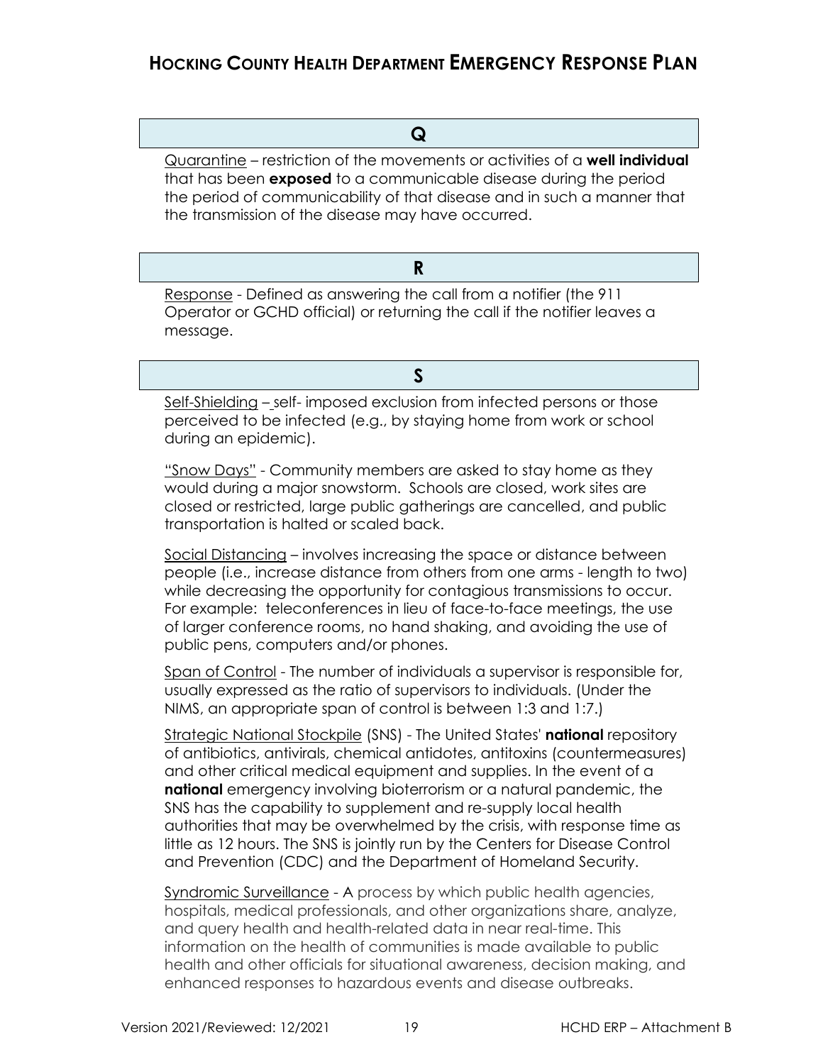## Q

Quarantine – restriction of the movements or activities of a **well individual** that has been **exposed** to a communicable disease during the period the period of communicability of that disease and in such a manner that the transmission of the disease may have occurred.

## R

Response - Defined as answering the call from a notifier (the 911 Operator or GCHD official) or returning the call if the notifier leaves a message.

## S

Self-Shielding – self- imposed exclusion from infected persons or those perceived to be infected (e.g., by staying home from work or school during an epidemic).

"Snow Days" - Community members are asked to stay home as they would during a major snowstorm. Schools are closed, work sites are closed or restricted, large public gatherings are cancelled, and public transportation is halted or scaled back.

Social Distancing – involves increasing the space or distance between people (i.e., increase distance from others from one arms - length to two) while decreasing the opportunity for contagious transmissions to occur. For example: teleconferences in lieu of face-to-face meetings, the use of larger conference rooms, no hand shaking, and avoiding the use of public pens, computers and/or phones.

Span of Control - The number of individuals a supervisor is responsible for, usually expressed as the ratio of supervisors to individuals. (Under the NIMS, an appropriate span of control is between 1:3 and 1:7.)

Strategic National Stockpile (SNS) - The United States' **national** repository of antibiotics, antivirals, chemical antidotes, antitoxins (countermeasures) and other critical medical equipment and supplies. In the event of a **national** emergency involving bioterrorism or a natural pandemic, the SNS has the capability to supplement and re-supply local health authorities that may be overwhelmed by the crisis, with response time as little as 12 hours. The SNS is jointly run by the Centers for Disease Control and Prevention (CDC) and the Department of Homeland Security.

Syndromic Surveillance - A process by which public health agencies, hospitals, medical professionals, and other organizations share, analyze, and query health and health-related data in near real-time. This information on the health of communities is made available to public health and other officials for situational awareness, decision making, and enhanced responses to hazardous events and disease outbreaks.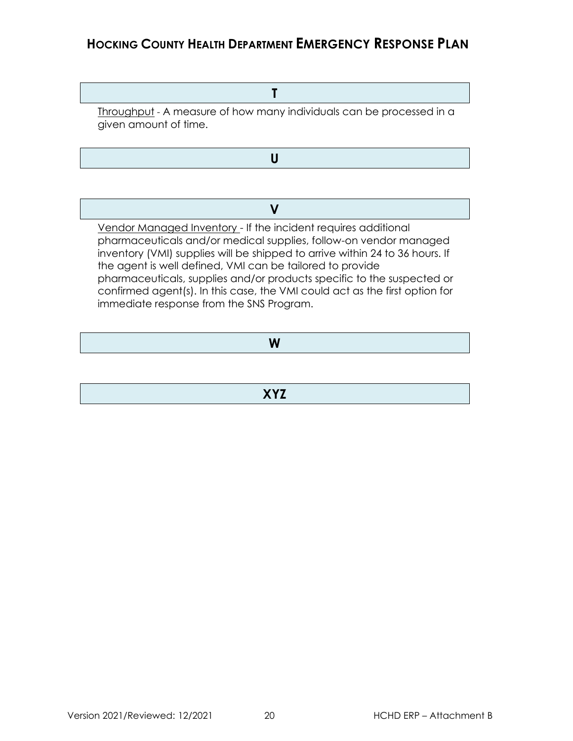## T

Throughput - A measure of how many individuals can be processed in a given amount of time.

## U

## V

Vendor Managed Inventory - If the incident requires additional pharmaceuticals and/or medical supplies, follow-on vendor managed inventory (VMI) supplies will be shipped to arrive within 24 to 36 hours. If the agent is well defined, VMI can be tailored to provide pharmaceuticals, supplies and/or products specific to the suspected or confirmed agent(s). In this case, the VMI could act as the first option for immediate response from the SNS Program.

## W

## XYZ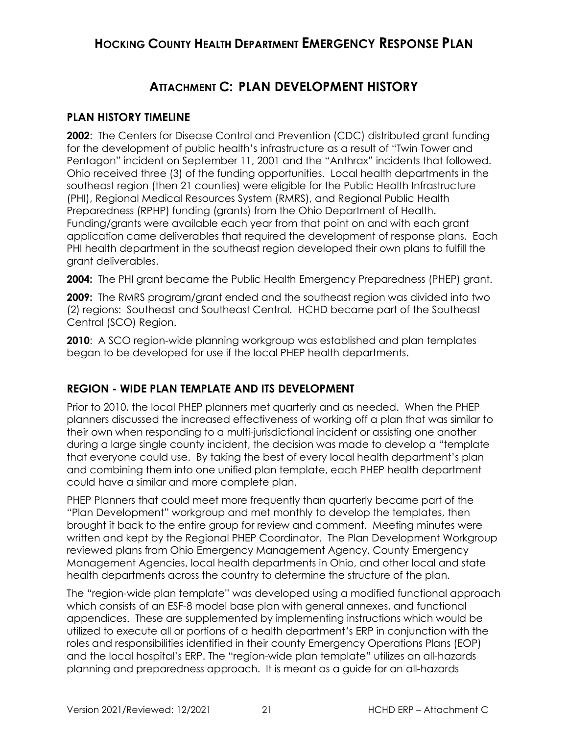# HOCKING COUNTY HEALTH DEPARTMENT EMERGENCY RESPONSE PLAN

## ATTACHMENT C: PLAN DEVELOPMENT HISTORY

### PLAN HISTORY TIMELINE

**2002**: The Centers for Disease Control and Prevention (CDC) distributed grant funding for the development of public health's infrastructure as a result of "Twin Tower and Pentagon" incident on September 11, 2001 and the "Anthrax" incidents that followed. Ohio received three (3) of the funding opportunities. Local health departments in the southeast region (then 21 counties) were eligible for the Public Health Infrastructure (PHI), Regional Medical Resources System (RMRS), and Regional Public Health Preparedness (RPHP) funding (grants) from the Ohio Department of Health. Funding/grants were available each year from that point on and with each grant application came deliverables that required the development of response plans. Each PHI health department in the southeast region developed their own plans to fulfill the grant deliverables.

**2004:** The PHI grant became the Public Health Emergency Preparedness (PHEP) grant.

**2009:** The RMRS program/grant ended and the southeast region was divided into two (2) regions: Southeast and Southeast Central. HCHD became part of the Southeast Central (SCO) Region.

**2010**: A SCO region-wide planning workgroup was established and plan templates began to be developed for use if the local PHEP health departments.

### REGION - WIDE PLAN TEMPLATE AND ITS DEVELOPMENT

Prior to 2010, the local PHEP planners met quarterly and as needed. When the PHEP planners discussed the increased effectiveness of working off a plan that was similar to their own when responding to a multi-jurisdictional incident or assisting one another during a large single county incident, the decision was made to develop a "template that everyone could use. By taking the best of every local health department's plan and combining them into one unified plan template, each PHEP health department could have a similar and more complete plan.

PHEP Planners that could meet more frequently than quarterly became part of the "Plan Development" workgroup and met monthly to develop the templates, then brought it back to the entire group for review and comment. Meeting minutes were written and kept by the Regional PHEP Coordinator. The Plan Development Workgroup reviewed plans from Ohio Emergency Management Agency, County Emergency Management Agencies, local health departments in Ohio, and other local and state health departments across the country to determine the structure of the plan.

The "region-wide plan template" was developed using a modified functional approach which consists of an ESF-8 model base plan with general annexes, and functional appendices. These are supplemented by implementing instructions which would be utilized to execute all or portions of a health department's ERP in conjunction with the roles and responsibilities identified in their county Emergency Operations Plans (EOP) and the local hospital's ERP. The "region-wide plan template" utilizes an all-hazards planning and preparedness approach. It is meant as a guide for an all-hazards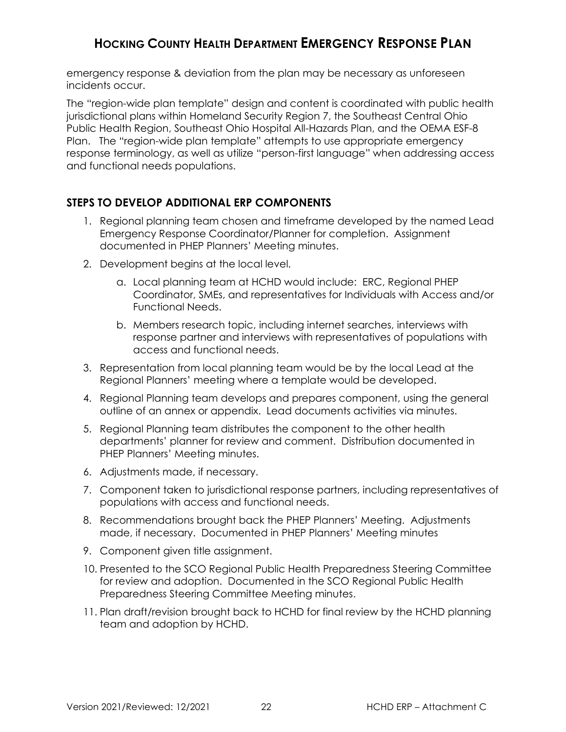emergency response & deviation from the plan may be necessary as unforeseen incidents occur.

The "region-wide plan template" design and content is coordinated with public health jurisdictional plans within Homeland Security Region 7, the Southeast Central Ohio Public Health Region, Southeast Ohio Hospital All-Hazards Plan, and the OEMA ESF-8 Plan. The "region-wide plan template" attempts to use appropriate emergency response terminology, as well as utilize "person-first language" when addressing access and functional needs populations.

## STEPS TO DEVELOP ADDITIONAL ERP COMPONENTS

1. Regional planning team chosen and timeframe developed by the named Lead Emergency Response Coordinator/Planner for completion. Assignment documented in PHEP Planners' Meeting minutes.
2. Development begins at the local level.
   a. Local planning team at HCHD would include: ERC, Regional PHEP Coordinator, SMEs, and representatives for Individuals with Access and/or Functional Needs.
   b. Members research topic, including internet searches, interviews with response partner and interviews with representatives of populations with access and functional needs.
3. Representation from local planning team would be by the local Lead at the Regional Planners' meeting where a template would be developed.
4. Regional Planning team develops and prepares component, using the general outline of an annex or appendix. Lead documents activities via minutes.
5. Regional Planning team distributes the component to the other health departments' planner for review and comment. Distribution documented in PHEP Planners' Meeting minutes.
6. Adjustments made, if necessary.
7. Component taken to jurisdictional response partners, including representatives of populations with access and functional needs.
8. Recommendations brought back the PHEP Planners' Meeting. Adjustments made, if necessary. Documented in PHEP Planners' Meeting minutes
9. Component given title assignment.
10. Presented to the SCO Regional Public Health Preparedness Steering Committee for review and adoption. Documented in the SCO Regional Public Health Preparedness Steering Committee Meeting minutes.
11. Plan draft/revision brought back to HCHD for final review by the HCHD planning team and adoption by HCHD.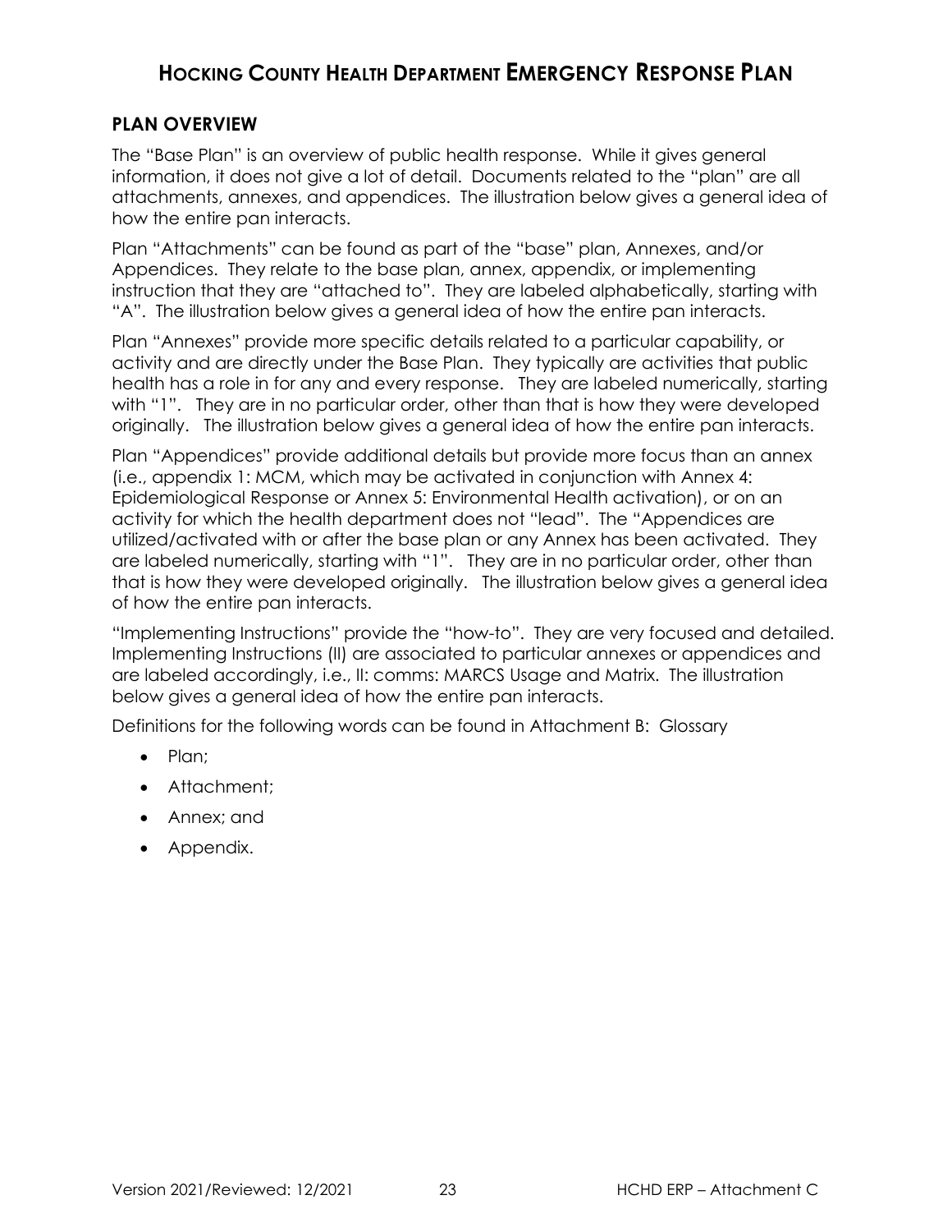# HOCKING COUNTY HEALTH DEPARTMENT EMERGENCY RESPONSE PLAN

## PLAN OVERVIEW

The "Base Plan" is an overview of public health response. While it gives general information, it does not give a lot of detail. Documents related to the "plan" are all attachments, annexes, and appendices. The illustration below gives a general idea of how the entire pan interacts.

Plan "Attachments" can be found as part of the "base" plan, Annexes, and/or Appendices. They relate to the base plan, annex, appendix, or implementing instruction that they are "attached to". They are labeled alphabetically, starting with "A". The illustration below gives a general idea of how the entire pan interacts.

Plan "Annexes" provide more specific details related to a particular capability, or activity and are directly under the Base Plan. They typically are activities that public health has a role in for any and every response. They are labeled numerically, starting with "1". They are in no particular order, other than that is how they were developed originally. The illustration below gives a general idea of how the entire pan interacts.

Plan "Appendices" provide additional details but provide more focus than an annex (i.e., appendix 1: MCM, which may be activated in conjunction with Annex 4: Epidemiological Response or Annex 5: Environmental Health activation), or on an activity for which the health department does not "lead". The "Appendices are utilized/activated with or after the base plan or any Annex has been activated. They are labeled numerically, starting with "1". They are in no particular order, other than that is how they were developed originally. The illustration below gives a general idea of how the entire pan interacts.

"Implementing Instructions" provide the "how-to". They are very focused and detailed. Implementing Instructions (II) are associated to particular annexes or appendices and are labeled accordingly, i.e., II: comms: MARCS Usage and Matrix. The illustration below gives a general idea of how the entire pan interacts.

Definitions for the following words can be found in Attachment B: Glossary

- Plan;
- Attachment;
- Annex; and
- Appendix.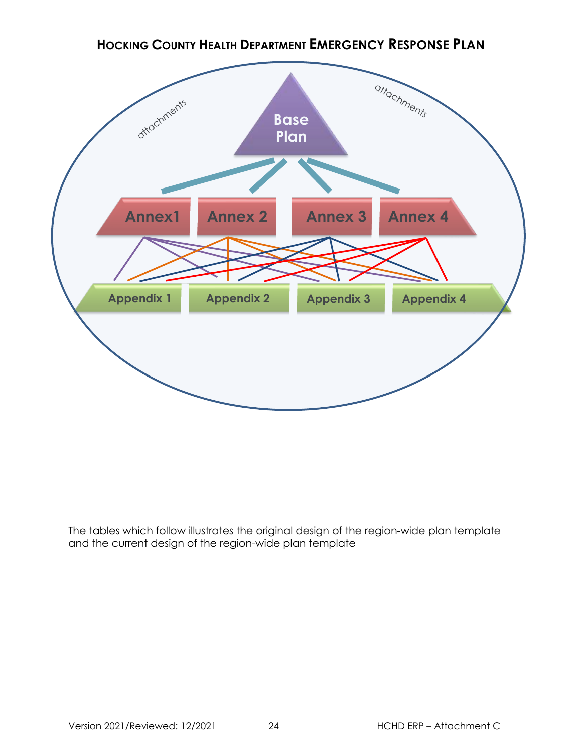## HOCKING COUNTY HEALTH DEPARTMENT EMERGENCY RESPONSE PLAN

attachments

Base Plan

attachments

Annex1 | Annex 2 | Annex 3 | Annex 4

Appendix 1 | Appendix 2 | Appendix 3 | Appendix 4

The tables which follow illustrates the original design of the region-wide plan template and the current design of the region-wide plan template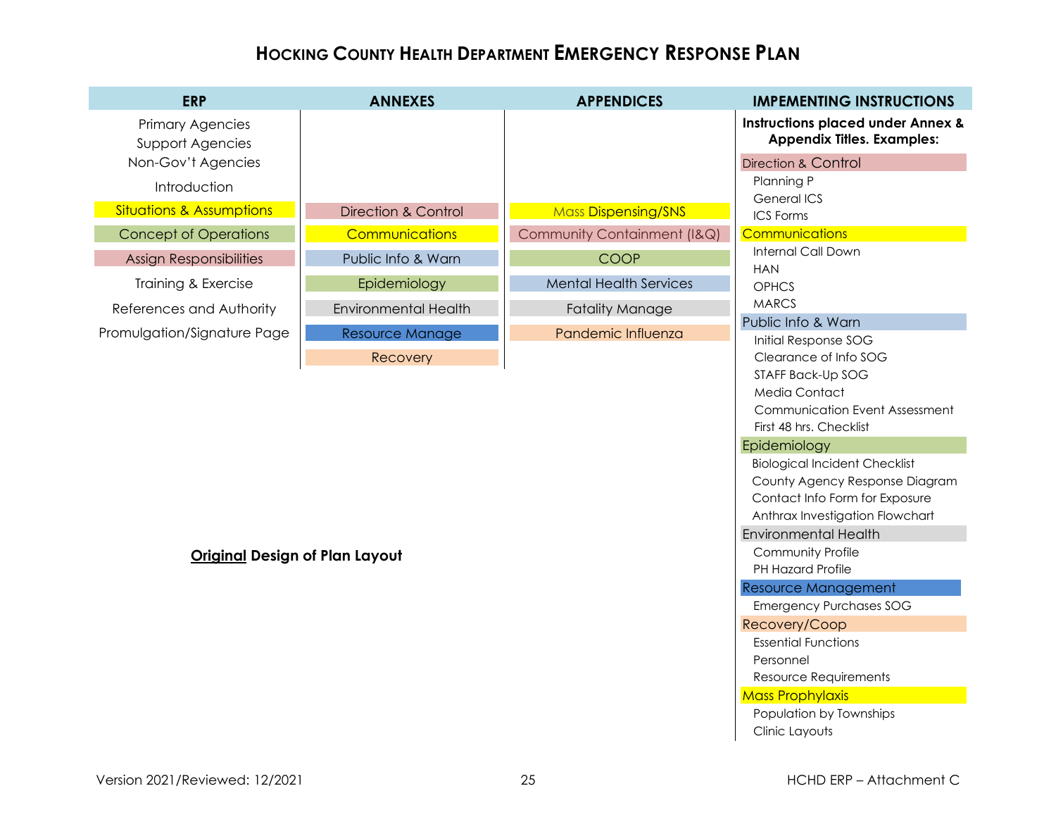# HOCKING COUNTY HEALTH DEPARTMENT EMERGENCY RESPONSE PLAN

| ERP | ANNEXES | APPENDICES | IMPEMENTING INSTRUCTIONS |
|---|---|---|---|
| Primary Agencies | | | **Instructions placed under Annex & Appendix Titles. Examples:** |
| Support Agencies | | | Direction & Control |
| Non-Gov't Agencies | | | Planning P |
| Introduction | | | General ICS |
| Situations & Assumptions | Direction & Control | Mass Dispensing/SNS | ICS Forms |
| Concept of Operations | Communications | Community Containment (I&Q) | Communications |
| Assign Responsibilities | Public Info & Warn | COOP | Internal Call Down |
| Training & Exercise | Epidemiology | Mental Health Services | HAN |
| References and Authority | Environmental Health | Fatality Manage | OPHCS |
| Promulgation/Signature Page | Resource Manage | Pandemic Influenza | MARCS |
| | Recovery | | Public Info & Warn |
| | | | Initial Response SOG |
| | | | Clearance of Info SOG |
| | | | STAFF Back-Up SOG |
| | | | Media Contact |
| | | | Communication Event Assessment |
| | | | First 48 hrs. Checklist |
| | | | Epidemiology |
| | | | Biological Incident Checklist |
| | | | County Agency Response Diagram |
| | | | Contact Info Form for Exposure |
| | | | Anthrax Investigation Flowchart |
| | | | Environmental Health |
| | | | Community Profile |
| | | | PH Hazard Profile |
| | | | Resource Management |
| | | | Emergency Purchases SOG |
| | | | Recovery/Coop |
| | | | Essential Functions |
| | | | Personnel |
| | | | Resource Requirements |
| | | | Mass Prophylaxis |
| | | | Population by Townships |
| | | | Clinic Layouts |

**Original Design of Plan Layout**

Version 2021/Reviewed: 12/2021 — HCHD ERP – Attachment C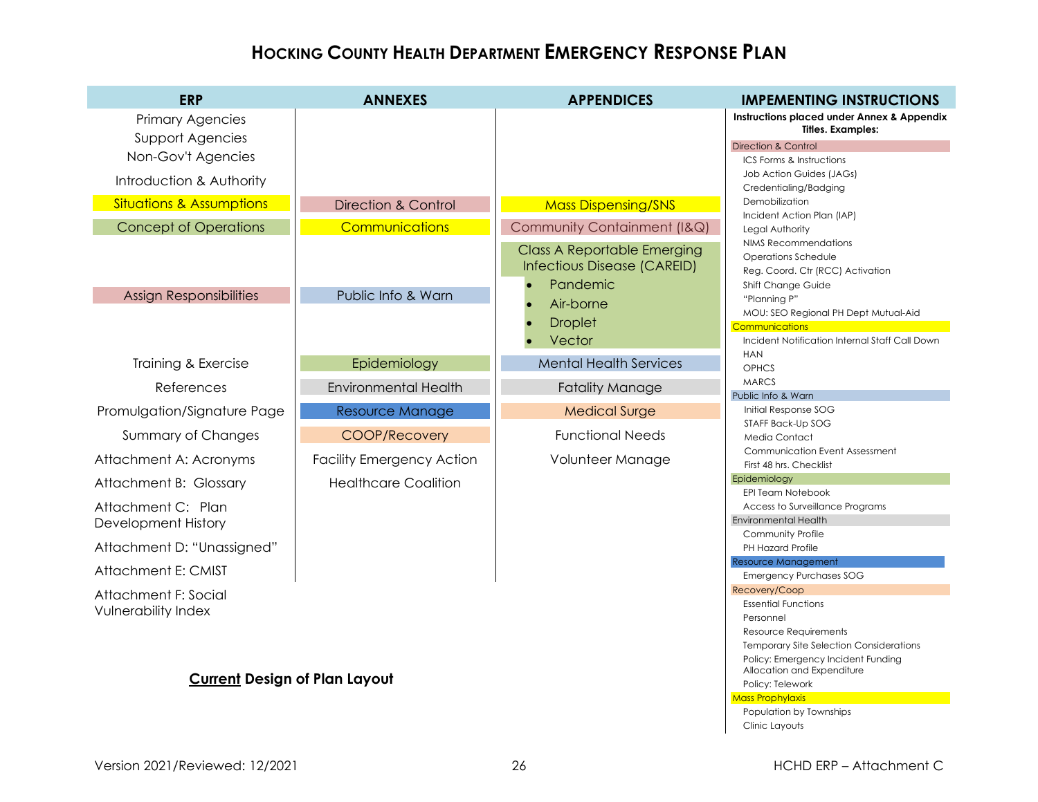# Hocking County Health Department Emergency Response Plan

| ERP | ANNEXES | APPENDICES |
|---|---|---|
| Primary Agencies | | |
| Support Agencies | | |
| Non-Gov't Agencies | | |
| Introduction & Authority | | |
| Situations & Assumptions | Direction & Control | Mass Dispensing/SNS |
| Concept of Operations | Communications | Community Containment (I&Q) |
| | | Class A Reportable Emerging Infectious Disease (CAREID)<br>• Pandemic<br>• Air-borne<br>• Droplet<br>• Vector |
| Assign Responsibilities | Public Info & Warn | |
| Training & Exercise | Epidemiology | Mental Health Services |
| References | Environmental Health | Fatality Manage |
| Promulgation/Signature Page | Resource Manage | Medical Surge |
| Summary of Changes | COOP/Recovery | Functional Needs |
| Attachment A: Acronyms | Facility Emergency Action | Volunteer Manage |
| Attachment B: Glossary | Healthcare Coalition | |
| Attachment C: Plan Development History | | |
| Attachment D: "Unassigned" | | |
| Attachment E: CMIST | | |
| Attachment F: Social Vulnerability Index | | |

## IMPEMENTING INSTRUCTIONS

**Instructions placed under Annex & Appendix Titles. Examples:**

**Direction & Control**
- ICS Forms & Instructions
- Job Action Guides (JAGs)
- Credentialing/Badging
- Demobilization
- Incident Action Plan (IAP)
- Legal Authority
- NIMS Recommendations
- Operations Schedule
- Reg. Coord. Ctr (RCC) Activation
- Shift Change Guide
- "Planning P"
- MOU: SEO Regional PH Dept Mutual-Aid

**Communications**
- Incident Notification Internal Staff Call Down
- HAN
- OPHCS
- MARCS

**Public Info & Warn**
- Initial Response SOG
- STAFF Back-Up SOG
- Media Contact
- Communication Event Assessment
- First 48 hrs. Checklist

**Epidemiology**
- EPI Team Notebook
- Access to Surveillance Programs

**Environmental Health**
- Community Profile
- PH Hazard Profile

**Resource Management**
- Emergency Purchases SOG

**Recovery/Coop**
- Essential Functions
- Personnel
- Resource Requirements
- Temporary Site Selection Considerations
- Policy: Emergency Incident Funding Allocation and Expenditure
- Policy: Telework

**Mass Prophylaxis**
- Population by Townships
- Clinic Layouts

**<u>Current</u> Design of Plan Layout**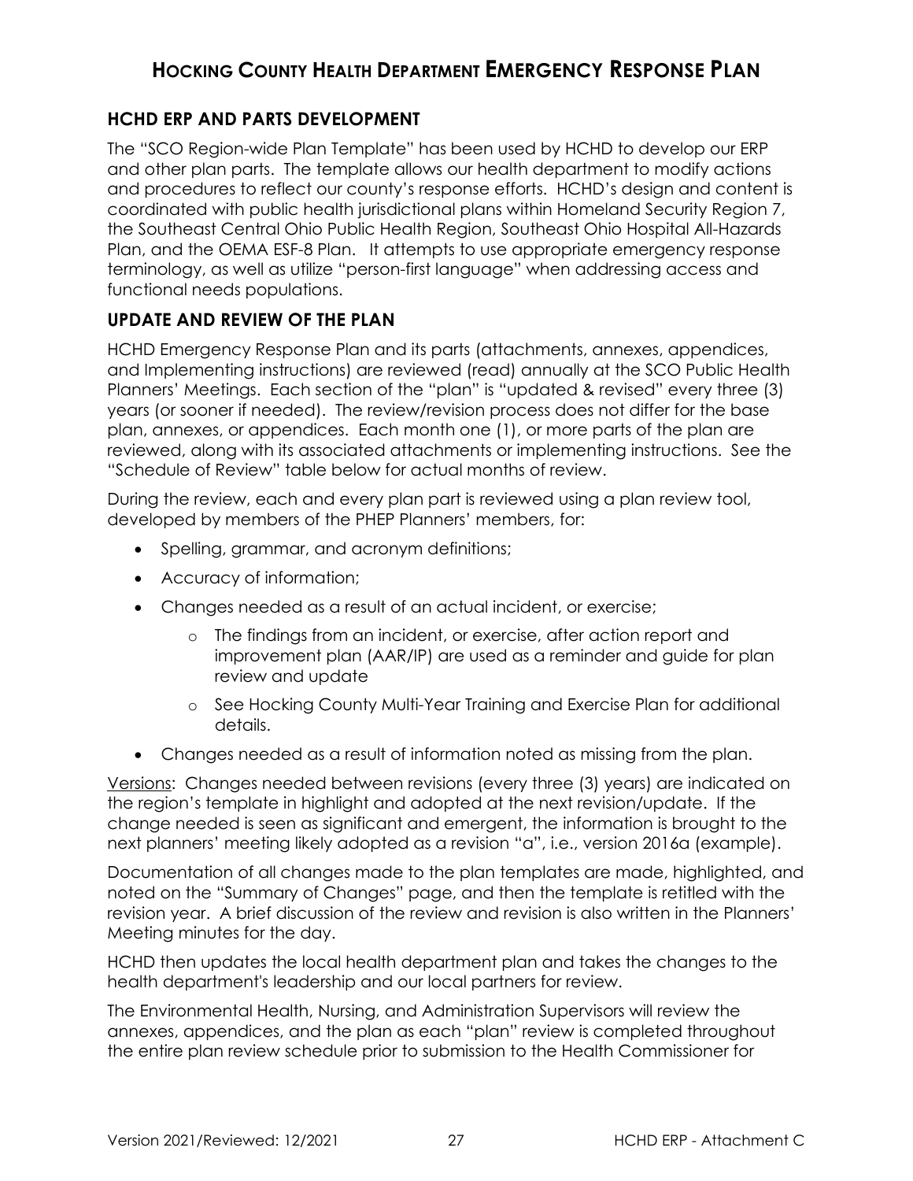## HCHD ERP AND PARTS DEVELOPMENT

The "SCO Region-wide Plan Template" has been used by HCHD to develop our ERP and other plan parts. The template allows our health department to modify actions and procedures to reflect our county's response efforts. HCHD's design and content is coordinated with public health jurisdictional plans within Homeland Security Region 7, the Southeast Central Ohio Public Health Region, Southeast Ohio Hospital All-Hazards Plan, and the OEMA ESF-8 Plan. It attempts to use appropriate emergency response terminology, as well as utilize "person-first language" when addressing access and functional needs populations.

## UPDATE AND REVIEW OF THE PLAN

HCHD Emergency Response Plan and its parts (attachments, annexes, appendices, and Implementing instructions) are reviewed (read) annually at the SCO Public Health Planners' Meetings. Each section of the "plan" is "updated & revised" every three (3) years (or sooner if needed). The review/revision process does not differ for the base plan, annexes, or appendices. Each month one (1), or more parts of the plan are reviewed, along with its associated attachments or implementing instructions. See the "Schedule of Review" table below for actual months of review.

During the review, each and every plan part is reviewed using a plan review tool, developed by members of the PHEP Planners' members, for:

- Spelling, grammar, and acronym definitions;
- Accuracy of information;
- Changes needed as a result of an actual incident, or exercise;
  - The findings from an incident, or exercise, after action report and improvement plan (AAR/IP) are used as a reminder and guide for plan review and update
  - See Hocking County Multi-Year Training and Exercise Plan for additional details.
- Changes needed as a result of information noted as missing from the plan.

Versions: Changes needed between revisions (every three (3) years) are indicated on the region's template in highlight and adopted at the next revision/update. If the change needed is seen as significant and emergent, the information is brought to the next planners' meeting likely adopted as a revision "a", i.e., version 2016a (example).

Documentation of all changes made to the plan templates are made, highlighted, and noted on the "Summary of Changes" page, and then the template is retitled with the revision year. A brief discussion of the review and revision is also written in the Planners' Meeting minutes for the day.

HCHD then updates the local health department plan and takes the changes to the health department's leadership and our local partners for review.

The Environmental Health, Nursing, and Administration Supervisors will review the annexes, appendices, and the plan as each "plan" review is completed throughout the entire plan review schedule prior to submission to the Health Commissioner for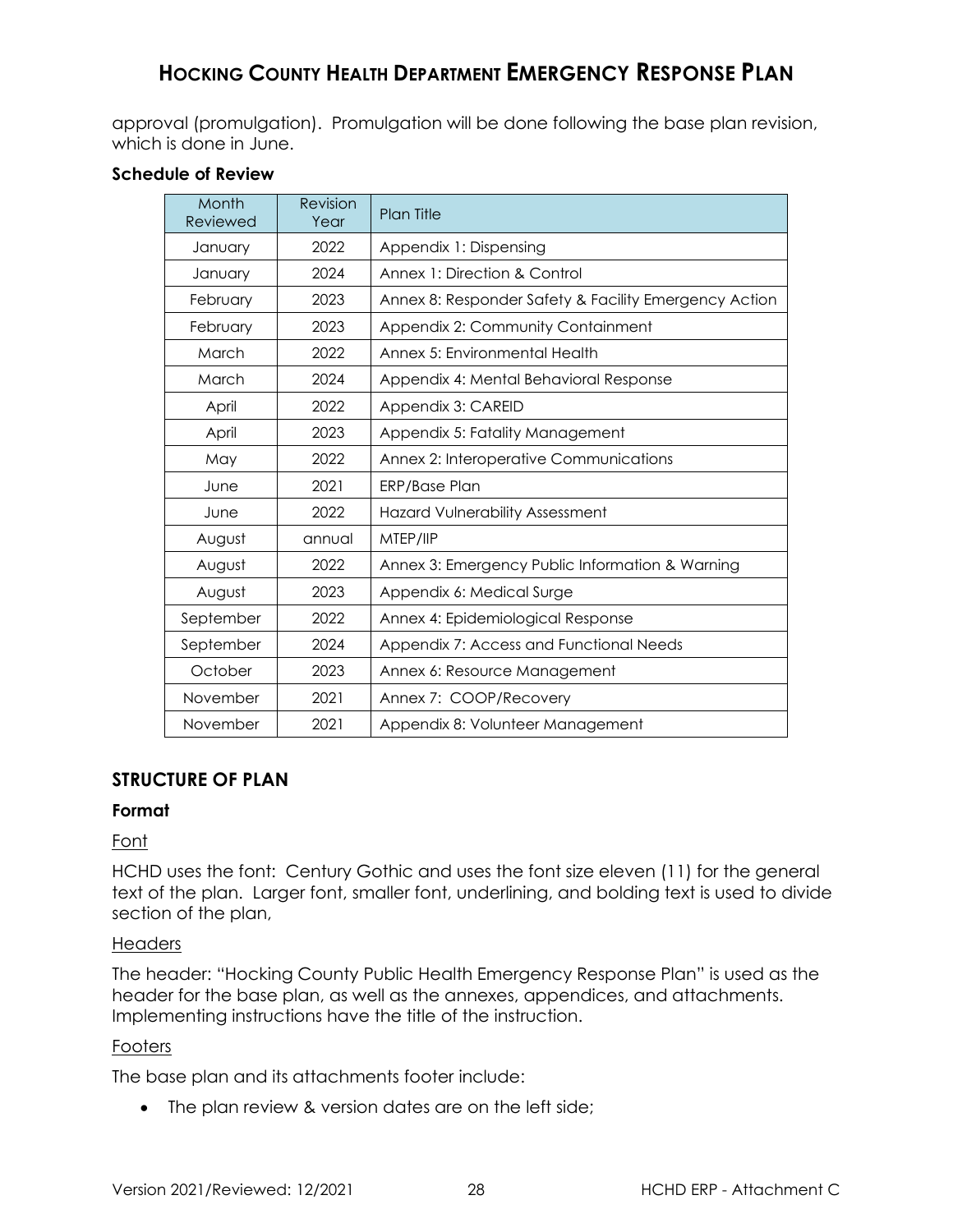approval (promulgation). Promulgation will be done following the base plan revision, which is done in June.

**Schedule of Review**

| Month Reviewed | Revision Year | Plan Title |
|---|---|---|
| January | 2022 | Appendix 1: Dispensing |
| January | 2024 | Annex 1: Direction & Control |
| February | 2023 | Annex 8: Responder Safety & Facility Emergency Action |
| February | 2023 | Appendix 2: Community Containment |
| March | 2022 | Annex 5: Environmental Health |
| March | 2024 | Appendix 4: Mental Behavioral Response |
| April | 2022 | Appendix 3: CAREID |
| April | 2023 | Appendix 5: Fatality Management |
| May | 2022 | Annex 2: Interoperative Communications |
| June | 2021 | ERP/Base Plan |
| June | 2022 | Hazard Vulnerability Assessment |
| August | annual | MTEP/IIP |
| August | 2022 | Annex 3: Emergency Public Information & Warning |
| August | 2023 | Appendix 6: Medical Surge |
| September | 2022 | Annex 4: Epidemiological Response |
| September | 2024 | Appendix 7: Access and Functional Needs |
| October | 2023 | Annex 6: Resource Management |
| November | 2021 | Annex 7: COOP/Recovery |
| November | 2021 | Appendix 8: Volunteer Management |

## STRUCTURE OF PLAN

### Format

Font

HCHD uses the font: Century Gothic and uses the font size eleven (11) for the general text of the plan. Larger font, smaller font, underlining, and bolding text is used to divide section of the plan,

Headers

The header: "Hocking County Public Health Emergency Response Plan" is used as the header for the base plan, as well as the annexes, appendices, and attachments. Implementing instructions have the title of the instruction.

Footers

The base plan and its attachments footer include:

- The plan review & version dates are on the left side;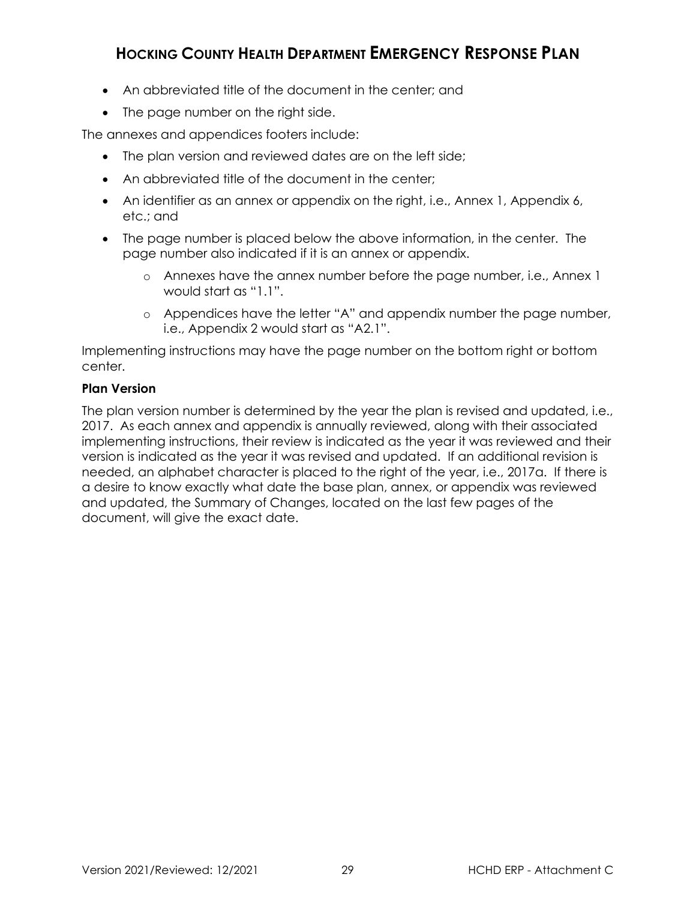- An abbreviated title of the document in the center; and
- The page number on the right side.

The annexes and appendices footers include:

- The plan version and reviewed dates are on the left side;
- An abbreviated title of the document in the center;
- An identifier as an annex or appendix on the right, i.e., Annex 1, Appendix 6, etc.; and
- The page number is placed below the above information, in the center. The page number also indicated if it is an annex or appendix.
    - Annexes have the annex number before the page number, i.e., Annex 1 would start as "1.1".
    - Appendices have the letter "A" and appendix number the page number, i.e., Appendix 2 would start as "A2.1".

Implementing instructions may have the page number on the bottom right or bottom center.

**Plan Version**

The plan version number is determined by the year the plan is revised and updated, i.e., 2017. As each annex and appendix is annually reviewed, along with their associated implementing instructions, their review is indicated as the year it was reviewed and their version is indicated as the year it was revised and updated. If an additional revision is needed, an alphabet character is placed to the right of the year, i.e., 2017a. If there is a desire to know exactly what date the base plan, annex, or appendix was reviewed and updated, the Summary of Changes, located on the last few pages of the document, will give the exact date.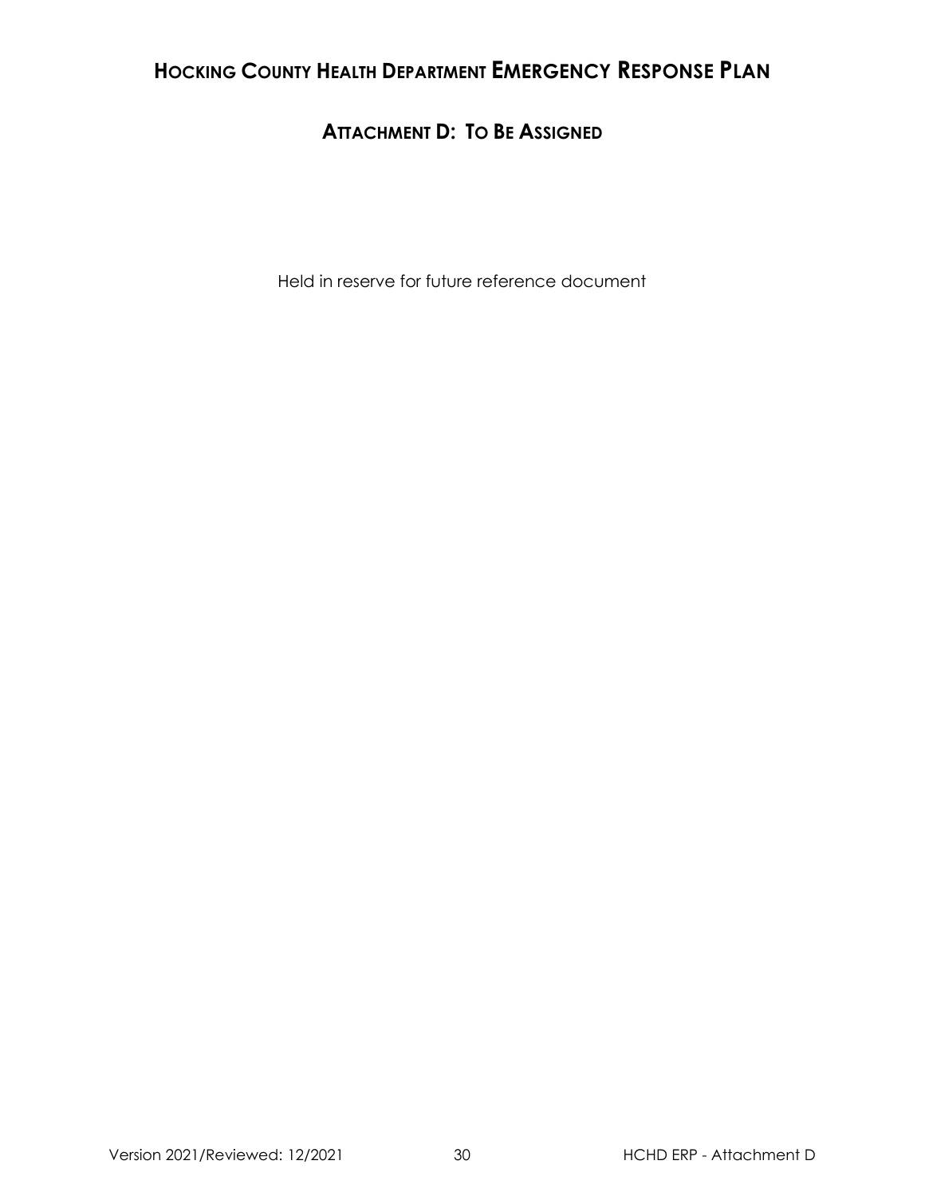## Attachment D: To Be Assigned

Held in reserve for future reference document